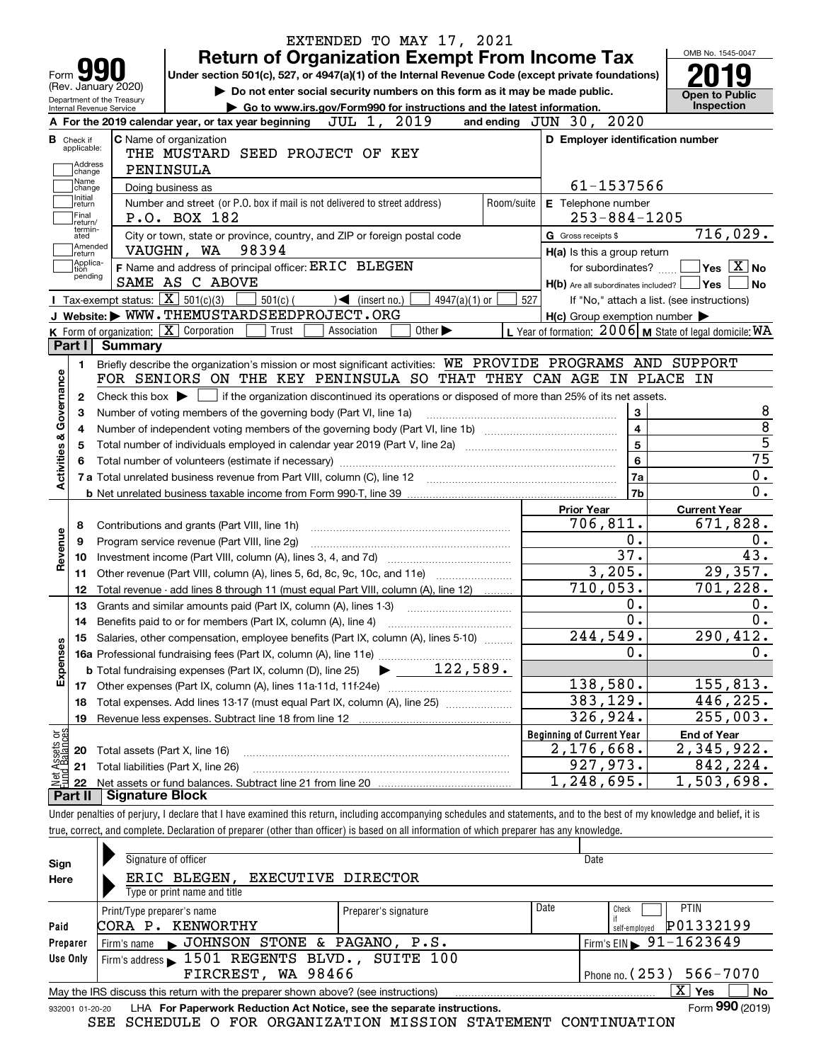EXTENDED TO MAY 17, 2021

# Form 990 — Return of Organization Exempt From Income Tax

(Rev. January 2020)

Under section 501(c), 527, or 4947(a)(1) of the Internal Revenue Code (except private foundations)

▶ Do not enter social security numbers on this form as it may be made public.

▶ Go to www.irs.gov/Form990 for instructions and the latest information.

Department of the Treasury
Internal Revenue Service

OMB No. 1545-0047

**2019**

**Open to Public Inspection**

**A** For the 2019 calendar year, or tax year beginning JUL 1, 2019 and ending JUN 30, 2020

**B** Check if applicable: Address change, Name change, Initial return, Final return/terminated, Amended return, Application pending

**C** Name of organization: THE MUSTARD SEED PROJECT OF KEY PENINSULA

Doing business as

Number and street (or P.O. box if mail is not delivered to street address): P.O. BOX 182 — Room/suite

City or town, state or province, country, and ZIP or foreign postal code: VAUGHN, WA 98394

**D** Employer identification number: 61-1537566

**E** Telephone number: 253-884-1205

**G** Gross receipts $ 716,029.

**F** Name and address of principal officer: ERIC BLEGEN, SAME AS C ABOVE

**H(a)** Is this a group return for subordinates? Yes [ ] No [X]

**H(b)** Are all subordinates included? Yes [ ] No [ ]
If "No," attach a list. (see instructions)

**H(c)** Group exemption number ▶

**I** Tax-exempt status: [X] 501(c)(3) [ ] 501(c) ( ) ◀ (insert no.) [ ] 4947(a)(1) or [ ] 527

**J** Website: ▶ WWW.THEMUSTARDSEEDPROJECT.ORG

**K** Form of organization: [X] Corporation [ ] Trust [ ] Association [ ] Other ▶

**L** Year of formation: 2006 **M** State of legal domicile: WA

## Part I Summary

**Activities & Governance**

1 Briefly describe the organization's mission or most significant activities: WE PROVIDE PROGRAMS AND SUPPORT FOR SENIORS ON THE KEY PENINSULA SO THAT THEY CAN AGE IN PLACE IN

2 Check this box ▶ [ ] if the organization discontinued its operations or disposed of more than 25% of its net assets.

| | | Line | Value |
|---|---|---|---|
| 3 | Number of voting members of the governing body (Part VI, line 1a) | 3 | 8 |
| 4 | Number of independent voting members of the governing body (Part VI, line 1b) | 4 | 8 |
| 5 | Total number of individuals employed in calendar year 2019 (Part V, line 2a) | 5 | 5 |
| 6 | Total number of volunteers (estimate if necessary) | 6 | 75 |
| 7a | Total unrelated business revenue from Part VIII, column (C), line 12 | 7a | 0. |
| b | Net unrelated business taxable income from Form 990-T, line 39 | 7b | 0. |

| | | | Prior Year | Current Year |
|---|---|---|---|---|
| **Revenue** | 8 | Contributions and grants (Part VIII, line 1h) | 706,811. | 671,828. |
| | 9 | Program service revenue (Part VIII, line 2g) | 0. | 0. |
| | 10 | Investment income (Part VIII, column (A), lines 3, 4, and 7d) | 37. | 43. |
| | 11 | Other revenue (Part VIII, column (A), lines 5, 6d, 8c, 9c, 10c, and 11e) | 3,205. | 29,357. |
| | 12 | Total revenue - add lines 8 through 11 (must equal Part VIII, column (A), line 12) | 710,053. | 701,228. |
| **Expenses** | 13 | Grants and similar amounts paid (Part IX, column (A), lines 1-3) | 0. | 0. |
| | 14 | Benefits paid to or for members (Part IX, column (A), line 4) | 0. | 0. |
| | 15 | Salaries, other compensation, employee benefits (Part IX, column (A), lines 5-10) | 244,549. | 290,412. |
| | 16a | Professional fundraising fees (Part IX, column (A), line 11e) | 0. | 0. |
| | b | Total fundraising expenses (Part IX, column (D), line 25) ▶ 122,589. | | |
| | 17 | Other expenses (Part IX, column (A), lines 11a-11d, 11f-24e) | 138,580. | 155,813. |
| | 18 | Total expenses. Add lines 13-17 (must equal Part IX, column (A), line 25) | 383,129. | 446,225. |
| | 19 | Revenue less expenses. Subtract line 18 from line 12 | 326,924. | 255,003. |
| | | | **Beginning of Current Year** | **End of Year** |
| **Net Assets or Fund Balances** | 20 | Total assets (Part X, line 16) | 2,176,668. | 2,345,922. |
| | 21 | Total liabilities (Part X, line 26) | 927,973. | 842,224. |
| | 22 | Net assets or fund balances. Subtract line 21 from line 20 | 1,248,695. | 1,503,698. |

## Part II Signature Block

Under penalties of perjury, I declare that I have examined this return, including accompanying schedules and statements, and to the best of my knowledge and belief, it is true, correct, and complete. Declaration of preparer (other than officer) is based on all information of which preparer has any knowledge.

**Sign Here**

Signature of officer — Date

ERIC BLEGEN, EXECUTIVE DIRECTOR
Type or print name and title

**Paid Preparer Use Only**

| Print/Type preparer's name | Preparer's signature | Date | Check [ ] if self-employed | PTIN |
|---|---|---|---|---|
| CORA P. KENWORTHY | | | | P01332199 |

Firm's name ▶ JOHNSON STONE & PAGANO, P.S. — Firm's EIN ▶ 91-1623649

Firm's address ▶ 1501 REGENTS BLVD., SUITE 100, FIRCREST, WA 98466 — Phone no. (253) 566-7070

May the IRS discuss this return with the preparer shown above? (see instructions) [X] Yes [ ] No

932001 01-20-20 LHA For Paperwork Reduction Act Notice, see the separate instructions. Form **990** (2019)

SEE SCHEDULE O FOR ORGANIZATION MISSION STATEMENT CONTINUATION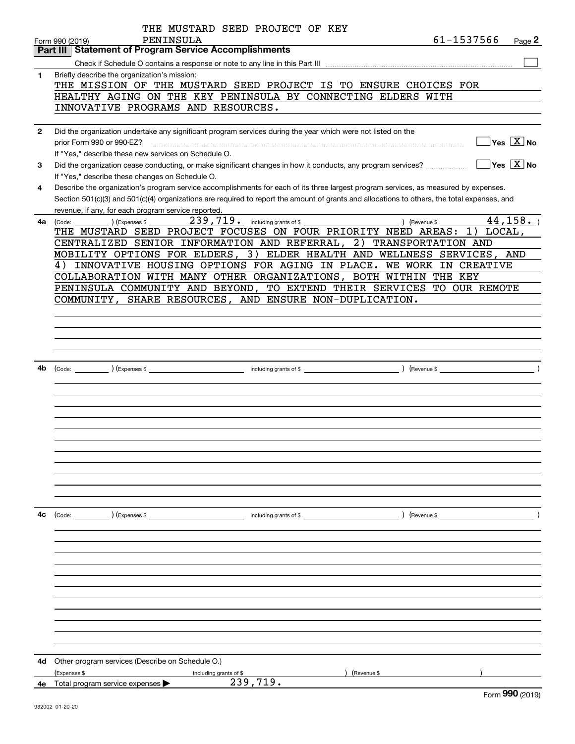THE MUSTARD SEED PROJECT OF KEY PENINSULA

Form 990 (2019) 61-1537566 Page **2**

## Part III Statement of Program Service Accomplishments

Check if Schedule O contains a response or note to any line in this Part III ☐

**1** Briefly describe the organization's mission:

THE MISSION OF THE MUSTARD SEED PROJECT IS TO ENSURE CHOICES FOR HEALTHY AGING ON THE KEY PENINSULA BY CONNECTING ELDERS WITH INNOVATIVE PROGRAMS AND RESOURCES.

**2** Did the organization undertake any significant program services during the year which were not listed on the prior Form 990 or 990-EZ? ☐ Yes ☒ No

If "Yes," describe these new services on Schedule O.

**3** Did the organization cease conducting, or make significant changes in how it conducts, any program services? ☐ Yes ☒ No

If "Yes," describe these changes on Schedule O.

**4** Describe the organization's program service accomplishments for each of its three largest program services, as measured by expenses. Section 501(c)(3) and 501(c)(4) organizations are required to report the amount of grants and allocations to others, the total expenses, and revenue, if any, for each program service reported.

**4a** (Code: ) (Expenses $ 239,719. including grants of $ ) (Revenue $ 44,158. )

THE MUSTARD SEED PROJECT FOCUSES ON FOUR PRIORITY NEED AREAS: 1) LOCAL, CENTRALIZED SENIOR INFORMATION AND REFERRAL, 2) TRANSPORTATION AND MOBILITY OPTIONS FOR ELDERS, 3) ELDER HEALTH AND WELLNESS SERVICES, AND 4) INNOVATIVE HOUSING OPTIONS FOR AGING IN PLACE. WE WORK IN CREATIVE COLLABORATION WITH MANY OTHER ORGANIZATIONS, BOTH WITHIN THE KEY PENINSULA COMMUNITY AND BEYOND, TO EXTEND THEIR SERVICES TO OUR REMOTE COMMUNITY, SHARE RESOURCES, AND ENSURE NON-DUPLICATION.

**4b** (Code: ) (Expenses $ including grants of $ ) (Revenue $ )

**4c** (Code: ) (Expenses $ including grants of $ ) (Revenue $ )

**4d** Other program services (Describe on Schedule O.)

(Expenses $ including grants of $ ) (Revenue $ )

**4e** Total program service expenses ▶ 239,719.

Form **990** (2019)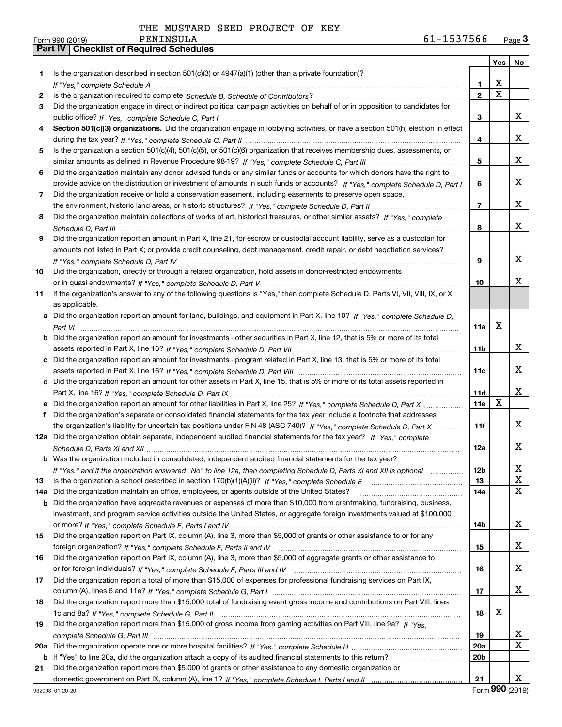THE MUSTARD SEED PROJECT OF KEY PENINSULA

Form 990 (2019) 61-1537566 Page **3**

**Part IV | Checklist of Required Schedules**

| | | | Yes | No |
|---|---|---|---|---|
| 1 | Is the organization described in section 501(c)(3) or 4947(a)(1) (other than a private foundation)? *If "Yes," complete Schedule A* | 1 | X | |
| 2 | Is the organization required to complete *Schedule B, Schedule of Contributors*? | 2 | X | |
| 3 | Did the organization engage in direct or indirect political campaign activities on behalf of or in opposition to candidates for public office? *If "Yes," complete Schedule C, Part I* | 3 | | X |
| 4 | **Section 501(c)(3) organizations.** Did the organization engage in lobbying activities, or have a section 501(h) election in effect during the tax year? *If "Yes," complete Schedule C, Part II* | 4 | | X |
| 5 | Is the organization a section 501(c)(4), 501(c)(5), or 501(c)(6) organization that receives membership dues, assessments, or similar amounts as defined in Revenue Procedure 98-19? *If "Yes," complete Schedule C, Part III* | 5 | | X |
| 6 | Did the organization maintain any donor advised funds or any similar funds or accounts for which donors have the right to provide advice on the distribution or investment of amounts in such funds or accounts? *If "Yes," complete Schedule D, Part I* | 6 | | X |
| 7 | Did the organization receive or hold a conservation easement, including easements to preserve open space, the environment, historic land areas, or historic structures? *If "Yes," complete Schedule D, Part II* | 7 | | X |
| 8 | Did the organization maintain collections of works of art, historical treasures, or other similar assets? *If "Yes," complete Schedule D, Part III* | 8 | | X |
| 9 | Did the organization report an amount in Part X, line 21, for escrow or custodial account liability, serve as a custodian for amounts not listed in Part X; or provide credit counseling, debt management, credit repair, or debt negotiation services? *If "Yes," complete Schedule D, Part IV* | 9 | | X |
| 10 | Did the organization, directly or through a related organization, hold assets in donor-restricted endowments or in quasi endowments? *If "Yes," complete Schedule D, Part V* | 10 | | X |
| 11 | If the organization's answer to any of the following questions is "Yes," then complete Schedule D, Parts VI, VII, VIII, IX, or X as applicable. | | | |
| a | Did the organization report an amount for land, buildings, and equipment in Part X, line 10? *If "Yes," complete Schedule D, Part VI* | 11a | X | |
| b | Did the organization report an amount for investments - other securities in Part X, line 12, that is 5% or more of its total assets reported in Part X, line 16? *If "Yes," complete Schedule D, Part VII* | 11b | | X |
| c | Did the organization report an amount for investments - program related in Part X, line 13, that is 5% or more of its total assets reported in Part X, line 16? *If "Yes," complete Schedule D, Part VIII* | 11c | | X |
| d | Did the organization report an amount for other assets in Part X, line 15, that is 5% or more of its total assets reported in Part X, line 16? *If "Yes," complete Schedule D, Part IX* | 11d | | X |
| e | Did the organization report an amount for other liabilities in Part X, line 25? *If "Yes," complete Schedule D, Part X* | 11e | X | |
| f | Did the organization's separate or consolidated financial statements for the tax year include a footnote that addresses the organization's liability for uncertain tax positions under FIN 48 (ASC 740)? *If "Yes," complete Schedule D, Part X* | 11f | | X |
| 12a | Did the organization obtain separate, independent audited financial statements for the tax year? *If "Yes," complete Schedule D, Parts XI and XII* | 12a | | X |
| b | Was the organization included in consolidated, independent audited financial statements for the tax year? *If "Yes," and if the organization answered "No" to line 12a, then completing Schedule D, Parts XI and XII is optional* | 12b | | X |
| 13 | Is the organization a school described in section 170(b)(1)(A)(ii)? *If "Yes," complete Schedule E* | 13 | | X |
| 14a | Did the organization maintain an office, employees, or agents outside of the United States? | 14a | | X |
| b | Did the organization have aggregate revenues or expenses of more than $10,000 from grantmaking, fundraising, business, investment, and program service activities outside the United States, or aggregate foreign investments valued at $100,000 or more? *If "Yes," complete Schedule F, Parts I and IV* | 14b | | X |
| 15 | Did the organization report on Part IX, column (A), line 3, more than $5,000 of grants or other assistance to or for any foreign organization? *If "Yes," complete Schedule F, Parts II and IV* | 15 | | X |
| 16 | Did the organization report on Part IX, column (A), line 3, more than $5,000 of aggregate grants or other assistance to or for foreign individuals? *If "Yes," complete Schedule F, Parts III and IV* | 16 | | X |
| 17 | Did the organization report a total of more than $15,000 of expenses for professional fundraising services on Part IX, column (A), lines 6 and 11e? *If "Yes," complete Schedule G, Part I* | 17 | | X |
| 18 | Did the organization report more than $15,000 total of fundraising event gross income and contributions on Part VIII, lines 1c and 8a? *If "Yes," complete Schedule G, Part II* | 18 | X | |
| 19 | Did the organization report more than $15,000 of gross income from gaming activities on Part VIII, line 9a? *If "Yes," complete Schedule G, Part III* | 19 | | X |
| 20a | Did the organization operate one or more hospital facilities? *If "Yes," complete Schedule H* | 20a | | X |
| b | If "Yes" to line 20a, did the organization attach a copy of its audited financial statements to this return? | 20b | | |
| 21 | Did the organization report more than $5,000 of grants or other assistance to any domestic organization or domestic government on Part IX, column (A), line 1? *If "Yes," complete Schedule I, Parts I and II* | 21 | | X |

932003 01-20-20 Form **990** (2019)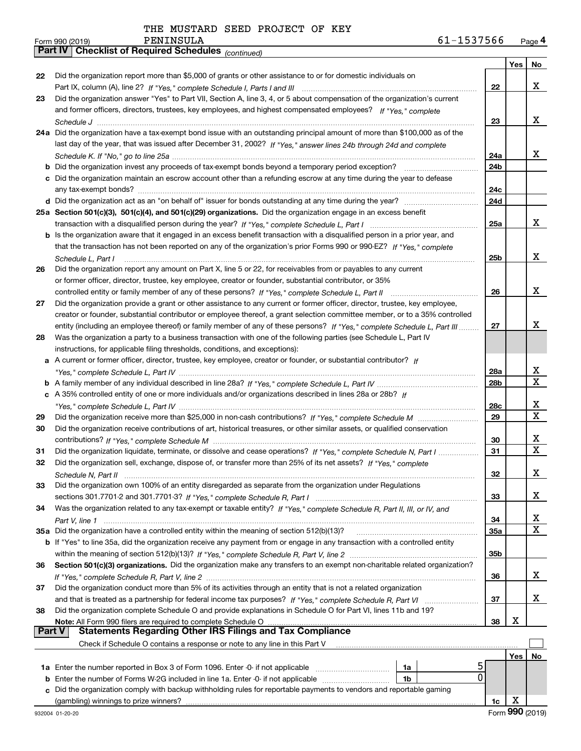THE MUSTARD SEED PROJECT OF KEY PENINSULA

Form 990 (2019) 61-1537566 Page 4

## Part IV Checklist of Required Schedules *(continued)*

| | | | Yes | No |
|---|---|---|---|---|
| 22 | Did the organization report more than $5,000 of grants or other assistance to or for domestic individuals on Part IX, column (A), line 2? *If "Yes," complete Schedule I, Parts I and III* | 22 | | X |
| 23 | Did the organization answer "Yes" to Part VII, Section A, line 3, 4, or 5 about compensation of the organization's current and former officers, directors, trustees, key employees, and highest compensated employees? *If "Yes," complete Schedule J* | 23 | | X |
| 24a | Did the organization have a tax-exempt bond issue with an outstanding principal amount of more than $100,000 as of the last day of the year, that was issued after December 31, 2002? *If "Yes," answer lines 24b through 24d and complete Schedule K. If "No," go to line 25a* | 24a | | X |
| b | Did the organization invest any proceeds of tax-exempt bonds beyond a temporary period exception? | 24b | | |
| c | Did the organization maintain an escrow account other than a refunding escrow at any time during the year to defease any tax-exempt bonds? | 24c | | |
| d | Did the organization act as an "on behalf of" issuer for bonds outstanding at any time during the year? | 24d | | |
| 25a | **Section 501(c)(3), 501(c)(4), and 501(c)(29) organizations.** Did the organization engage in an excess benefit transaction with a disqualified person during the year? *If "Yes," complete Schedule L, Part I* | 25a | | X |
| b | Is the organization aware that it engaged in an excess benefit transaction with a disqualified person in a prior year, and that the transaction has not been reported on any of the organization's prior Forms 990 or 990-EZ? *If "Yes," complete Schedule L, Part I* | 25b | | X |
| 26 | Did the organization report any amount on Part X, line 5 or 22, for receivables from or payables to any current or former officer, director, trustee, key employee, creator or founder, substantial contributor, or 35% controlled entity or family member of any of these persons? *If "Yes," complete Schedule L, Part II* | 26 | | X |
| 27 | Did the organization provide a grant or other assistance to any current or former officer, director, trustee, key employee, creator or founder, substantial contributor or employee thereof, a grant selection committee member, or to a 35% controlled entity (including an employee thereof) or family member of any of these persons? *If "Yes," complete Schedule L, Part III* | 27 | | X |
| 28 | Was the organization a party to a business transaction with one of the following parties (see Schedule L, Part IV instructions, for applicable filing thresholds, conditions, and exceptions): | | | |
| a | A current or former officer, director, trustee, key employee, creator or founder, or substantial contributor? *If "Yes," complete Schedule L, Part IV* | 28a | | X |
| b | A family member of any individual described in line 28a? *If "Yes," complete Schedule L, Part IV* | 28b | | X |
| c | A 35% controlled entity of one or more individuals and/or organizations described in lines 28a or 28b? *If "Yes," complete Schedule L, Part IV* | 28c | | X |
| 29 | Did the organization receive more than $25,000 in non-cash contributions? *If "Yes," complete Schedule M* | 29 | | X |
| 30 | Did the organization receive contributions of art, historical treasures, or other similar assets, or qualified conservation contributions? *If "Yes," complete Schedule M* | 30 | | X |
| 31 | Did the organization liquidate, terminate, or dissolve and cease operations? *If "Yes," complete Schedule N, Part I* | 31 | | X |
| 32 | Did the organization sell, exchange, dispose of, or transfer more than 25% of its net assets? *If "Yes," complete Schedule N, Part II* | 32 | | X |
| 33 | Did the organization own 100% of an entity disregarded as separate from the organization under Regulations sections 301.7701-2 and 301.7701-3? *If "Yes," complete Schedule R, Part I* | 33 | | X |
| 34 | Was the organization related to any tax-exempt or taxable entity? *If "Yes," complete Schedule R, Part II, III, or IV, and Part V, line 1* | 34 | | X |
| 35a | Did the organization have a controlled entity within the meaning of section 512(b)(13)? | 35a | | X |
| b | If "Yes" to line 35a, did the organization receive any payment from or engage in any transaction with a controlled entity within the meaning of section 512(b)(13)? *If "Yes," complete Schedule R, Part V, line 2* | 35b | | |
| 36 | **Section 501(c)(3) organizations.** Did the organization make any transfers to an exempt non-charitable related organization? *If "Yes," complete Schedule R, Part V, line 2* | 36 | | X |
| 37 | Did the organization conduct more than 5% of its activities through an entity that is not a related organization and that is treated as a partnership for federal income tax purposes? *If "Yes," complete Schedule R, Part VI* | 37 | | X |
| 38 | Did the organization complete Schedule O and provide explanations in Schedule O for Part VI, lines 11b and 19? **Note:** All Form 990 filers are required to complete Schedule O | 38 | X | |

## Part V Statements Regarding Other IRS Filings and Tax Compliance

Check if Schedule O contains a response or note to any line in this Part V ☐

| | | | | | Yes | No |
|---|---|---|---|---|---|---|
| 1a | Enter the number reported in Box 3 of Form 1096. Enter -0- if not applicable | 1a | 5 | | | |
| b | Enter the number of Forms W-2G included in line 1a. Enter -0- if not applicable | 1b | 0 | | | |
| c | Did the organization comply with backup withholding rules for reportable payments to vendors and reportable gaming (gambling) winnings to prize winners? | | | 1c | X | |

932004 01-20-20 Form **990** (2019)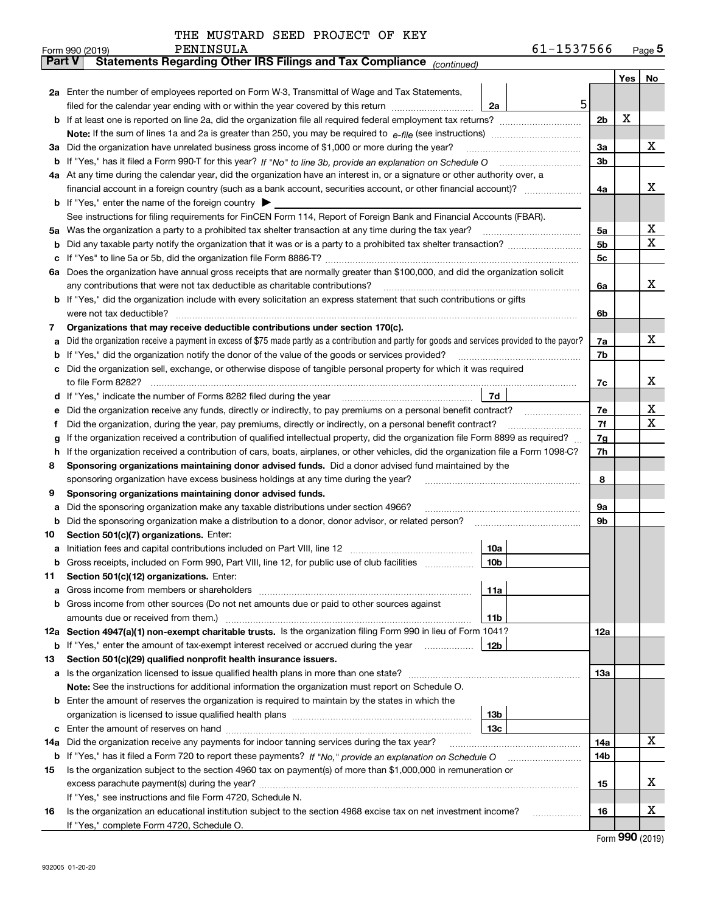THE MUSTARD SEED PROJECT OF KEY PENINSULA

Form 990 (2019) 61-1537566

## Part V Statements Regarding Other IRS Filings and Tax Compliance *(continued)*

| | | | | | Yes | No |
|---|---|---|---|---|---|---|
| **2a** | Enter the number of employees reported on Form W-3, Transmittal of Wage and Tax Statements, filed for the calendar year ending with or within the year covered by this return | 2a | 5 | | | |
| **b** | If at least one is reported on line 2a, did the organization file all required federal employment tax returns? | | | 2b | X | |
| | **Note:** If the sum of lines 1a and 2a is greater than 250, you may be required to *e-file* (see instructions) | | | | | |
| **3a** | Did the organization have unrelated business gross income of $1,000 or more during the year? | | | 3a | | X |
| **b** | If "Yes," has it filed a Form 990-T for this year? *If "No" to line 3b, provide an explanation on Schedule O* | | | 3b | | |
| **4a** | At any time during the calendar year, did the organization have an interest in, or a signature or other authority over, a financial account in a foreign country (such as a bank account, securities account, or other financial account)? | | | 4a | | X |
| **b** | If "Yes," enter the name of the foreign country ▶ | | | | | |
| | See instructions for filing requirements for FinCEN Form 114, Report of Foreign Bank and Financial Accounts (FBAR). | | | | | |
| **5a** | Was the organization a party to a prohibited tax shelter transaction at any time during the tax year? | | | 5a | | X |
| **b** | Did any taxable party notify the organization that it was or is a party to a prohibited tax shelter transaction? | | | 5b | | X |
| **c** | If "Yes" to line 5a or 5b, did the organization file Form 8886-T? | | | 5c | | |
| **6a** | Does the organization have annual gross receipts that are normally greater than $100,000, and did the organization solicit any contributions that were not tax deductible as charitable contributions? | | | 6a | | X |
| **b** | If "Yes," did the organization include with every solicitation an express statement that such contributions or gifts were not tax deductible? | | | 6b | | |
| **7** | **Organizations that may receive deductible contributions under section 170(c).** | | | | | |
| **a** | Did the organization receive a payment in excess of $75 made partly as a contribution and partly for goods and services provided to the payor? | | | 7a | | X |
| **b** | If "Yes," did the organization notify the donor of the value of the goods or services provided? | | | 7b | | |
| **c** | Did the organization sell, exchange, or otherwise dispose of tangible personal property for which it was required to file Form 8282? | | | 7c | | X |
| **d** | If "Yes," indicate the number of Forms 8282 filed during the year | 7d | | | | |
| **e** | Did the organization receive any funds, directly or indirectly, to pay premiums on a personal benefit contract? | | | 7e | | X |
| **f** | Did the organization, during the year, pay premiums, directly or indirectly, on a personal benefit contract? | | | 7f | | X |
| **g** | If the organization received a contribution of qualified intellectual property, did the organization file Form 8899 as required? | | | 7g | | |
| **h** | If the organization received a contribution of cars, boats, airplanes, or other vehicles, did the organization file a Form 1098-C? | | | 7h | | |
| **8** | **Sponsoring organizations maintaining donor advised funds.** Did a donor advised fund maintained by the sponsoring organization have excess business holdings at any time during the year? | | | 8 | | |
| **9** | **Sponsoring organizations maintaining donor advised funds.** | | | | | |
| **a** | Did the sponsoring organization make any taxable distributions under section 4966? | | | 9a | | |
| **b** | Did the sponsoring organization make a distribution to a donor, donor advisor, or related person? | | | 9b | | |
| **10** | **Section 501(c)(7) organizations.** Enter: | | | | | |
| **a** | Initiation fees and capital contributions included on Part VIII, line 12 | 10a | | | | |
| **b** | Gross receipts, included on Form 990, Part VIII, line 12, for public use of club facilities | 10b | | | | |
| **11** | **Section 501(c)(12) organizations.** Enter: | | | | | |
| **a** | Gross income from members or shareholders | 11a | | | | |
| **b** | Gross income from other sources (Do not net amounts due or paid to other sources against amounts due or received from them.) | 11b | | | | |
| **12a** | **Section 4947(a)(1) non-exempt charitable trusts.** Is the organization filing Form 990 in lieu of Form 1041? | | | 12a | | |
| **b** | If "Yes," enter the amount of tax-exempt interest received or accrued during the year | 12b | | | | |
| **13** | **Section 501(c)(29) qualified nonprofit health insurance issuers.** | | | | | |
| **a** | Is the organization licensed to issue qualified health plans in more than one state? | | | 13a | | |
| | **Note:** See the instructions for additional information the organization must report on Schedule O. | | | | | |
| **b** | Enter the amount of reserves the organization is required to maintain by the states in which the organization is licensed to issue qualified health plans | 13b | | | | |
| **c** | Enter the amount of reserves on hand | 13c | | | | |
| **14a** | Did the organization receive any payments for indoor tanning services during the tax year? | | | 14a | | X |
| **b** | If "Yes," has it filed a Form 720 to report these payments? *If "No," provide an explanation on Schedule O* | | | 14b | | |
| **15** | Is the organization subject to the section 4960 tax on payment(s) of more than $1,000,000 in remuneration or excess parachute payment(s) during the year? | | | 15 | | X |
| | If "Yes," see instructions and file Form 4720, Schedule N. | | | | | |
| **16** | Is the organization an educational institution subject to the section 4968 excise tax on net investment income? | | | 16 | | X |
| | If "Yes," complete Form 4720, Schedule O. | | | | | |

Form **990** (2019)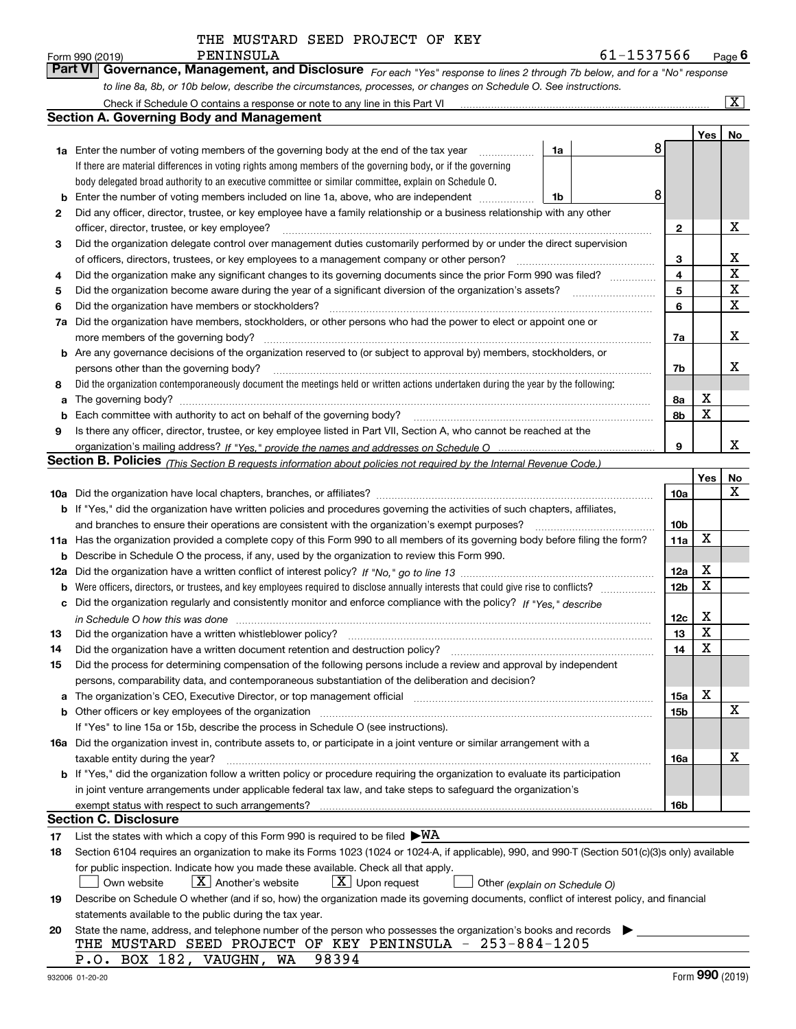THE MUSTARD SEED PROJECT OF KEY PENINSULA

Form 990 (2019) 61-1537566 Page 6

**Part VI Governance, Management, and Disclosure** *For each "Yes" response to lines 2 through 7b below, and for a "No" response to line 8a, 8b, or 10b below, describe the circumstances, processes, or changes on Schedule O. See instructions.*

Check if Schedule O contains a response or note to any line in this Part VI ..... [X]

## Section A. Governing Body and Management

| | | | | Yes | No |
|---|---|---|---|---|---|
| 1a | Enter the number of voting members of the governing body at the end of the tax year ..... 1a | 8 | | | |
| | If there are material differences in voting rights among members of the governing body, or if the governing body delegated broad authority to an executive committee or similar committee, explain on Schedule O. | | | | |
| b | Enter the number of voting members included on line 1a, above, who are independent ..... 1b | 8 | | | |
| 2 | Did any officer, director, trustee, or key employee have a family relationship or a business relationship with any other officer, director, trustee, or key employee? | | 2 | | X |
| 3 | Did the organization delegate control over management duties customarily performed by or under the direct supervision of officers, directors, trustees, or key employees to a management company or other person? | | 3 | | X |
| 4 | Did the organization make any significant changes to its governing documents since the prior Form 990 was filed? | | 4 | | X |
| 5 | Did the organization become aware during the year of a significant diversion of the organization's assets? | | 5 | | X |
| 6 | Did the organization have members or stockholders? | | 6 | | X |
| 7a | Did the organization have members, stockholders, or other persons who had the power to elect or appoint one or more members of the governing body? | | 7a | | X |
| b | Are any governance decisions of the organization reserved to (or subject to approval by) members, stockholders, or persons other than the governing body? | | 7b | | X |
| 8 | Did the organization contemporaneously document the meetings held or written actions undertaken during the year by the following: | | | | |
| a | The governing body? | | 8a | X | |
| b | Each committee with authority to act on behalf of the governing body? | | 8b | X | |
| 9 | Is there any officer, director, trustee, or key employee listed in Part VII, Section A, who cannot be reached at the organization's mailing address? *If "Yes," provide the names and addresses on Schedule O* | | 9 | | X |

## Section B. Policies *(This Section B requests information about policies not required by the Internal Revenue Code.)*

| | | | Yes | No |
|---|---|---|---|---|
| 10a | Did the organization have local chapters, branches, or affiliates? | 10a | | X |
| b | If "Yes," did the organization have written policies and procedures governing the activities of such chapters, affiliates, and branches to ensure their operations are consistent with the organization's exempt purposes? | 10b | | |
| 11a | Has the organization provided a complete copy of this Form 990 to all members of its governing body before filing the form? | 11a | X | |
| b | Describe in Schedule O the process, if any, used by the organization to review this Form 990. | | | |
| 12a | Did the organization have a written conflict of interest policy? *If "No," go to line 13* | 12a | X | |
| b | Were officers, directors, or trustees, and key employees required to disclose annually interests that could give rise to conflicts? | 12b | X | |
| c | Did the organization regularly and consistently monitor and enforce compliance with the policy? *If "Yes," describe in Schedule O how this was done* | 12c | X | |
| 13 | Did the organization have a written whistleblower policy? | 13 | X | |
| 14 | Did the organization have a written document retention and destruction policy? | 14 | X | |
| 15 | Did the process for determining compensation of the following persons include a review and approval by independent persons, comparability data, and contemporaneous substantiation of the deliberation and decision? | | | |
| a | The organization's CEO, Executive Director, or top management official | 15a | X | |
| b | Other officers or key employees of the organization | 15b | | X |
| | If "Yes" to line 15a or 15b, describe the process in Schedule O (see instructions). | | | |
| 16a | Did the organization invest in, contribute assets to, or participate in a joint venture or similar arrangement with a taxable entity during the year? | 16a | | X |
| b | If "Yes," did the organization follow a written policy or procedure requiring the organization to evaluate its participation in joint venture arrangements under applicable federal tax law, and take steps to safeguard the organization's exempt status with respect to such arrangements? | 16b | | |

## Section C. Disclosure

17 List the states with which a copy of this Form 990 is required to be filed ▶WA

18 Section 6104 requires an organization to make its Forms 1023 (1024 or 1024-A, if applicable), 990, and 990-T (Section 501(c)(3)s only) available for public inspection. Indicate how you made these available. Check all that apply.

[ ] Own website [X] Another's website [X] Upon request [ ] Other *(explain on Schedule O)*

19 Describe on Schedule O whether (and if so, how) the organization made its governing documents, conflict of interest policy, and financial statements available to the public during the tax year.

20 State the name, address, and telephone number of the person who possesses the organization's books and records ▶

THE MUSTARD SEED PROJECT OF KEY PENINSULA - 253-884-1205
P.O. BOX 182, VAUGHN, WA 98394

932006 01-20-20 Form **990** (2019)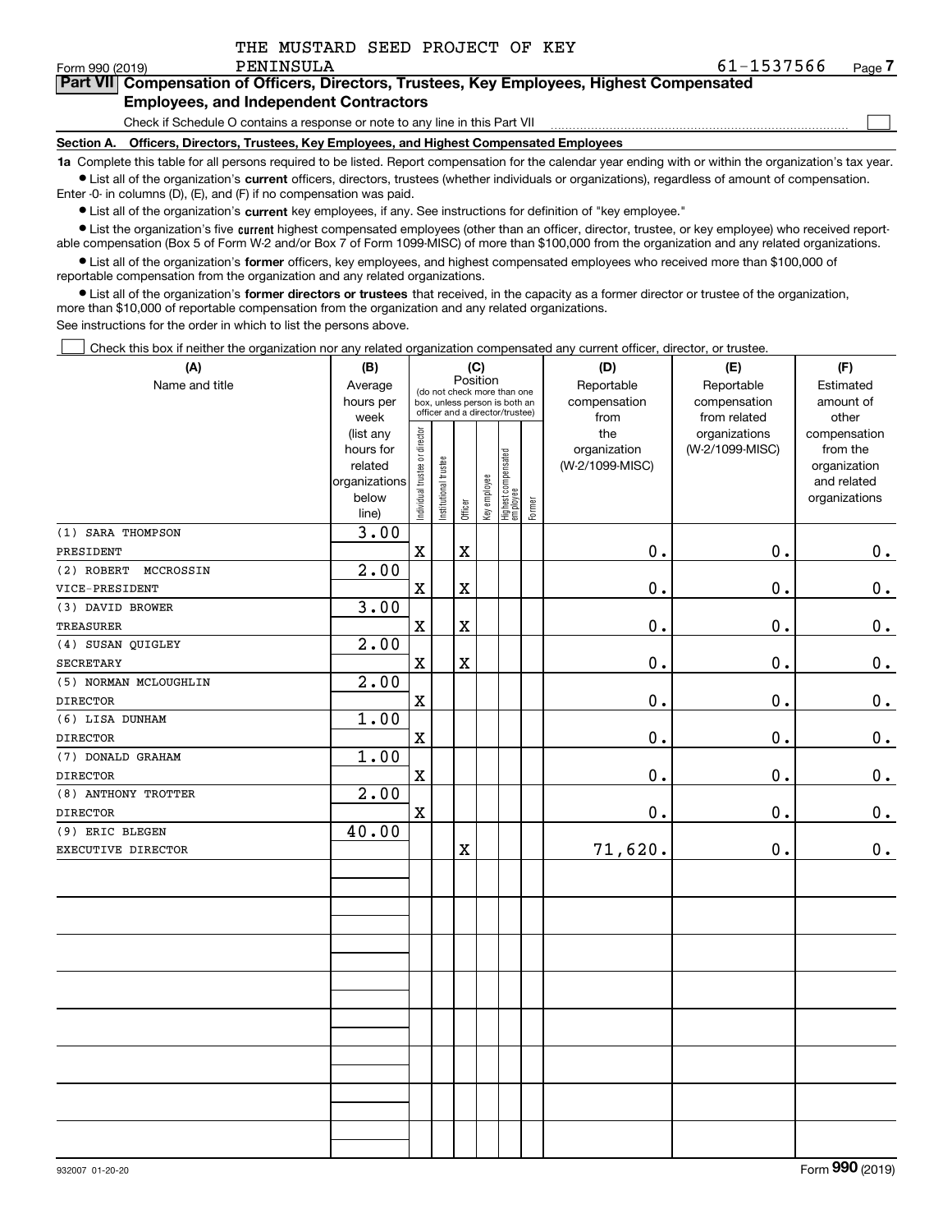THE MUSTARD SEED PROJECT OF KEY PENINSULA

Form 990 (2019) 61-1537566 Page 7

## Part VII Compensation of Officers, Directors, Trustees, Key Employees, Highest Compensated Employees, and Independent Contractors

Check if Schedule O contains a response or note to any line in this Part VII ☐

### Section A. Officers, Directors, Trustees, Key Employees, and Highest Compensated Employees

**1a** Complete this table for all persons required to be listed. Report compensation for the calendar year ending with or within the organization's tax year.

- List all of the organization's **current** officers, directors, trustees (whether individuals or organizations), regardless of amount of compensation. Enter -0- in columns (D), (E), and (F) if no compensation was paid.
- List all of the organization's **current** key employees, if any. See instructions for definition of "key employee."
- List the organization's five **current** highest compensated employees (other than an officer, director, trustee, or key employee) who received reportable compensation (Box 5 of Form W-2 and/or Box 7 of Form 1099-MISC) of more than $100,000 from the organization and any related organizations.
- List all of the organization's **former** officers, key employees, and highest compensated employees who received more than $100,000 of reportable compensation from the organization and any related organizations.
- List all of the organization's **former directors or trustees** that received, in the capacity as a former director or trustee of the organization, more than $10,000 of reportable compensation from the organization and any related organizations.

See instructions for the order in which to list the persons above.

☐ Check this box if neither the organization nor any related organization compensated any current officer, director, or trustee.

| (A) Name and title | (B) Average hours per week (list any hours for related organizations below line) | (C) Position: Individual trustee or director | Institutional trustee | Officer | Key employee | Highest compensated employee | Former | (D) Reportable compensation from the organization (W-2/1099-MISC) | (E) Reportable compensation from related organizations (W-2/1099-MISC) | (F) Estimated amount of other compensation from the organization and related organizations |
|---|---|---|---|---|---|---|---|---|---|---|
| (1) SARA THOMPSON<br>PRESIDENT | 3.00 | X | | X | | | | 0. | 0. | 0. |
| (2) ROBERT MCCROSSIN<br>VICE-PRESIDENT | 2.00 | X | | X | | | | 0. | 0. | 0. |
| (3) DAVID BROWER<br>TREASURER | 3.00 | X | | X | | | | 0. | 0. | 0. |
| (4) SUSAN QUIGLEY<br>SECRETARY | 2.00 | X | | X | | | | 0. | 0. | 0. |
| (5) NORMAN MCLOUGHLIN<br>DIRECTOR | 2.00 | X | | | | | | 0. | 0. | 0. |
| (6) LISA DUNHAM<br>DIRECTOR | 1.00 | X | | | | | | 0. | 0. | 0. |
| (7) DONALD GRAHAM<br>DIRECTOR | 1.00 | X | | | | | | 0. | 0. | 0. |
| (8) ANTHONY TROTTER<br>DIRECTOR | 2.00 | X | | | | | | 0. | 0. | 0. |
| (9) ERIC BLEGEN<br>EXECUTIVE DIRECTOR | 40.00 | | | X | | | | 71,620. | 0. | 0. |

932007 01-20-20 Form **990** (2019)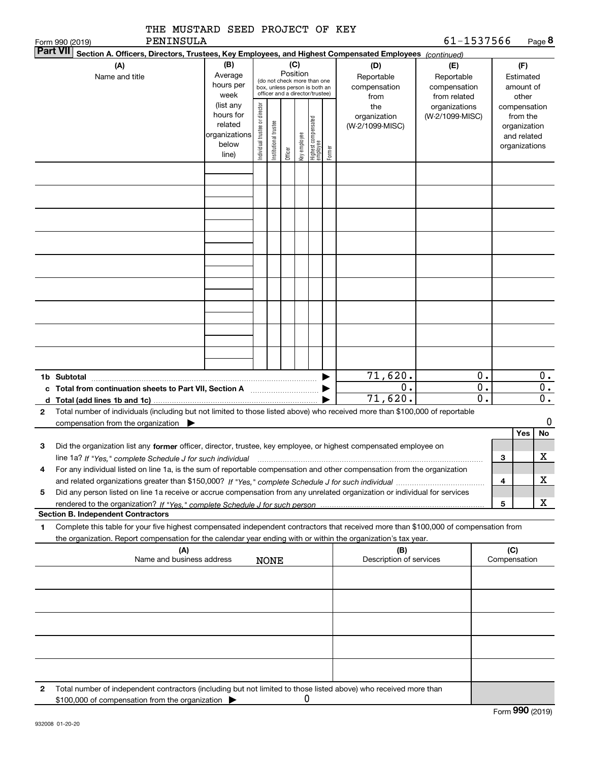THE MUSTARD SEED PROJECT OF KEY PENINSULA 61-1537566

Form 990 (2019)

**Part VII** Section A. Officers, Directors, Trustees, Key Employees, and Highest Compensated Employees *(continued)*

| (A) Name and title | (B) Average hours per week (list any hours for related organizations below line) | (C) Position (do not check more than one box, unless person is both an officer and a director/trustee): Individual trustee or director | Institutional trustee | Officer | Key employee | Highest compensated employee | Former | (D) Reportable compensation from the organization (W-2/1099-MISC) | (E) Reportable compensation from related organizations (W-2/1099-MISC) | (F) Estimated amount of other compensation from the organization and related organizations |
|---|---|---|---|---|---|---|---|---|---|---|
| | | | | | | | | | | |
| | | | | | | | | | | |
| | | | | | | | | | | |
| | | | | | | | | | | |
| | | | | | | | | | | |
| | | | | | | | | | | |
| | | | | | | | | | | |
| | | | | | | | | | | |
| | | | | | | | | | | |
| **1b Subtotal** | | | | | | | | 71,620. | 0. | 0. |
| **c Total from continuation sheets to Part VII, Section A** | | | | | | | | 0. | 0. | 0. |
| **d Total (add lines 1b and 1c)** | | | | | | | | 71,620. | 0. | 0. |

**2** Total number of individuals (including but not limited to those listed above) who received more than $100,000 of reportable compensation from the organization ▶ 0

| | | | Yes | No |
|---|---|---|---|---|
| **3** | Did the organization list any **former** officer, director, trustee, key employee, or highest compensated employee on line 1a? *If "Yes," complete Schedule J for such individual* | 3 | | X |
| **4** | For any individual listed on line 1a, is the sum of reportable compensation and other compensation from the organization and related organizations greater than $150,000? *If "Yes," complete Schedule J for such individual* | 4 | | X |
| **5** | Did any person listed on line 1a receive or accrue compensation from any unrelated organization or individual for services rendered to the organization? *If "Yes," complete Schedule J for such person* | 5 | | X |

**Section B. Independent Contractors**

**1** Complete this table for your five highest compensated independent contractors that received more than $100,000 of compensation from the organization. Report compensation for the calendar year ending with or within the organization's tax year.

| (A) Name and business address | (B) Description of services | (C) Compensation |
|---|---|---|
| NONE | | |
| | | |
| | | |
| | | |
| | | |

**2** Total number of independent contractors (including but not limited to those listed above) who received more than $100,000 of compensation from the organization ▶ 0

Form **990** (2019)

932008 01-20-20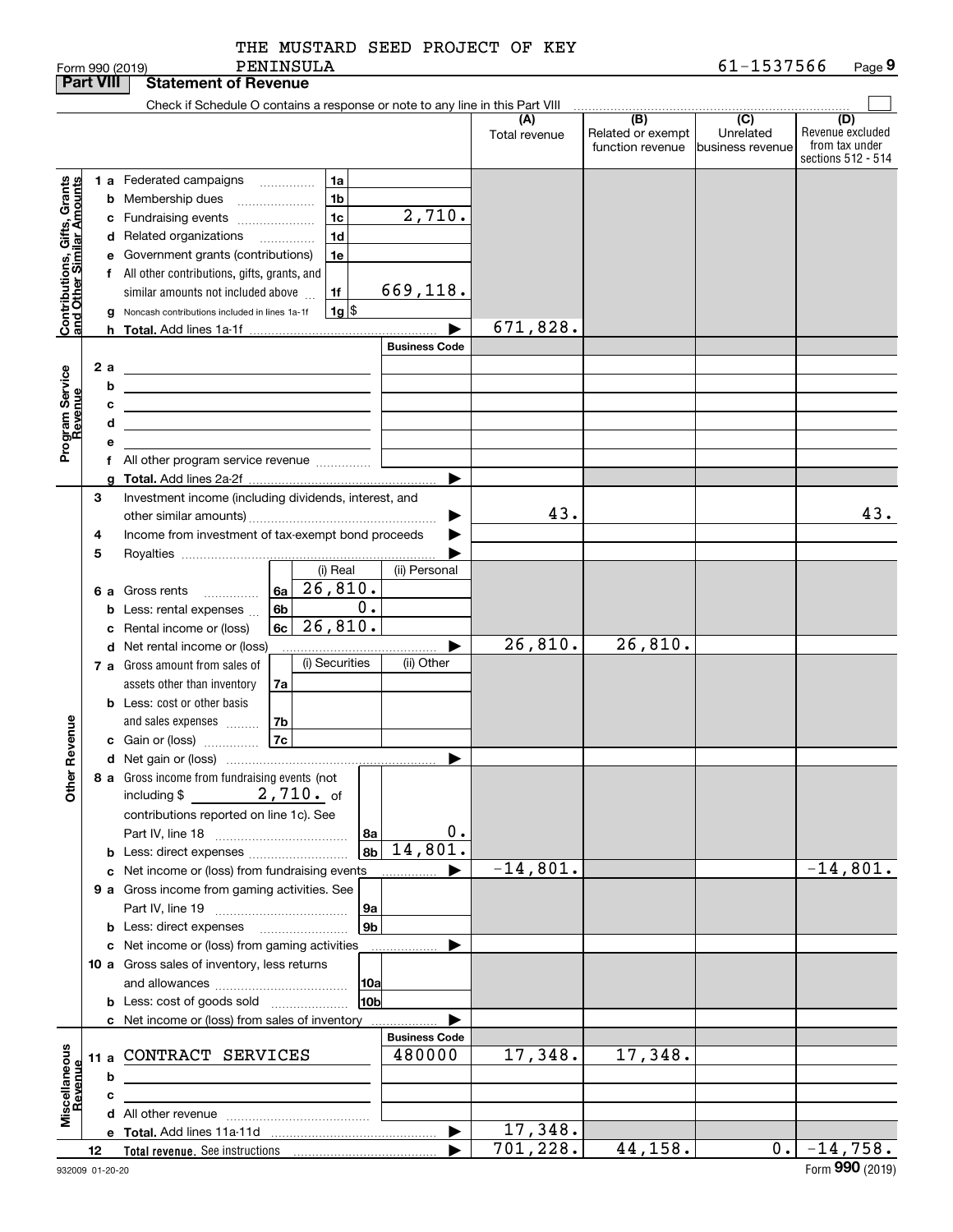THE MUSTARD SEED PROJECT OF KEY PENINSULA

Form 990 (2019) 61-1537566 Page 9

**Part VIII Statement of Revenue**

Check if Schedule O contains a response or note to any line in this Part VIII

| | | | (A) Total revenue | (B) Related or exempt function revenue | (C) Unrelated business revenue | (D) Revenue excluded from tax under sections 512 - 514 |
|---|---|---|---|---|---|---|
| **Contributions, Gifts, Grants and Other Similar Amounts** | 1a Federated campaigns | 1a | | | | |
| | b Membership dues | 1b | | | | |
| | c Fundraising events | 1c 2,710. | | | | |
| | d Related organizations | 1d | | | | |
| | e Government grants (contributions) | 1e | | | | |
| | f All other contributions, gifts, grants, and similar amounts not included above | 1f 669,118. | | | | |
| | g Noncash contributions included in lines 1a-1f | 1g $ | | | | |
| | h Total. Add lines 1a-1f | | 671,828. | | | |
| **Program Service Revenue** | | Business Code | | | | |
| | 2a | | | | | |
| | b | | | | | |
| | c | | | | | |
| | d | | | | | |
| | e | | | | | |
| | f All other program service revenue | | | | | |
| | g Total. Add lines 2a-2f | | | | | |
| **Other Revenue** | 3 Investment income (including dividends, interest, and other similar amounts) | | 43. | | | 43. |
| | 4 Income from investment of tax-exempt bond proceeds | | | | | |
| | 5 Royalties | | | | | |
| | | (i) Real / (ii) Personal | | | | |
| | 6a Gross rents | 6a (i) 26,810. | | | | |
| | b Less: rental expenses | 6b (i) 0. | | | | |
| | c Rental income or (loss) | 6c (i) 26,810. | | | | |
| | d Net rental income or (loss) | | 26,810. | 26,810. | | |
| | | (i) Securities / (ii) Other | | | | |
| | 7a Gross amount from sales of assets other than inventory | 7a | | | | |
| | b Less: cost or other basis and sales expenses | 7b | | | | |
| | c Gain or (loss) | 7c | | | | |
| | d Net gain or (loss) | | | | | |
| | 8a Gross income from fundraising events (not including $ 2,710. of contributions reported on line 1c). See Part IV, line 18 | 8a 0. | | | | |
| | b Less: direct expenses | 8b 14,801. | | | | |
| | c Net income or (loss) from fundraising events | | -14,801. | | | -14,801. |
| | 9a Gross income from gaming activities. See Part IV, line 19 | 9a | | | | |
| | b Less: direct expenses | 9b | | | | |
| | c Net income or (loss) from gaming activities | | | | | |
| | 10a Gross sales of inventory, less returns and allowances | 10a | | | | |
| | b Less: cost of goods sold | 10b | | | | |
| | c Net income or (loss) from sales of inventory | | | | | |
| **Miscellaneous Revenue** | | Business Code | | | | |
| | 11a CONTRACT SERVICES | 480000 | 17,348. | 17,348. | | |
| | b | | | | | |
| | c | | | | | |
| | d All other revenue | | | | | |
| | e Total. Add lines 11a-11d | | 17,348. | | | |
| | 12 Total revenue. See instructions | | 701,228. | 44,158. | 0. | -14,758. |

932009 01-20-20 Form 990 (2019)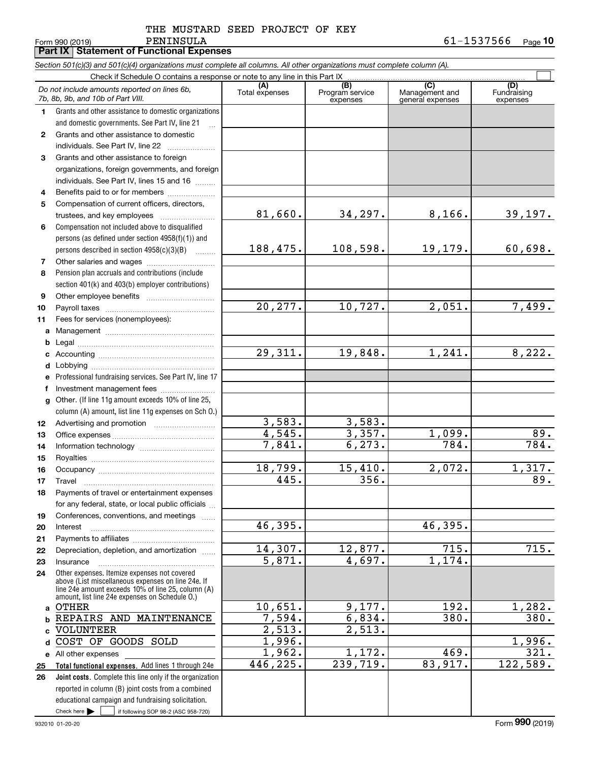THE MUSTARD SEED PROJECT OF KEY PENINSULA

Form 990 (2019) 61-1537566 Page 10

## Part IX Statement of Functional Expenses

*Section 501(c)(3) and 501(c)(4) organizations must complete all columns. All other organizations must complete column (A).*

Check if Schedule O contains a response or note to any line in this Part IX ☐

| *Do not include amounts reported on lines 6b, 7b, 8b, 9b, and 10b of Part VIII.* | (A) Total expenses | (B) Program service expenses | (C) Management and general expenses | (D) Fundraising expenses |
|---|---|---|---|---|
| 1 Grants and other assistance to domestic organizations and domestic governments. See Part IV, line 21 | | | | |
| 2 Grants and other assistance to domestic individuals. See Part IV, line 22 | | | | |
| 3 Grants and other assistance to foreign organizations, foreign governments, and foreign individuals. See Part IV, lines 15 and 16 | | | | |
| 4 Benefits paid to or for members | | | | |
| 5 Compensation of current officers, directors, trustees, and key employees | 81,660. | 34,297. | 8,166. | 39,197. |
| 6 Compensation not included above to disqualified persons (as defined under section 4958(f)(1)) and persons described in section 4958(c)(3)(B) | 188,475. | 108,598. | 19,179. | 60,698. |
| 7 Other salaries and wages | | | | |
| 8 Pension plan accruals and contributions (include section 401(k) and 403(b) employer contributions) | | | | |
| 9 Other employee benefits | | | | |
| 10 Payroll taxes | 20,277. | 10,727. | 2,051. | 7,499. |
| 11 Fees for services (nonemployees): | | | | |
| a Management | | | | |
| b Legal | | | | |
| c Accounting | 29,311. | 19,848. | 1,241. | 8,222. |
| d Lobbying | | | | |
| e Professional fundraising services. See Part IV, line 17 | | | | |
| f Investment management fees | | | | |
| g Other. (If line 11g amount exceeds 10% of line 25, column (A) amount, list line 11g expenses on Sch O.) | | | | |
| 12 Advertising and promotion | 3,583. | 3,583. | | |
| 13 Office expenses | 4,545. | 3,357. | 1,099. | 89. |
| 14 Information technology | 7,841. | 6,273. | 784. | 784. |
| 15 Royalties | | | | |
| 16 Occupancy | 18,799. | 15,410. | 2,072. | 1,317. |
| 17 Travel | 445. | 356. | | 89. |
| 18 Payments of travel or entertainment expenses for any federal, state, or local public officials | | | | |
| 19 Conferences, conventions, and meetings | | | | |
| 20 Interest | 46,395. | | 46,395. | |
| 21 Payments to affiliates | | | | |
| 22 Depreciation, depletion, and amortization | 14,307. | 12,877. | 715. | 715. |
| 23 Insurance | 5,871. | 4,697. | 1,174. | |
| 24 Other expenses. Itemize expenses not covered above (List miscellaneous expenses on line 24e. If line 24e amount exceeds 10% of line 25, column (A) amount, list line 24e expenses on Schedule O.) | | | | |
| a OTHER | 10,651. | 9,177. | 192. | 1,282. |
| b REPAIRS AND MAINTENANCE | 7,594. | 6,834. | 380. | 380. |
| c VOLUNTEER | 2,513. | 2,513. | | |
| d COST OF GOODS SOLD | 1,996. | | | 1,996. |
| e All other expenses | 1,962. | 1,172. | 469. | 321. |
| 25 **Total functional expenses.** Add lines 1 through 24e | 446,225. | 239,719. | 83,917. | 122,589. |
| 26 **Joint costs.** Complete this line only if the organization reported in column (B) joint costs from a combined educational campaign and fundraising solicitation. Check here ☐ if following SOP 98-2 (ASC 958-720) | | | | |

932010 01-20-20 Form 990 (2019)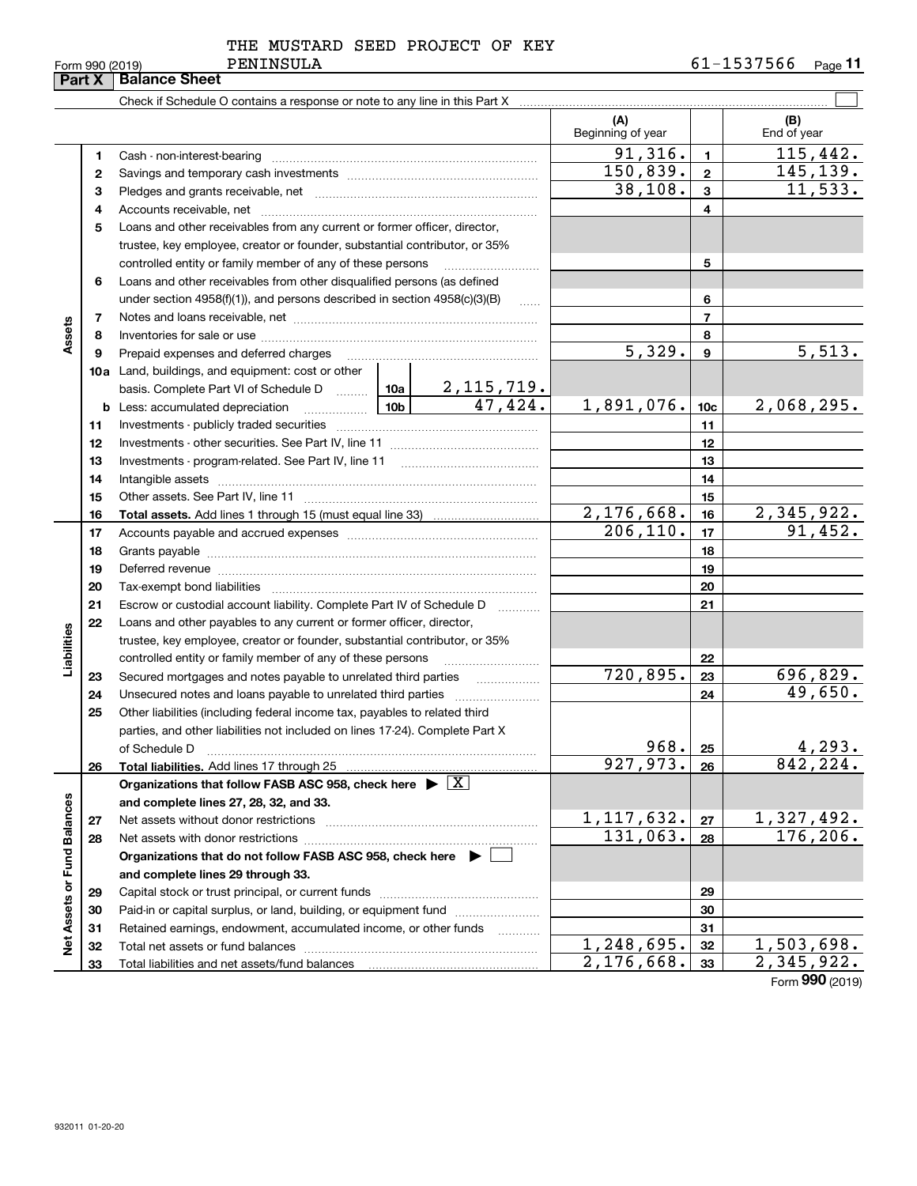THE MUSTARD SEED PROJECT OF KEY PENINSULA

Form 990 (2019) 61-1537566 Page 11

## Part X Balance Sheet

Check if Schedule O contains a response or note to any line in this Part X

| | | | | (A) Beginning of year | | (B) End of year |
|---|---|---|---|---|---|---|
| **Assets** | 1 | Cash - non-interest-bearing | | 91,316. | 1 | 115,442. |
| | 2 | Savings and temporary cash investments | | 150,839. | 2 | 145,139. |
| | 3 | Pledges and grants receivable, net | | 38,108. | 3 | 11,533. |
| | 4 | Accounts receivable, net | | | 4 | |
| | 5 | Loans and other receivables from any current or former officer, director, trustee, key employee, creator or founder, substantial contributor, or 35% controlled entity or family member of any of these persons | | | 5 | |
| | 6 | Loans and other receivables from other disqualified persons (as defined under section 4958(f)(1)), and persons described in section 4958(c)(3)(B) | | | 6 | |
| | 7 | Notes and loans receivable, net | | | 7 | |
| | 8 | Inventories for sale or use | | | 8 | |
| | 9 | Prepaid expenses and deferred charges | | 5,329. | 9 | 5,513. |
| | 10a | Land, buildings, and equipment: cost or other basis. Complete Part VI of Schedule D | 10a 2,115,719. | | | |
| | b | Less: accumulated depreciation | 10b 47,424. | 1,891,076. | 10c | 2,068,295. |
| | 11 | Investments - publicly traded securities | | | 11 | |
| | 12 | Investments - other securities. See Part IV, line 11 | | | 12 | |
| | 13 | Investments - program-related. See Part IV, line 11 | | | 13 | |
| | 14 | Intangible assets | | | 14 | |
| | 15 | Other assets. See Part IV, line 11 | | | 15 | |
| | 16 | **Total assets.** Add lines 1 through 15 (must equal line 33) | | 2,176,668. | 16 | 2,345,922. |
| **Liabilities** | 17 | Accounts payable and accrued expenses | | 206,110. | 17 | 91,452. |
| | 18 | Grants payable | | | 18 | |
| | 19 | Deferred revenue | | | 19 | |
| | 20 | Tax-exempt bond liabilities | | | 20 | |
| | 21 | Escrow or custodial account liability. Complete Part IV of Schedule D | | | 21 | |
| | 22 | Loans and other payables to any current or former officer, director, trustee, key employee, creator or founder, substantial contributor, or 35% controlled entity or family member of any of these persons | | | 22 | |
| | 23 | Secured mortgages and notes payable to unrelated third parties | | 720,895. | 23 | 696,829. |
| | 24 | Unsecured notes and loans payable to unrelated third parties | | | 24 | 49,650. |
| | 25 | Other liabilities (including federal income tax, payables to related third parties, and other liabilities not included on lines 17-24). Complete Part X of Schedule D | | 968. | 25 | 4,293. |
| | 26 | **Total liabilities.** Add lines 17 through 25 | | 927,973. | 26 | 842,224. |
| **Net Assets or Fund Balances** | | **Organizations that follow FASB ASC 958, check here ▶ [X] and complete lines 27, 28, 32, and 33.** | | | | |
| | 27 | Net assets without donor restrictions | | 1,117,632. | 27 | 1,327,492. |
| | 28 | Net assets with donor restrictions | | 131,063. | 28 | 176,206. |
| | | **Organizations that do not follow FASB ASC 958, check here ▶ [ ] and complete lines 29 through 33.** | | | | |
| | 29 | Capital stock or trust principal, or current funds | | | 29 | |
| | 30 | Paid-in or capital surplus, or land, building, or equipment fund | | | 30 | |
| | 31 | Retained earnings, endowment, accumulated income, or other funds | | | 31 | |
| | 32 | Total net assets or fund balances | | 1,248,695. | 32 | 1,503,698. |
| | 33 | Total liabilities and net assets/fund balances | | 2,176,668. | 33 | 2,345,922. |

Form **990** (2019)

932011 01-20-20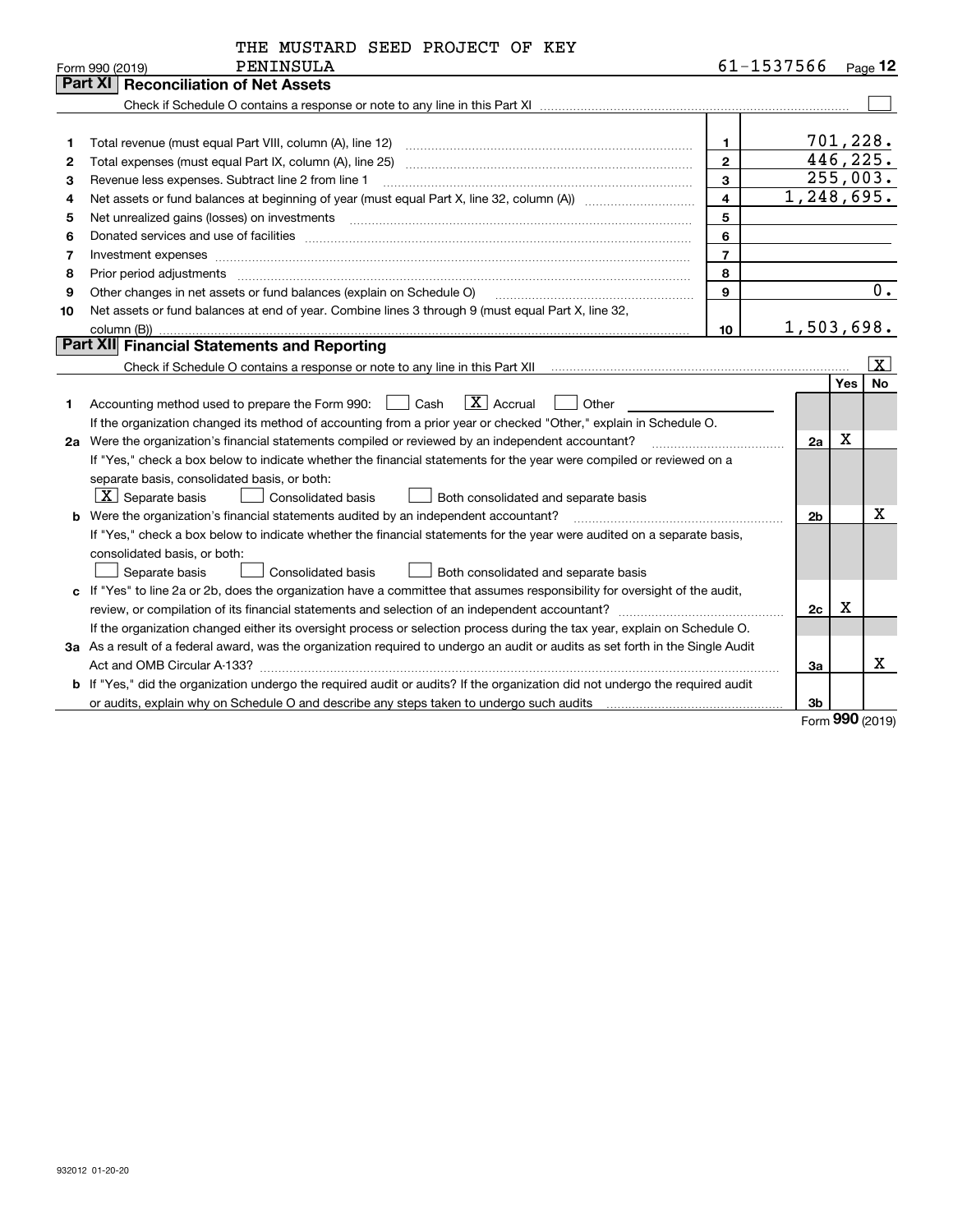THE MUSTARD SEED PROJECT OF KEY PENINSULA

Form 990 (2019) 61-1537566 Page 12

## Part XI Reconciliation of Net Assets

Check if Schedule O contains a response or note to any line in this Part XI ☐

| | | | |
|---|---|---|---|
| 1 | Total revenue (must equal Part VIII, column (A), line 12) | 1 | 701,228. |
| 2 | Total expenses (must equal Part IX, column (A), line 25) | 2 | 446,225. |
| 3 | Revenue less expenses. Subtract line 2 from line 1 | 3 | 255,003. |
| 4 | Net assets or fund balances at beginning of year (must equal Part X, line 32, column (A)) | 4 | 1,248,695. |
| 5 | Net unrealized gains (losses) on investments | 5 | |
| 6 | Donated services and use of facilities | 6 | |
| 7 | Investment expenses | 7 | |
| 8 | Prior period adjustments | 8 | |
| 9 | Other changes in net assets or fund balances (explain on Schedule O) | 9 | 0. |
| 10 | Net assets or fund balances at end of year. Combine lines 3 through 9 (must equal Part X, line 32, column (B)) | 10 | 1,503,698. |

## Part XII Financial Statements and Reporting

Check if Schedule O contains a response or note to any line in this Part XII ☒

| | | | Yes | No |
|---|---|---|---|---|
| 1 | Accounting method used to prepare the Form 990: ☐ Cash ☒ Accrual ☐ Other<br>If the organization changed its method of accounting from a prior year or checked "Other," explain in Schedule O. | | | |
| 2a | Were the organization's financial statements compiled or reviewed by an independent accountant?<br>If "Yes," check a box below to indicate whether the financial statements for the year were compiled or reviewed on a separate basis, consolidated basis, or both:<br>☒ Separate basis ☐ Consolidated basis ☐ Both consolidated and separate basis | 2a | X | |
| b | Were the organization's financial statements audited by an independent accountant?<br>If "Yes," check a box below to indicate whether the financial statements for the year were audited on a separate basis, consolidated basis, or both:<br>☐ Separate basis ☐ Consolidated basis ☐ Both consolidated and separate basis | 2b | | X |
| c | If "Yes" to line 2a or 2b, does the organization have a committee that assumes responsibility for oversight of the audit, review, or compilation of its financial statements and selection of an independent accountant?<br>If the organization changed either its oversight process or selection process during the tax year, explain on Schedule O. | 2c | X | |
| 3a | As a result of a federal award, was the organization required to undergo an audit or audits as set forth in the Single Audit Act and OMB Circular A-133? | 3a | | X |
| b | If "Yes," did the organization undergo the required audit or audits? If the organization did not undergo the required audit or audits, explain why on Schedule O and describe any steps taken to undergo such audits | 3b | | |

Form **990** (2019)

932012 01-20-20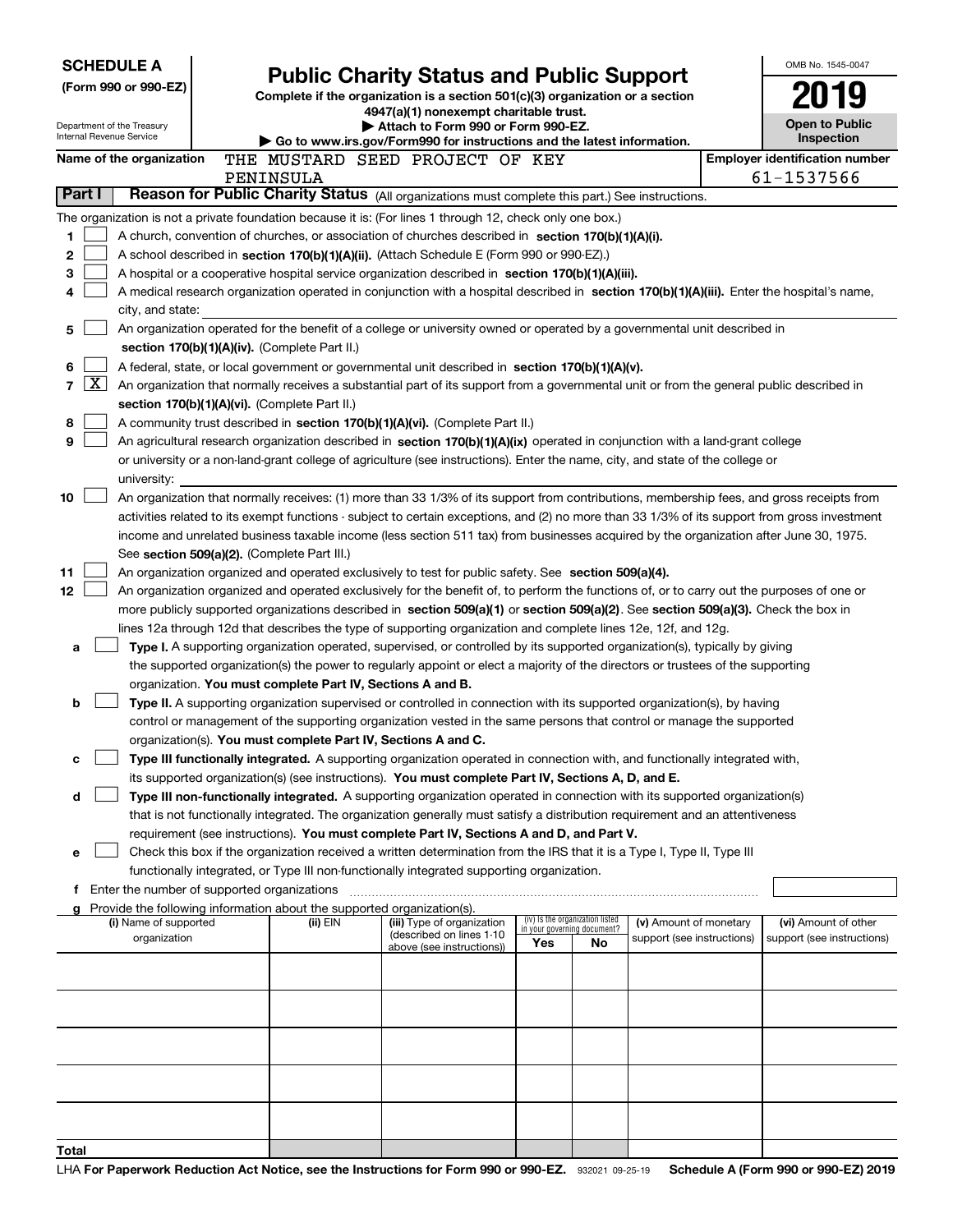**SCHEDULE A**
**(Form 990 or 990-EZ)**

Department of the Treasury
Internal Revenue Service

# Public Charity Status and Public Support

**Complete if the organization is a section 501(c)(3) organization or a section 4947(a)(1) nonexempt charitable trust.**
**▶ Attach to Form 990 or Form 990-EZ.**
**▶ Go to www.irs.gov/Form990 for instructions and the latest information.**

OMB No. 1545-0047
**2019**
**Open to Public Inspection**

**Name of the organization:** THE MUSTARD SEED PROJECT OF KEY PENINSULA
**Employer identification number:** 61-1537566

## Part I — Reason for Public Charity Status (All organizations must complete this part.) See instructions.

The organization is not a private foundation because it is: (For lines 1 through 12, check only one box.)

1. ☐ A church, convention of churches, or association of churches described in **section 170(b)(1)(A)(i).**
2. ☐ A school described in **section 170(b)(1)(A)(ii).** (Attach Schedule E (Form 990 or 990-EZ).)
3. ☐ A hospital or a cooperative hospital service organization described in **section 170(b)(1)(A)(iii).**
4. ☐ A medical research organization operated in conjunction with a hospital described in **section 170(b)(1)(A)(iii).** Enter the hospital's name, city, and state: 
5. ☐ An organization operated for the benefit of a college or university owned or operated by a governmental unit described in **section 170(b)(1)(A)(iv).** (Complete Part II.)
6. ☐ A federal, state, or local government or governmental unit described in **section 170(b)(1)(A)(v).**
7. ☒ An organization that normally receives a substantial part of its support from a governmental unit or from the general public described in **section 170(b)(1)(A)(vi).** (Complete Part II.)
8. ☐ A community trust described in **section 170(b)(1)(A)(vi).** (Complete Part II.)
9. ☐ An agricultural research organization described in **section 170(b)(1)(A)(ix)** operated in conjunction with a land-grant college or university or a non-land-grant college of agriculture (see instructions). Enter the name, city, and state of the college or university: 
10. ☐ An organization that normally receives: (1) more than 33 1/3% of its support from contributions, membership fees, and gross receipts from activities related to its exempt functions - subject to certain exceptions, and (2) no more than 33 1/3% of its support from gross investment income and unrelated business taxable income (less section 511 tax) from businesses acquired by the organization after June 30, 1975. See **section 509(a)(2).** (Complete Part III.)
11. ☐ An organization organized and operated exclusively to test for public safety. See **section 509(a)(4).**
12. ☐ An organization organized and operated exclusively for the benefit of, to perform the functions of, or to carry out the purposes of one or more publicly supported organizations described in **section 509(a)(1)** or **section 509(a)(2).** See **section 509(a)(3).** Check the box in lines 12a through 12d that describes the type of supporting organization and complete lines 12e, 12f, and 12g.
   - **a** ☐ **Type I.** A supporting organization operated, supervised, or controlled by its supported organization(s), typically by giving the supported organization(s) the power to regularly appoint or elect a majority of the directors or trustees of the supporting organization. **You must complete Part IV, Sections A and B.**
   - **b** ☐ **Type II.** A supporting organization supervised or controlled in connection with its supported organization(s), by having control or management of the supporting organization vested in the same persons that control or manage the supported organization(s). **You must complete Part IV, Sections A and C.**
   - **c** ☐ **Type III functionally integrated.** A supporting organization operated in connection with, and functionally integrated with, its supported organization(s) (see instructions). **You must complete Part IV, Sections A, D, and E.**
   - **d** ☐ **Type III non-functionally integrated.** A supporting organization operated in connection with its supported organization(s) that is not functionally integrated. The organization generally must satisfy a distribution requirement and an attentiveness requirement (see instructions). **You must complete Part IV, Sections A and D, and Part V.**
   - **e** ☐ Check this box if the organization received a written determination from the IRS that it is a Type I, Type II, Type III functionally integrated, or Type III non-functionally integrated supporting organization.
   - **f** Enter the number of supported organizations
   - **g** Provide the following information about the supported organization(s).

| (i) Name of supported organization | (ii) EIN | (iii) Type of organization (described on lines 1-10 above (see instructions)) | (iv) Is the organization listed in your governing document? Yes | No | (v) Amount of monetary support (see instructions) | (vi) Amount of other support (see instructions) |
|---|---|---|---|---|---|---|
| | | | | | | |
| | | | | | | |
| | | | | | | |
| | | | | | | |
| | | | | | | |
| **Total** | | | | | | |

LHA **For Paperwork Reduction Act Notice, see the Instructions for Form 990 or 990-EZ.** 932021 09-25-19 **Schedule A (Form 990 or 990-EZ) 2019**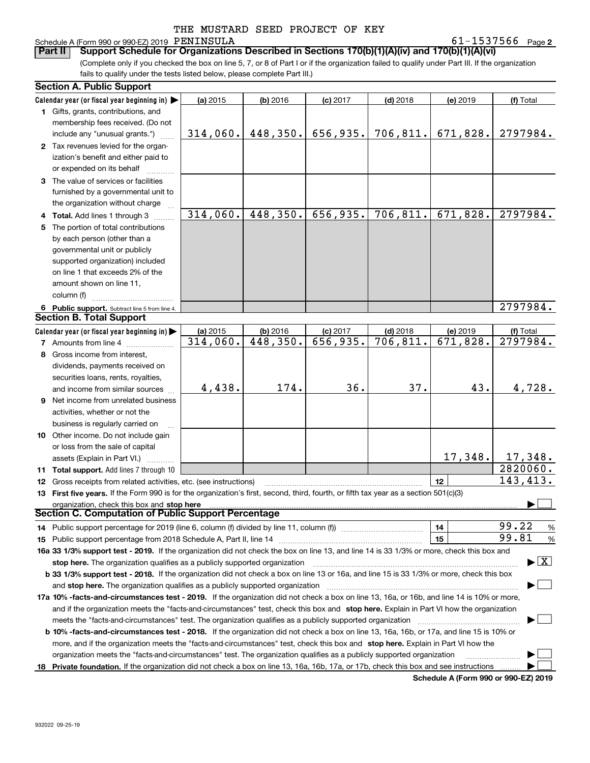THE MUSTARD SEED PROJECT OF KEY

Schedule A (Form 990 or 990-EZ) 2019 PENINSULA 61-1537566 Page 2

**Part II Support Schedule for Organizations Described in Sections 170(b)(1)(A)(iv) and 170(b)(1)(A)(vi)**

(Complete only if you checked the box on line 5, 7, or 8 of Part I or if the organization failed to qualify under Part III. If the organization fails to qualify under the tests listed below, please complete Part III.)

### Section A. Public Support

| Calendar year (or fiscal year beginning in) ▶ | (a) 2015 | (b) 2016 | (c) 2017 | (d) 2018 | (e) 2019 | (f) Total |
|---|---|---|---|---|---|---|
| **1** Gifts, grants, contributions, and membership fees received. (Do not include any "unusual grants.") | 314,060. | 448,350. | 656,935. | 706,811. | 671,828. | 2797984. |
| **2** Tax revenues levied for the organization's benefit and either paid to or expended on its behalf | | | | | | |
| **3** The value of services or facilities furnished by a governmental unit to the organization without charge | | | | | | |
| **4 Total.** Add lines 1 through 3 | 314,060. | 448,350. | 656,935. | 706,811. | 671,828. | 2797984. |
| **5** The portion of total contributions by each person (other than a governmental unit or publicly supported organization) included on line 1 that exceeds 2% of the amount shown on line 11, column (f) | | | | | | |
| **6 Public support.** Subtract line 5 from line 4. | | | | | | 2797984. |

### Section B. Total Support

| Calendar year (or fiscal year beginning in) ▶ | (a) 2015 | (b) 2016 | (c) 2017 | (d) 2018 | (e) 2019 | (f) Total |
|---|---|---|---|---|---|---|
| **7** Amounts from line 4 | 314,060. | 448,350. | 656,935. | 706,811. | 671,828. | 2797984. |
| **8** Gross income from interest, dividends, payments received on securities loans, rents, royalties, and income from similar sources | 4,438. | 174. | 36. | 37. | 43. | 4,728. |
| **9** Net income from unrelated business activities, whether or not the business is regularly carried on | | | | | | |
| **10** Other income. Do not include gain or loss from the sale of capital assets (Explain in Part VI.) | | | | | 17,348. | 17,348. |
| **11 Total support.** Add lines 7 through 10 | | | | | | 2820060. |
| **12** Gross receipts from related activities, etc. (see instructions) | | | | | 12 | 143,413. |

**13 First five years.** If the Form 990 is for the organization's first, second, third, fourth, or fifth tax year as a section 501(c)(3) organization, check this box and **stop here** ▶ ☐

### Section C. Computation of Public Support Percentage

**14** Public support percentage for 2019 (line 6, column (f) divided by line 11, column (f)) — **14** — 99.22 %

**15** Public support percentage from 2018 Schedule A, Part II, line 14 — **15** — 99.81 %

**16a 33 1/3% support test - 2019.** If the organization did not check the box on line 13, and line 14 is 33 1/3% or more, check this box and **stop here.** The organization qualifies as a publicly supported organization ▶ ☒

**b 33 1/3% support test - 2018.** If the organization did not check a box on line 13 or 16a, and line 15 is 33 1/3% or more, check this box and **stop here.** The organization qualifies as a publicly supported organization ▶ ☐

**17a 10% -facts-and-circumstances test - 2019.** If the organization did not check a box on line 13, 16a, or 16b, and line 14 is 10% or more, and if the organization meets the "facts-and-circumstances" test, check this box and **stop here.** Explain in Part VI how the organization meets the "facts-and-circumstances" test. The organization qualifies as a publicly supported organization ▶ ☐

**b 10% -facts-and-circumstances test - 2018.** If the organization did not check a box on line 13, 16a, 16b, or 17a, and line 15 is 10% or more, and if the organization meets the "facts-and-circumstances" test, check this box and **stop here.** Explain in Part VI how the organization meets the "facts-and-circumstances" test. The organization qualifies as a publicly supported organization ▶ ☐

**18 Private foundation.** If the organization did not check a box on line 13, 16a, 16b, 17a, or 17b, check this box and see instructions ▶ ☐

**Schedule A (Form 990 or 990-EZ) 2019**

932022 09-25-19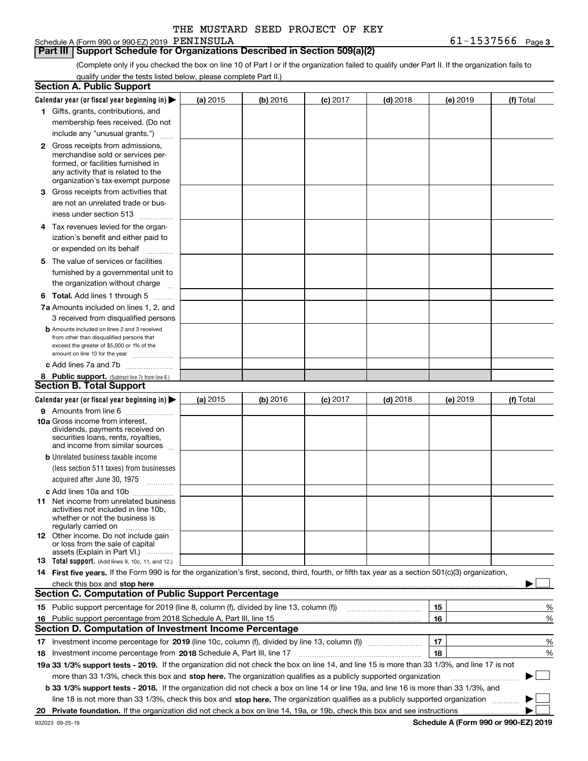THE MUSTARD SEED PROJECT OF KEY

Schedule A (Form 990 or 990-EZ) 2019 PENINSULA 61-1537566 Page 3

## Part III Support Schedule for Organizations Described in Section 509(a)(2)

(Complete only if you checked the box on line 10 of Part I or if the organization failed to qualify under Part II. If the organization fails to qualify under the tests listed below, please complete Part II.)

### Section A. Public Support

| Calendar year (or fiscal year beginning in) ▶ | (a) 2015 | (b) 2016 | (c) 2017 | (d) 2018 | (e) 2019 | (f) Total |
|---|---|---|---|---|---|---|
| 1 Gifts, grants, contributions, and membership fees received. (Do not include any "unusual grants.") | | | | | | |
| 2 Gross receipts from admissions, merchandise sold or services performed, or facilities furnished in any activity that is related to the organization's tax-exempt purpose | | | | | | |
| 3 Gross receipts from activities that are not an unrelated trade or business under section 513 | | | | | | |
| 4 Tax revenues levied for the organization's benefit and either paid to or expended on its behalf | | | | | | |
| 5 The value of services or facilities furnished by a governmental unit to the organization without charge | | | | | | |
| 6 **Total.** Add lines 1 through 5 | | | | | | |
| 7a Amounts included on lines 1, 2, and 3 received from disqualified persons | | | | | | |
| b Amounts included on lines 2 and 3 received from other than disqualified persons that exceed the greater of $5,000 or 1% of the amount on line 13 for the year | | | | | | |
| c Add lines 7a and 7b | | | | | | |
| 8 **Public support.** (Subtract line 7c from line 6.) | | | | | | |

### Section B. Total Support

| Calendar year (or fiscal year beginning in) ▶ | (a) 2015 | (b) 2016 | (c) 2017 | (d) 2018 | (e) 2019 | (f) Total |
|---|---|---|---|---|---|---|
| 9 Amounts from line 6 | | | | | | |
| 10a Gross income from interest, dividends, payments received on securities loans, rents, royalties, and income from similar sources | | | | | | |
| b Unrelated business taxable income (less section 511 taxes) from businesses acquired after June 30, 1975 | | | | | | |
| c Add lines 10a and 10b | | | | | | |
| 11 Net income from unrelated business activities not included in line 10b, whether or not the business is regularly carried on | | | | | | |
| 12 Other income. Do not include gain or loss from the sale of capital assets (Explain in Part VI.) | | | | | | |
| 13 **Total support.** (Add lines 9, 10c, 11, and 12.) | | | | | | |

14 **First five years.** If the Form 990 is for the organization's first, second, third, fourth, or fifth tax year as a section 501(c)(3) organization, check this box and **stop here** ▶ ☐

### Section C. Computation of Public Support Percentage

| | | | |
|---|---|---|---|
| 15 | Public support percentage for 2019 (line 8, column (f), divided by line 13, column (f)) | 15 | % |
| 16 | Public support percentage from 2018 Schedule A, Part III, line 15 | 16 | % |

### Section D. Computation of Investment Income Percentage

| | | | |
|---|---|---|---|
| 17 | Investment income percentage for **2019** (line 10c, column (f), divided by line 13, column (f)) | 17 | % |
| 18 | Investment income percentage from **2018** Schedule A, Part III, line 17 | 18 | % |

**19a 33 1/3% support tests - 2019.** If the organization did not check the box on line 14, and line 15 is more than 33 1/3%, and line 17 is not more than 33 1/3%, check this box and **stop here.** The organization qualifies as a publicly supported organization ▶ ☐

**b 33 1/3% support tests - 2018.** If the organization did not check a box on line 14 or line 19a, and line 16 is more than 33 1/3%, and line 18 is not more than 33 1/3%, check this box and **stop here.** The organization qualifies as a publicly supported organization ▶ ☐

**20 Private foundation.** If the organization did not check a box on line 14, 19a, or 19b, check this box and see instructions ▶ ☐

932023 09-25-19 **Schedule A (Form 990 or 990-EZ) 2019**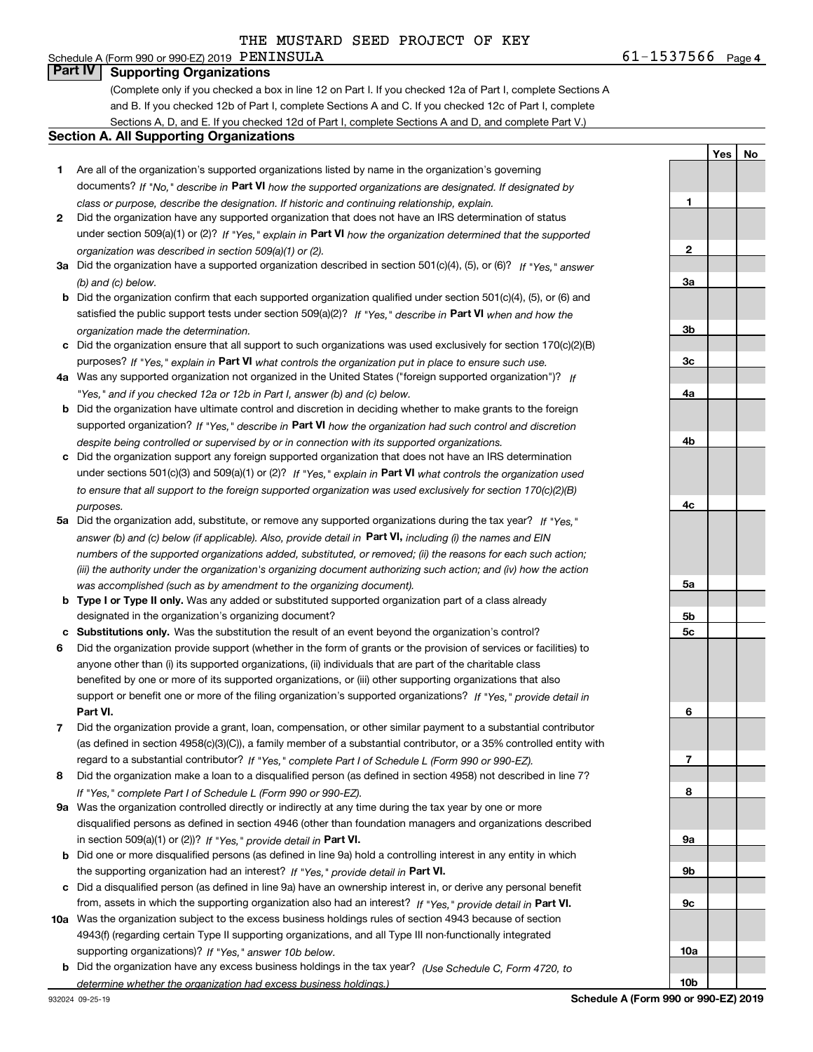THE MUSTARD SEED PROJECT OF KEY

Schedule A (Form 990 or 990-EZ) 2019 PENINSULA 61-1537566 Page 4

## Part IV Supporting Organizations

(Complete only if you checked a box in line 12 on Part I. If you checked 12a of Part I, complete Sections A and B. If you checked 12b of Part I, complete Sections A and C. If you checked 12c of Part I, complete Sections A, D, and E. If you checked 12d of Part I, complete Sections A and D, and complete Part V.)

### Section A. All Supporting Organizations

| | | | Yes | No |
|---|---|---|---|---|
| **1** | Are all of the organization's supported organizations listed by name in the organization's governing documents? *If "No," describe in* **Part VI** *how the supported organizations are designated. If designated by class or purpose, describe the designation. If historic and continuing relationship, explain.* | 1 | | |
| **2** | Did the organization have any supported organization that does not have an IRS determination of status under section 509(a)(1) or (2)? *If "Yes," explain in* **Part VI** *how the organization determined that the supported organization was described in section 509(a)(1) or (2).* | 2 | | |
| **3a** | Did the organization have a supported organization described in section 501(c)(4), (5), or (6)? *If "Yes," answer (b) and (c) below.* | 3a | | |
| **b** | Did the organization confirm that each supported organization qualified under section 501(c)(4), (5), or (6) and satisfied the public support tests under section 509(a)(2)? *If "Yes," describe in* **Part VI** *when and how the organization made the determination.* | 3b | | |
| **c** | Did the organization ensure that all support to such organizations was used exclusively for section 170(c)(2)(B) purposes? *If "Yes," explain in* **Part VI** *what controls the organization put in place to ensure such use.* | 3c | | |
| **4a** | Was any supported organization not organized in the United States ("foreign supported organization")? *If "Yes," and if you checked 12a or 12b in Part I, answer (b) and (c) below.* | 4a | | |
| **b** | Did the organization have ultimate control and discretion in deciding whether to make grants to the foreign supported organization? *If "Yes," describe in* **Part VI** *how the organization had such control and discretion despite being controlled or supervised by or in connection with its supported organizations.* | 4b | | |
| **c** | Did the organization support any foreign supported organization that does not have an IRS determination under sections 501(c)(3) and 509(a)(1) or (2)? *If "Yes," explain in* **Part VI** *what controls the organization used to ensure that all support to the foreign supported organization was used exclusively for section 170(c)(2)(B) purposes.* | 4c | | |
| **5a** | Did the organization add, substitute, or remove any supported organizations during the tax year? *If "Yes," answer (b) and (c) below (if applicable). Also, provide detail in* **Part VI,** *including (i) the names and EIN numbers of the supported organizations added, substituted, or removed; (ii) the reasons for each such action; (iii) the authority under the organization's organizing document authorizing such action; and (iv) how the action was accomplished (such as by amendment to the organizing document).* | 5a | | |
| **b** | **Type I or Type II only.** Was any added or substituted supported organization part of a class already designated in the organization's organizing document? | 5b | | |
| **c** | **Substitutions only.** Was the substitution the result of an event beyond the organization's control? | 5c | | |
| **6** | Did the organization provide support (whether in the form of grants or the provision of services or facilities) to anyone other than (i) its supported organizations, (ii) individuals that are part of the charitable class benefited by one or more of its supported organizations, or (iii) other supporting organizations that also support or benefit one or more of the filing organization's supported organizations? *If "Yes," provide detail in* **Part VI.** | 6 | | |
| **7** | Did the organization provide a grant, loan, compensation, or other similar payment to a substantial contributor (as defined in section 4958(c)(3)(C)), a family member of a substantial contributor, or a 35% controlled entity with regard to a substantial contributor? *If "Yes," complete Part I of Schedule L (Form 990 or 990-EZ).* | 7 | | |
| **8** | Did the organization make a loan to a disqualified person (as defined in section 4958) not described in line 7? *If "Yes," complete Part I of Schedule L (Form 990 or 990-EZ).* | 8 | | |
| **9a** | Was the organization controlled directly or indirectly at any time during the tax year by one or more disqualified persons as defined in section 4946 (other than foundation managers and organizations described in section 509(a)(1) or (2))? *If "Yes," provide detail in* **Part VI.** | 9a | | |
| **b** | Did one or more disqualified persons (as defined in line 9a) hold a controlling interest in any entity in which the supporting organization had an interest? *If "Yes," provide detail in* **Part VI.** | 9b | | |
| **c** | Did a disqualified person (as defined in line 9a) have an ownership interest in, or derive any personal benefit from, assets in which the supporting organization also had an interest? *If "Yes," provide detail in* **Part VI.** | 9c | | |
| **10a** | Was the organization subject to the excess business holdings rules of section 4943 because of section 4943(f) (regarding certain Type II supporting organizations, and all Type III non-functionally integrated supporting organizations)? *If "Yes," answer 10b below.* | 10a | | |
| **b** | Did the organization have any excess business holdings in the tax year? *(Use Schedule C, Form 4720, to determine whether the organization had excess business holdings.)* | 10b | | |

932024 09-25-19 **Schedule A (Form 990 or 990-EZ) 2019**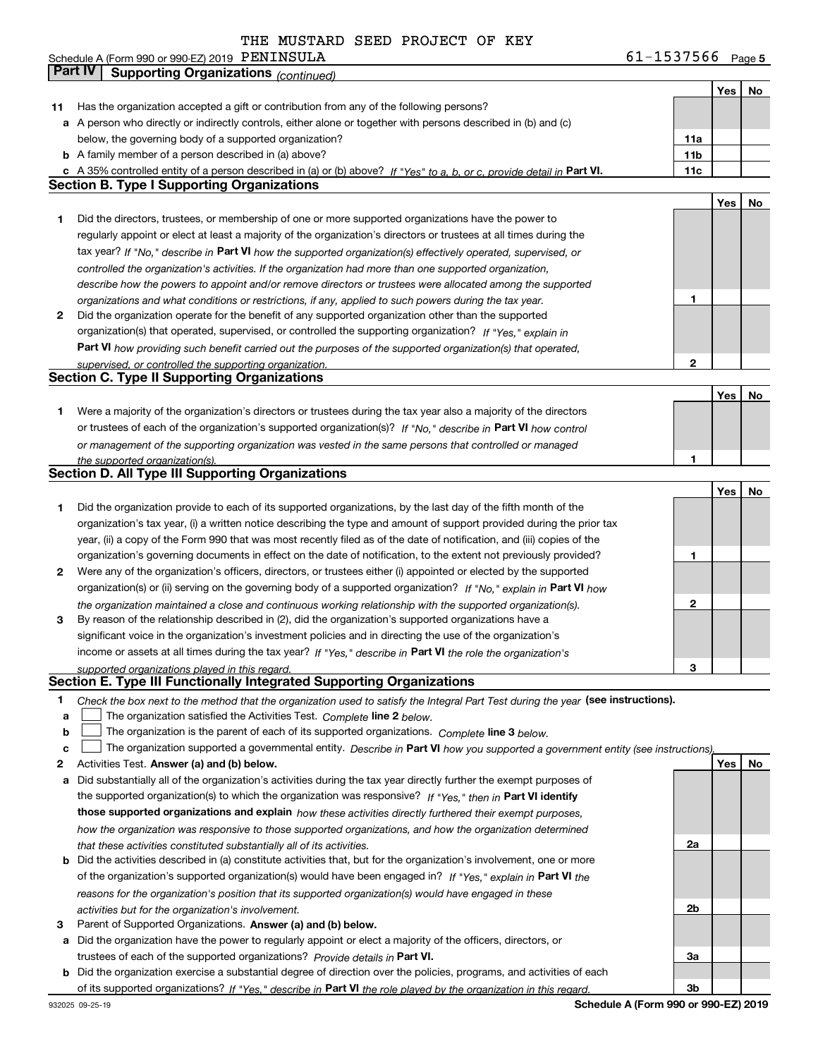THE MUSTARD SEED PROJECT OF KEY

Schedule A (Form 990 or 990-EZ) 2019 PENINSULA 61-1537566 Page 5

## Part IV Supporting Organizations *(continued)*

| | | | Yes | No |
|---|---|---|---|---|
| **11** | Has the organization accepted a gift or contribution from any of the following persons? | | | |
| **a** | A person who directly or indirectly controls, either alone or together with persons described in (b) and (c) below, the governing body of a supported organization? | **11a** | | |
| **b** | A family member of a person described in (a) above? | **11b** | | |
| **c** | A 35% controlled entity of a person described in (a) or (b) above? *If "Yes" to a, b, or c, provide detail in* **Part VI.** | **11c** | | |

### Section B. Type I Supporting Organizations

| | | | Yes | No |
|---|---|---|---|---|
| **1** | Did the directors, trustees, or membership of one or more supported organizations have the power to regularly appoint or elect at least a majority of the organization's directors or trustees at all times during the tax year? *If "No," describe in* **Part VI** *how the supported organization(s) effectively operated, supervised, or controlled the organization's activities. If the organization had more than one supported organization, describe how the powers to appoint and/or remove directors or trustees were allocated among the supported organizations and what conditions or restrictions, if any, applied to such powers during the tax year.* | **1** | | |
| **2** | Did the organization operate for the benefit of any supported organization other than the supported organization(s) that operated, supervised, or controlled the supporting organization? *If "Yes," explain in* **Part VI** *how providing such benefit carried out the purposes of the supported organization(s) that operated, supervised, or controlled the supporting organization.* | **2** | | |

### Section C. Type II Supporting Organizations

| | | | Yes | No |
|---|---|---|---|---|
| **1** | Were a majority of the organization's directors or trustees during the tax year also a majority of the directors or trustees of each of the organization's supported organization(s)? *If "No," describe in* **Part VI** *how control or management of the supporting organization was vested in the same persons that controlled or managed the supported organization(s).* | **1** | | |

### Section D. All Type III Supporting Organizations

| | | | Yes | No |
|---|---|---|---|---|
| **1** | Did the organization provide to each of its supported organizations, by the last day of the fifth month of the organization's tax year, (i) a written notice describing the type and amount of support provided during the prior tax year, (ii) a copy of the Form 990 that was most recently filed as of the date of notification, and (iii) copies of the organization's governing documents in effect on the date of notification, to the extent not previously provided? | **1** | | |
| **2** | Were any of the organization's officers, directors, or trustees either (i) appointed or elected by the supported organization(s) or (ii) serving on the governing body of a supported organization? *If "No," explain in* **Part VI** *how the organization maintained a close and continuous working relationship with the supported organization(s).* | **2** | | |
| **3** | By reason of the relationship described in (2), did the organization's supported organizations have a significant voice in the organization's investment policies and in directing the use of the organization's income or assets at all times during the tax year? *If "Yes," describe in* **Part VI** *the role the organization's supported organizations played in this regard.* | **3** | | |

### Section E. Type III Functionally Integrated Supporting Organizations

**1** *Check the box next to the method that the organization used to satisfy the Integral Part Test during the year* **(see instructions).**

- **a** ☐ The organization satisfied the Activities Test. *Complete* **line 2** *below.*
- **b** ☐ The organization is the parent of each of its supported organizations. *Complete* **line 3** *below.*
- **c** ☐ The organization supported a governmental entity. *Describe in* **Part VI** *how you supported a government entity (see instructions).*

| | | | Yes | No |
|---|---|---|---|---|
| **2** | Activities Test. **Answer (a) and (b) below.** | | | |
| **a** | Did substantially all of the organization's activities during the tax year directly further the exempt purposes of the supported organization(s) to which the organization was responsive? *If "Yes," then in* **Part VI identify those supported organizations and explain** *how these activities directly furthered their exempt purposes, how the organization was responsive to those supported organizations, and how the organization determined that these activities constituted substantially all of its activities.* | **2a** | | |
| **b** | Did the activities described in (a) constitute activities that, but for the organization's involvement, one or more of the organization's supported organization(s) would have been engaged in? *If "Yes," explain in* **Part VI** *the reasons for the organization's position that its supported organization(s) would have engaged in these activities but for the organization's involvement.* | **2b** | | |
| **3** | Parent of Supported Organizations. **Answer (a) and (b) below.** | | | |
| **a** | Did the organization have the power to regularly appoint or elect a majority of the officers, directors, or trustees of each of the supported organizations? *Provide details in* **Part VI.** | **3a** | | |
| **b** | Did the organization exercise a substantial degree of direction over the policies, programs, and activities of each of its supported organizations? *If "Yes," describe in* **Part VI** *the role played by the organization in this regard.* | **3b** | | |

932025 09-25-19 **Schedule A (Form 990 or 990-EZ) 2019**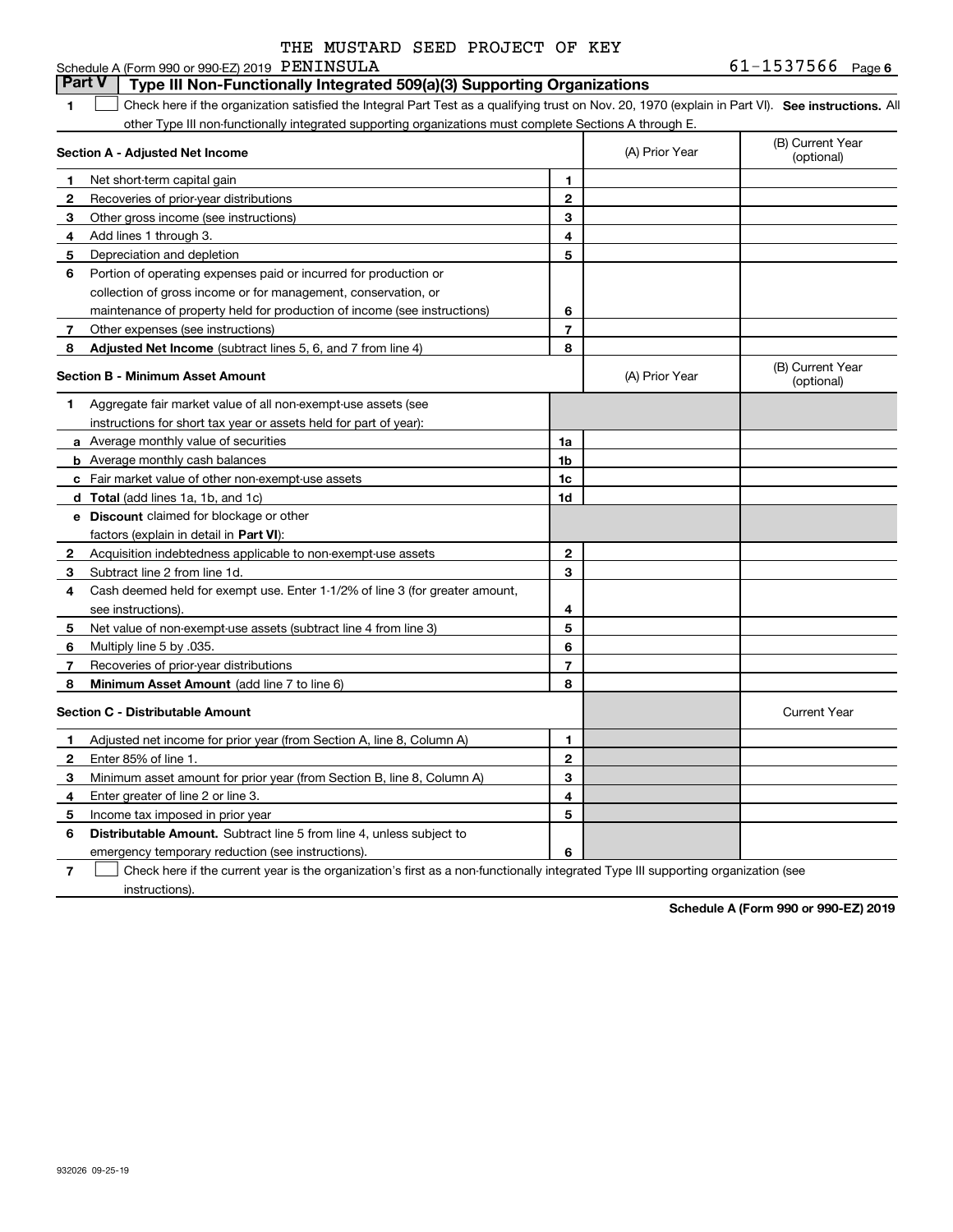THE MUSTARD SEED PROJECT OF KEY

Schedule A (Form 990 or 990-EZ) 2019 PENINSULA 61-1537566 Page 6

## Part V Type III Non-Functionally Integrated 509(a)(3) Supporting Organizations

1 ☐ Check here if the organization satisfied the Integral Part Test as a qualifying trust on Nov. 20, 1970 (explain in Part VI). **See instructions.** All other Type III non-functionally integrated supporting organizations must complete Sections A through E.

| **Section A - Adjusted Net Income** | | | (A) Prior Year | (B) Current Year (optional) |
|---|---|---|---|---|
| 1 | Net short-term capital gain | 1 | | |
| 2 | Recoveries of prior-year distributions | 2 | | |
| 3 | Other gross income (see instructions) | 3 | | |
| 4 | Add lines 1 through 3. | 4 | | |
| 5 | Depreciation and depletion | 5 | | |
| 6 | Portion of operating expenses paid or incurred for production or collection of gross income or for management, conservation, or maintenance of property held for production of income (see instructions) | 6 | | |
| 7 | Other expenses (see instructions) | 7 | | |
| 8 | **Adjusted Net Income** (subtract lines 5, 6, and 7 from line 4) | 8 | | |

| **Section B - Minimum Asset Amount** | | | (A) Prior Year | (B) Current Year (optional) |
|---|---|---|---|---|
| 1 | Aggregate fair market value of all non-exempt-use assets (see instructions for short tax year or assets held for part of year): | | | |
| a | Average monthly value of securities | 1a | | |
| b | Average monthly cash balances | 1b | | |
| c | Fair market value of other non-exempt-use assets | 1c | | |
| d | **Total** (add lines 1a, 1b, and 1c) | 1d | | |
| e | **Discount** claimed for blockage or other factors (explain in detail in **Part VI**): | | | |
| 2 | Acquisition indebtedness applicable to non-exempt-use assets | 2 | | |
| 3 | Subtract line 2 from line 1d. | 3 | | |
| 4 | Cash deemed held for exempt use. Enter 1-1/2% of line 3 (for greater amount, see instructions). | 4 | | |
| 5 | Net value of non-exempt-use assets (subtract line 4 from line 3) | 5 | | |
| 6 | Multiply line 5 by .035. | 6 | | |
| 7 | Recoveries of prior-year distributions | 7 | | |
| 8 | **Minimum Asset Amount** (add line 7 to line 6) | 8 | | |

| **Section C - Distributable Amount** | | | | Current Year |
|---|---|---|---|---|
| 1 | Adjusted net income for prior year (from Section A, line 8, Column A) | 1 | | |
| 2 | Enter 85% of line 1. | 2 | | |
| 3 | Minimum asset amount for prior year (from Section B, line 8, Column A) | 3 | | |
| 4 | Enter greater of line 2 or line 3. | 4 | | |
| 5 | Income tax imposed in prior year | 5 | | |
| 6 | **Distributable Amount.** Subtract line 5 from line 4, unless subject to emergency temporary reduction (see instructions). | 6 | | |

7 ☐ Check here if the current year is the organization's first as a non-functionally integrated Type III supporting organization (see instructions).

**Schedule A (Form 990 or 990-EZ) 2019**

932026 09-25-19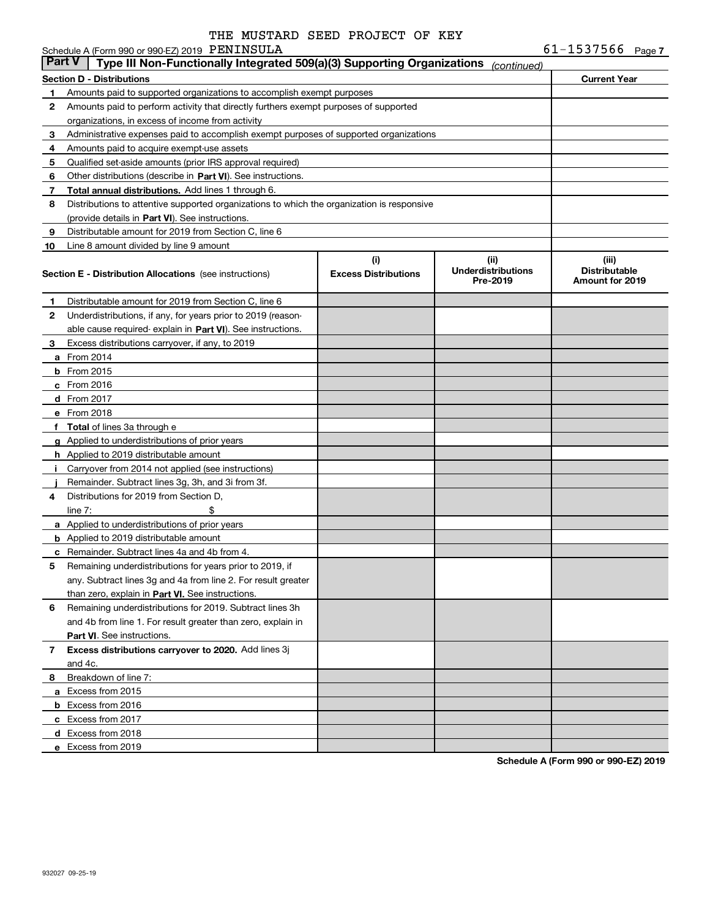THE MUSTARD SEED PROJECT OF KEY

Schedule A (Form 990 or 990-EZ) 2019 PENINSULA 61-1537566 Page 7

## Part V Type III Non-Functionally Integrated 509(a)(3) Supporting Organizations *(continued)*

| Section D - Distributions | | Current Year |
|---|---|---|
| 1 | Amounts paid to supported organizations to accomplish exempt purposes | |
| 2 | Amounts paid to perform activity that directly furthers exempt purposes of supported organizations, in excess of income from activity | |
| 3 | Administrative expenses paid to accomplish exempt purposes of supported organizations | |
| 4 | Amounts paid to acquire exempt-use assets | |
| 5 | Qualified set-aside amounts (prior IRS approval required) | |
| 6 | Other distributions (describe in **Part VI**). See instructions. | |
| 7 | **Total annual distributions.** Add lines 1 through 6. | |
| 8 | Distributions to attentive supported organizations to which the organization is responsive (provide details in **Part VI**). See instructions. | |
| 9 | Distributable amount for 2019 from Section C, line 6 | |
| 10 | Line 8 amount divided by line 9 amount | |

| Section E - Distribution Allocations (see instructions) | (i) Excess Distributions | (ii) Underdistributions Pre-2019 | (iii) Distributable Amount for 2019 |
|---|---|---|---|
| **1** Distributable amount for 2019 from Section C, line 6 | | | |
| **2** Underdistributions, if any, for years prior to 2019 (reasonable cause required- explain in **Part VI**). See instructions. | | | |
| **3** Excess distributions carryover, if any, to 2019 | | | |
| **a** From 2014 | | | |
| **b** From 2015 | | | |
| **c** From 2016 | | | |
| **d** From 2017 | | | |
| **e** From 2018 | | | |
| **f Total** of lines 3a through e | | | |
| **g** Applied to underdistributions of prior years | | | |
| **h** Applied to 2019 distributable amount | | | |
| **i** Carryover from 2014 not applied (see instructions) | | | |
| **j** Remainder. Subtract lines 3g, 3h, and 3i from 3f. | | | |
| **4** Distributions for 2019 from Section D, line 7: $ | | | |
| **a** Applied to underdistributions of prior years | | | |
| **b** Applied to 2019 distributable amount | | | |
| **c** Remainder. Subtract lines 4a and 4b from 4. | | | |
| **5** Remaining underdistributions for years prior to 2019, if any. Subtract lines 3g and 4a from line 2. For result greater than zero, explain in **Part VI.** See instructions. | | | |
| **6** Remaining underdistributions for 2019. Subtract lines 3h and 4b from line 1. For result greater than zero, explain in **Part VI**. See instructions. | | | |
| **7 Excess distributions carryover to 2020.** Add lines 3j and 4c. | | | |
| **8** Breakdown of line 7: | | | |
| **a** Excess from 2015 | | | |
| **b** Excess from 2016 | | | |
| **c** Excess from 2017 | | | |
| **d** Excess from 2018 | | | |
| **e** Excess from 2019 | | | |

**Schedule A (Form 990 or 990-EZ) 2019**

932027 09-25-19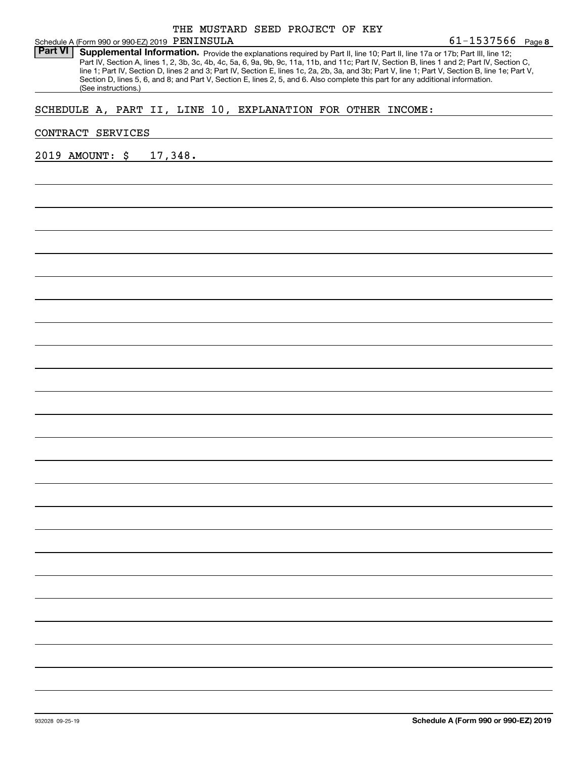THE MUSTARD SEED PROJECT OF KEY

Schedule A (Form 990 or 990-EZ) 2019 PENINSULA 61-1537566 Page 8

**Part VI** **Supplemental Information.** Provide the explanations required by Part II, line 10; Part II, line 17a or 17b; Part III, line 12; Part IV, Section A, lines 1, 2, 3b, 3c, 4b, 4c, 5a, 6, 9a, 9b, 9c, 11a, 11b, and 11c; Part IV, Section B, lines 1 and 2; Part IV, Section C, line 1; Part IV, Section D, lines 2 and 3; Part IV, Section E, lines 1c, 2a, 2b, 3a, and 3b; Part V, line 1; Part V, Section B, line 1e; Part V, Section D, lines 5, 6, and 8; and Part V, Section E, lines 2, 5, and 6. Also complete this part for any additional information. (See instructions.)

SCHEDULE A, PART II, LINE 10, EXPLANATION FOR OTHER INCOME:

CONTRACT SERVICES

2019 AMOUNT: $ 17,348.

932028 09-25-19

**Schedule A (Form 990 or 990-EZ) 2019**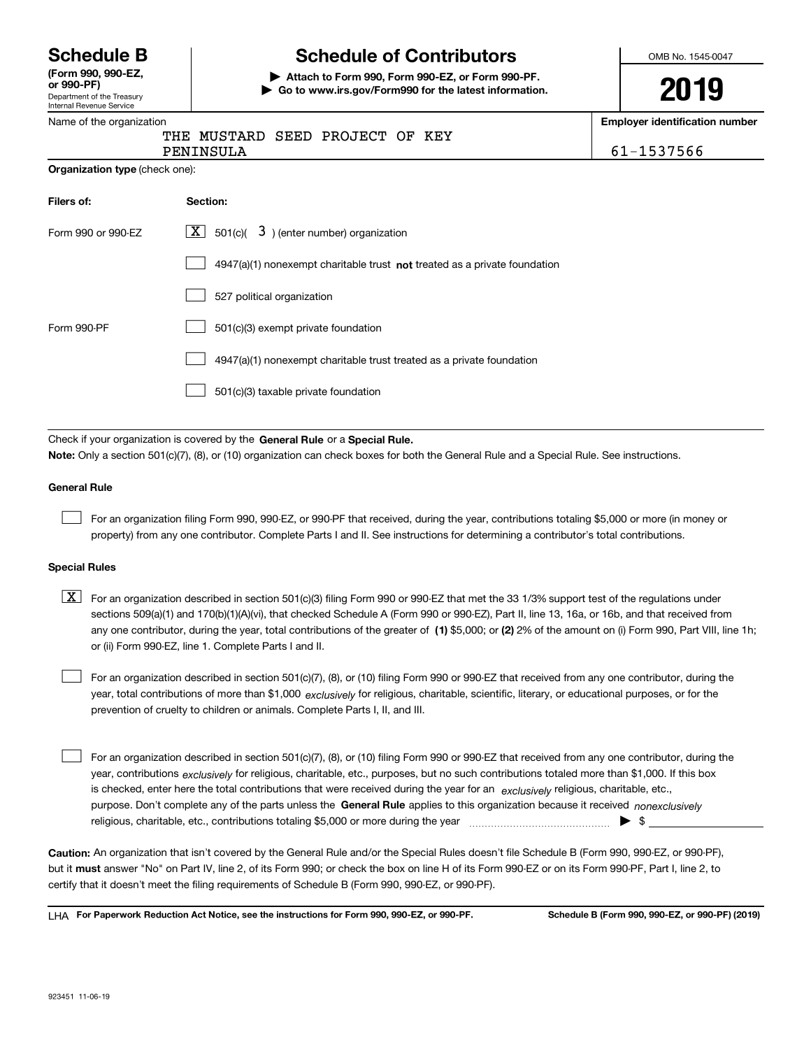# Schedule B

**(Form 990, 990-EZ, or 990-PF)**
Department of the Treasury
Internal Revenue Service

# Schedule of Contributors

**▶ Attach to Form 990, Form 990-EZ, or Form 990-PF.**
**▶ Go to www.irs.gov/Form990 for the latest information.**

OMB No. 1545-0047

**2019**

| Name of the organization | Employer identification number |
|---|---|
| THE MUSTARD SEED PROJECT OF KEY PENINSULA | 61-1537566 |

**Organization type** (check one):

| Filers of: | Section: |
|---|---|
| Form 990 or 990-EZ | [X] 501(c)( 3 ) (enter number) organization |
| | [ ] 4947(a)(1) nonexempt charitable trust **not** treated as a private foundation |
| | [ ] 527 political organization |
| Form 990-PF | [ ] 501(c)(3) exempt private foundation |
| | [ ] 4947(a)(1) nonexempt charitable trust treated as a private foundation |
| | [ ] 501(c)(3) taxable private foundation |

Check if your organization is covered by the **General Rule** or a **Special Rule.**

**Note:** Only a section 501(c)(7), (8), or (10) organization can check boxes for both the General Rule and a Special Rule. See instructions.

**General Rule**

[ ] For an organization filing Form 990, 990-EZ, or 990-PF that received, during the year, contributions totaling $5,000 or more (in money or property) from any one contributor. Complete Parts I and II. See instructions for determining a contributor's total contributions.

**Special Rules**

[X] For an organization described in section 501(c)(3) filing Form 990 or 990-EZ that met the 33 1/3% support test of the regulations under sections 509(a)(1) and 170(b)(1)(A)(vi), that checked Schedule A (Form 990 or 990-EZ), Part II, line 13, 16a, or 16b, and that received from any one contributor, during the year, total contributions of the greater of **(1)** $5,000; or **(2)** 2% of the amount on (i) Form 990, Part VIII, line 1h; or (ii) Form 990-EZ, line 1. Complete Parts I and II.

[ ] For an organization described in section 501(c)(7), (8), or (10) filing Form 990 or 990-EZ that received from any one contributor, during the year, total contributions of more than $1,000 *exclusively* for religious, charitable, scientific, literary, or educational purposes, or for the prevention of cruelty to children or animals. Complete Parts I, II, and III.

[ ] For an organization described in section 501(c)(7), (8), or (10) filing Form 990 or 990-EZ that received from any one contributor, during the year, contributions *exclusively* for religious, charitable, etc., purposes, but no such contributions totaled more than $1,000. If this box is checked, enter here the total contributions that were received during the year for an *exclusively* religious, charitable, etc., purpose. Don't complete any of the parts unless the **General Rule** applies to this organization because it received *nonexclusively* religious, charitable, etc., contributions totaling $5,000 or more during the year ▶ $

**Caution:** An organization that isn't covered by the General Rule and/or the Special Rules doesn't file Schedule B (Form 990, 990-EZ, or 990-PF), but it **must** answer "No" on Part IV, line 2, of its Form 990; or check the box on line H of its Form 990-EZ or on its Form 990-PF, Part I, line 2, to certify that it doesn't meet the filing requirements of Schedule B (Form 990, 990-EZ, or 990-PF).

LHA **For Paperwork Reduction Act Notice, see the instructions for Form 990, 990-EZ, or 990-PF.** **Schedule B (Form 990, 990-EZ, or 990-PF) (2019)**

923451 11-06-19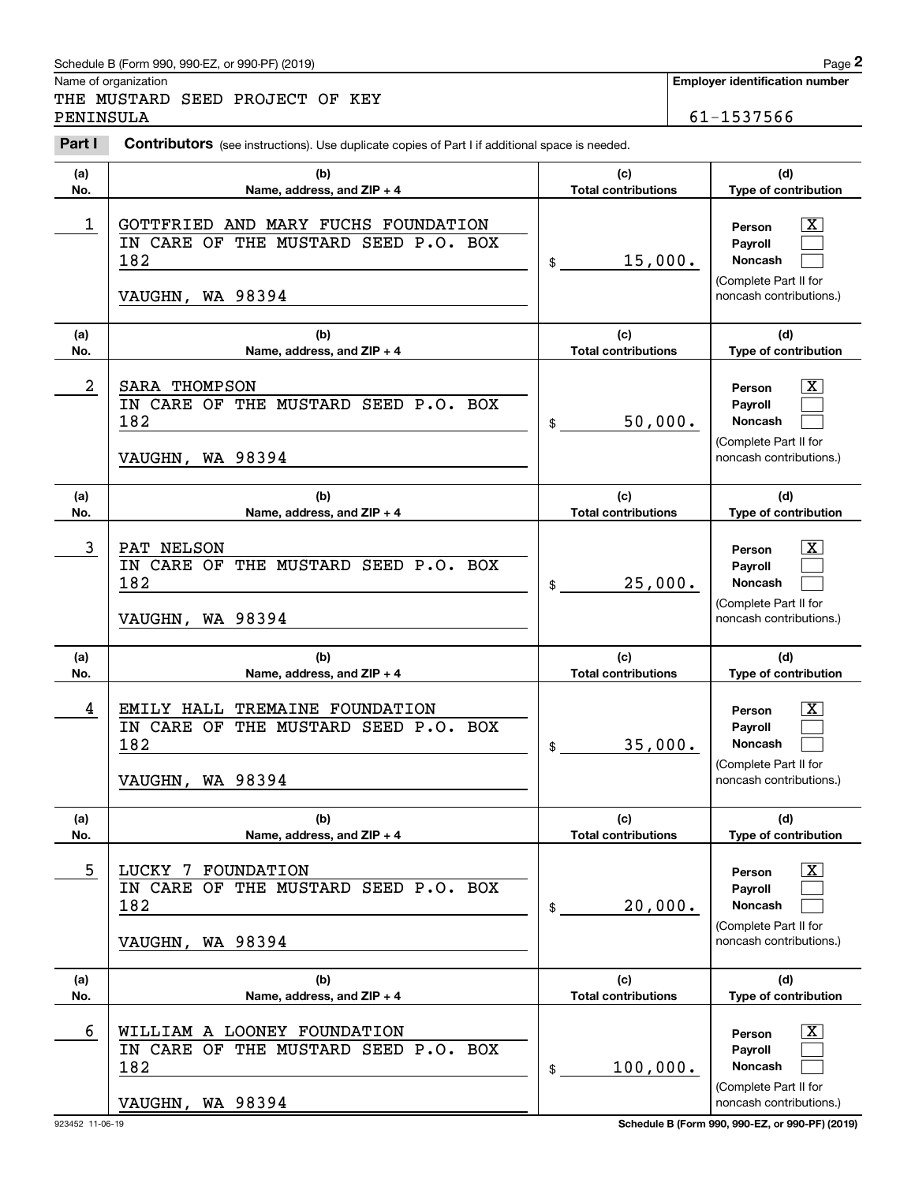Schedule B (Form 990, 990-EZ, or 990-PF) (2019)

Name of organization

THE MUSTARD SEED PROJECT OF KEY PENINSULA

**Employer identification number**

61-1537566

**Part I** **Contributors** (see instructions). Use duplicate copies of Part I if additional space is needed.

| (a) No. | (b) Name, address, and ZIP + 4 | (c) Total contributions | (d) Type of contribution |
|---|---|---|---|
| 1 | GOTTFRIED AND MARY FUCHS FOUNDATION<br>IN CARE OF THE MUSTARD SEED P.O. BOX 182<br>VAUGHN, WA 98394 | $ 15,000. | Person [X]<br>Payroll [ ]<br>Noncash [ ]<br>(Complete Part II for noncash contributions.) |
| 2 | SARA THOMPSON<br>IN CARE OF THE MUSTARD SEED P.O. BOX 182<br>VAUGHN, WA 98394 | $ 50,000. | Person [X]<br>Payroll [ ]<br>Noncash [ ]<br>(Complete Part II for noncash contributions.) |
| 3 | PAT NELSON<br>IN CARE OF THE MUSTARD SEED P.O. BOX 182<br>VAUGHN, WA 98394 | $ 25,000. | Person [X]<br>Payroll [ ]<br>Noncash [ ]<br>(Complete Part II for noncash contributions.) |
| 4 | EMILY HALL TREMAINE FOUNDATION<br>IN CARE OF THE MUSTARD SEED P.O. BOX 182<br>VAUGHN, WA 98394 | $ 35,000. | Person [X]<br>Payroll [ ]<br>Noncash [ ]<br>(Complete Part II for noncash contributions.) |
| 5 | LUCKY 7 FOUNDATION<br>IN CARE OF THE MUSTARD SEED P.O. BOX 182<br>VAUGHN, WA 98394 | $ 20,000. | Person [X]<br>Payroll [ ]<br>Noncash [ ]<br>(Complete Part II for noncash contributions.) |
| 6 | WILLIAM A LOONEY FOUNDATION<br>IN CARE OF THE MUSTARD SEED P.O. BOX 182<br>VAUGHN, WA 98394 | $ 100,000. | Person [X]<br>Payroll [ ]<br>Noncash [ ]<br>(Complete Part II for noncash contributions.) |

923452 11-06-19

**Schedule B (Form 990, 990-EZ, or 990-PF) (2019)**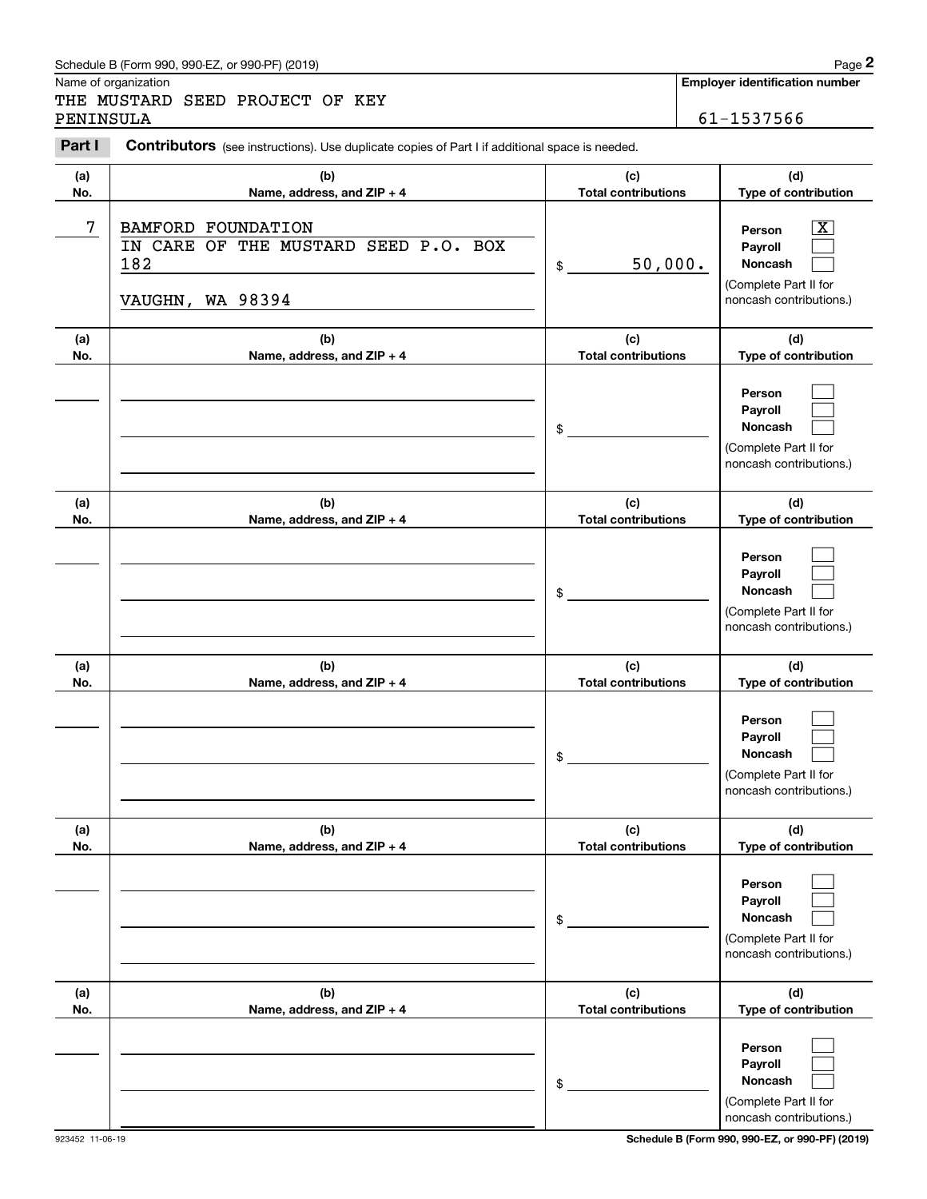Schedule B (Form 990, 990-EZ, or 990-PF) (2019)

Name of organization: THE MUSTARD SEED PROJECT OF KEY PENINSULA

**Employer identification number:** 61-1537566

**Part I** **Contributors** (see instructions). Use duplicate copies of Part I if additional space is needed.

| (a) No. | (b) Name, address, and ZIP + 4 | (c) Total contributions | (d) Type of contribution |
|---|---|---|---|
| 7 | BAMFORD FOUNDATION<br>IN CARE OF THE MUSTARD SEED P.O. BOX 182<br>VAUGHN, WA 98394 | $ 50,000. | Person [X]<br>Payroll [ ]<br>Noncash [ ]<br>(Complete Part II for noncash contributions.) |
| | | $ | Person [ ]<br>Payroll [ ]<br>Noncash [ ]<br>(Complete Part II for noncash contributions.) |
| | | $ | Person [ ]<br>Payroll [ ]<br>Noncash [ ]<br>(Complete Part II for noncash contributions.) |
| | | $ | Person [ ]<br>Payroll [ ]<br>Noncash [ ]<br>(Complete Part II for noncash contributions.) |
| | | $ | Person [ ]<br>Payroll [ ]<br>Noncash [ ]<br>(Complete Part II for noncash contributions.) |
| | | $ | Person [ ]<br>Payroll [ ]<br>Noncash [ ]<br>(Complete Part II for noncash contributions.) |

923452 11-06-19

**Schedule B (Form 990, 990-EZ, or 990-PF) (2019)**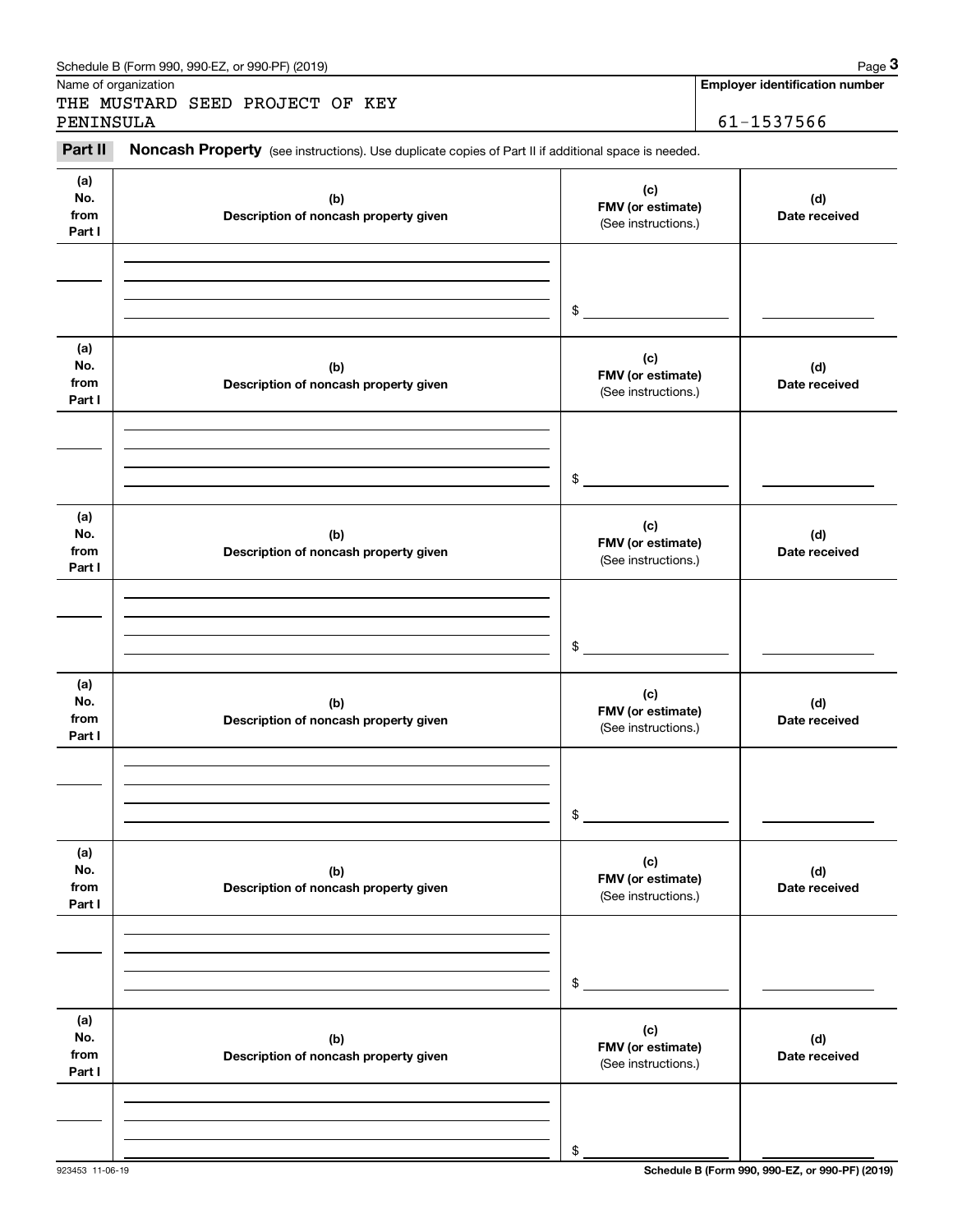Schedule B (Form 990, 990-EZ, or 990-PF) (2019)

Name of organization

THE MUSTARD SEED PROJECT OF KEY PENINSULA

**Employer identification number**

61-1537566

**Part II** **Noncash Property** (see instructions). Use duplicate copies of Part II if additional space is needed.

| (a) No. from Part I | (b) Description of noncash property given | (c) FMV (or estimate) (See instructions.) | (d) Date received |
|---|---|---|---|
| | | $ | |

| (a) No. from Part I | (b) Description of noncash property given | (c) FMV (or estimate) (See instructions.) | (d) Date received |
|---|---|---|---|
| | | $ | |

| (a) No. from Part I | (b) Description of noncash property given | (c) FMV (or estimate) (See instructions.) | (d) Date received |
|---|---|---|---|
| | | $ | |

| (a) No. from Part I | (b) Description of noncash property given | (c) FMV (or estimate) (See instructions.) | (d) Date received |
|---|---|---|---|
| | | $ | |

| (a) No. from Part I | (b) Description of noncash property given | (c) FMV (or estimate) (See instructions.) | (d) Date received |
|---|---|---|---|
| | | $ | |

| (a) No. from Part I | (b) Description of noncash property given | (c) FMV (or estimate) (See instructions.) | (d) Date received |
|---|---|---|---|
| | | $ | |

923453 11-06-19

**Schedule B (Form 990, 990-EZ, or 990-PF) (2019)**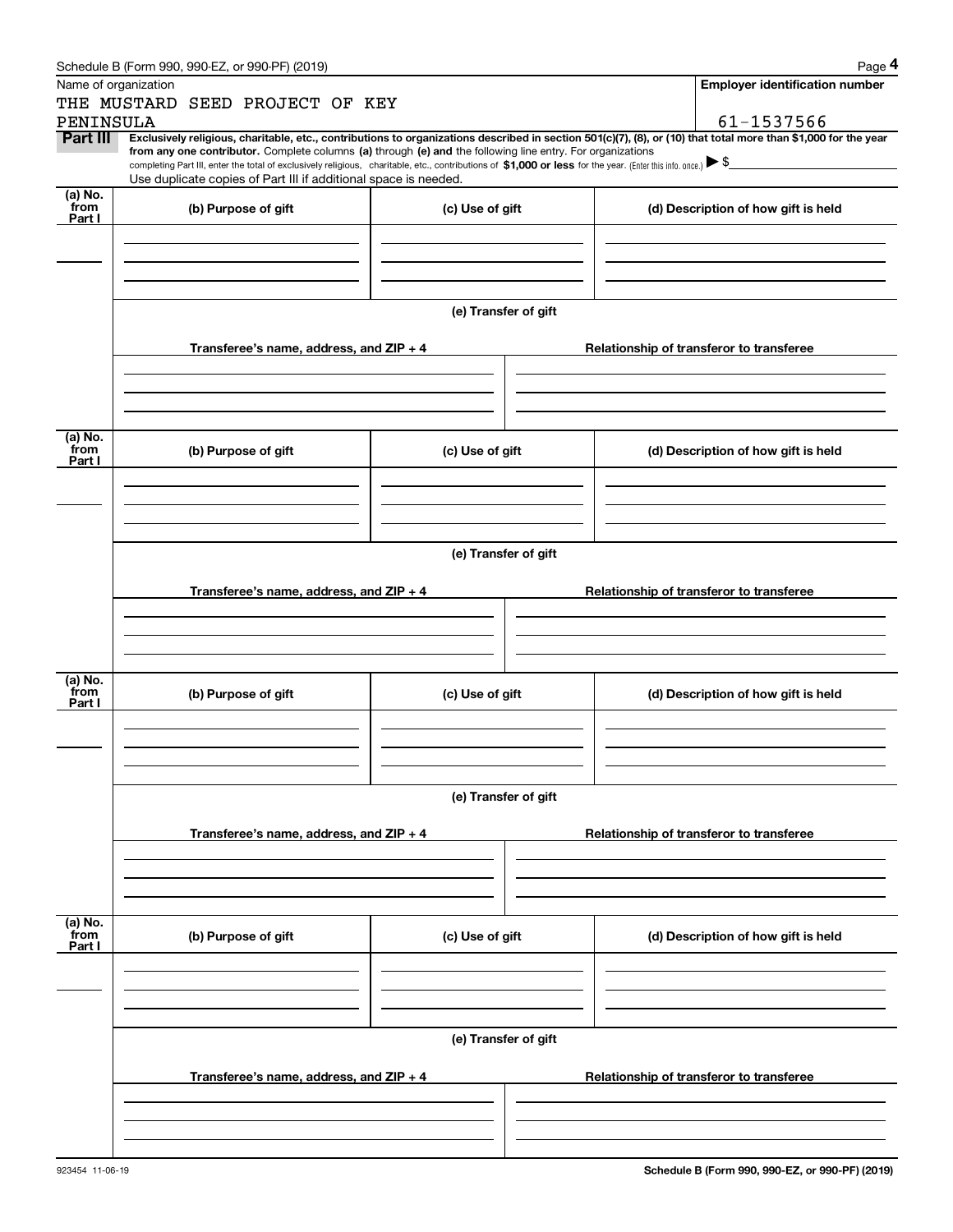Schedule B (Form 990, 990-EZ, or 990-PF) (2019)

| Name of organization | Employer identification number |
|---|---|
| THE MUSTARD SEED PROJECT OF KEY PENINSULA | 61-1537566 |

**Part III** **Exclusively religious, charitable, etc., contributions to organizations described in section 501(c)(7), (8), or (10) that total more than $1,000 for the year from any one contributor.** Complete columns **(a)** through **(e) and** the following line entry. For organizations completing Part III, enter the total of exclusively religious, charitable, etc., contributions of **$1,000 or less** for the year. (Enter this info. once.) ▶ $

Use duplicate copies of Part III if additional space is needed.

| (a) No. from Part I | (b) Purpose of gift | (c) Use of gift | (d) Description of how gift is held |
|---|---|---|---|
| | | | |

(e) Transfer of gift

| Transferee's name, address, and ZIP + 4 | Relationship of transferor to transferee |
|---|---|
| | |

| (a) No. from Part I | (b) Purpose of gift | (c) Use of gift | (d) Description of how gift is held |
|---|---|---|---|
| | | | |

(e) Transfer of gift

| Transferee's name, address, and ZIP + 4 | Relationship of transferor to transferee |
|---|---|
| | |

| (a) No. from Part I | (b) Purpose of gift | (c) Use of gift | (d) Description of how gift is held |
|---|---|---|---|
| | | | |

(e) Transfer of gift

| Transferee's name, address, and ZIP + 4 | Relationship of transferor to transferee |
|---|---|
| | |

| (a) No. from Part I | (b) Purpose of gift | (c) Use of gift | (d) Description of how gift is held |
|---|---|---|---|
| | | | |

(e) Transfer of gift

| Transferee's name, address, and ZIP + 4 | Relationship of transferor to transferee |
|---|---|
| | |

923454 11-06-19

**Schedule B (Form 990, 990-EZ, or 990-PF) (2019)**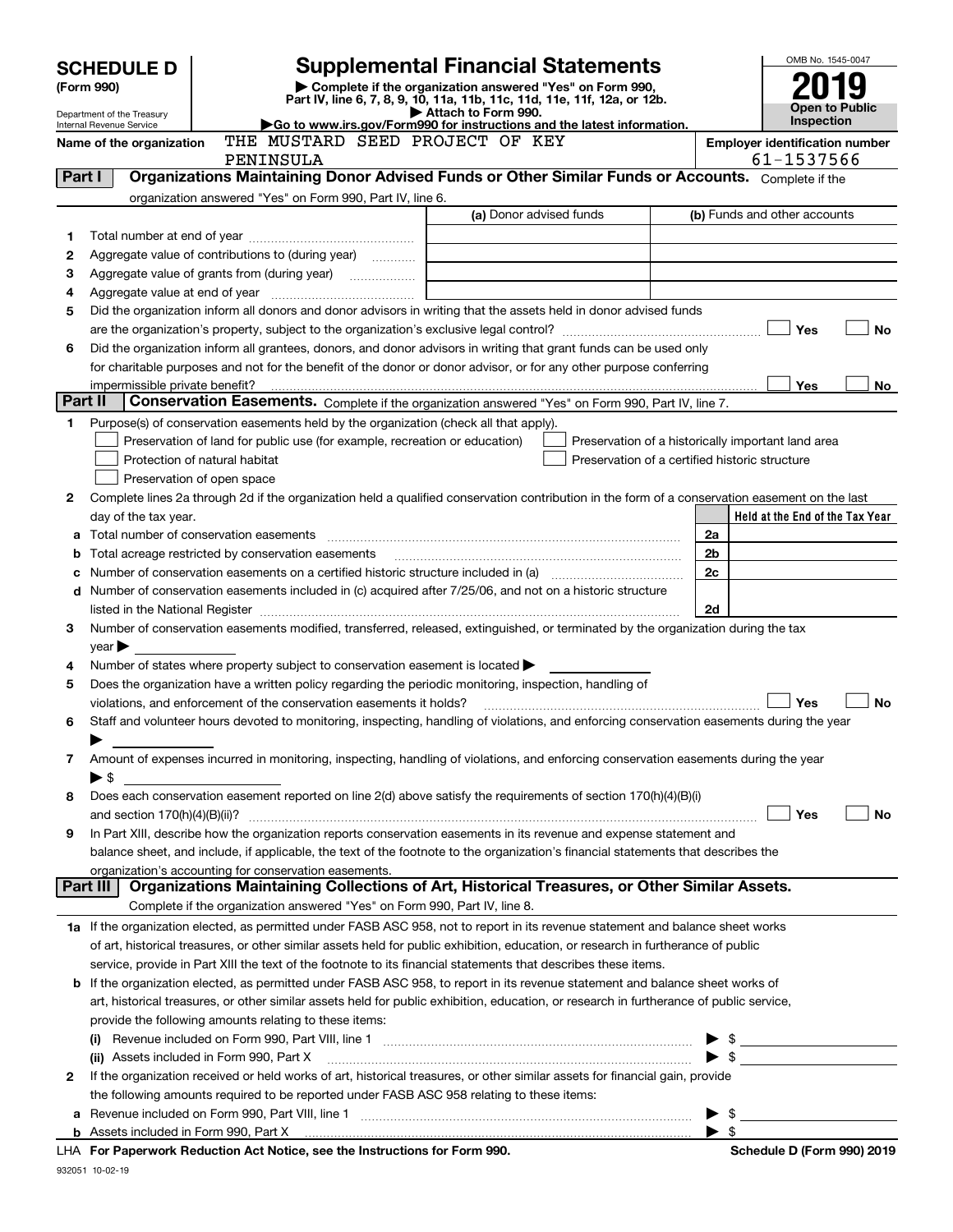# SCHEDULE D (Form 990)

Department of the Treasury
Internal Revenue Service

## Supplemental Financial Statements

▶ Complete if the organization answered "Yes" on Form 990, Part IV, line 6, 7, 8, 9, 10, 11a, 11b, 11c, 11d, 11e, 11f, 12a, or 12b.
▶ Attach to Form 990.
▶Go to www.irs.gov/Form990 for instructions and the latest information.

OMB No. 1545-0047

**2019**

**Open to Public Inspection**

Name of the organization: THE MUSTARD SEED PROJECT OF KEY PENINSULA

Employer identification number: 61-1537566

## Part I Organizations Maintaining Donor Advised Funds or Other Similar Funds or Accounts.

Complete if the organization answered "Yes" on Form 990, Part IV, line 6.

| | | (a) Donor advised funds | (b) Funds and other accounts |
|---|---|---|---|
| 1 | Total number at end of year | | |
| 2 | Aggregate value of contributions to (during year) | | |
| 3 | Aggregate value of grants from (during year) | | |
| 4 | Aggregate value at end of year | | |

5 Did the organization inform all donors and donor advisors in writing that the assets held in donor advised funds are the organization's property, subject to the organization's exclusive legal control? ☐ Yes ☐ No

6 Did the organization inform all grantees, donors, and donor advisors in writing that grant funds can be used only for charitable purposes and not for the benefit of the donor or donor advisor, or for any other purpose conferring impermissible private benefit? ☐ Yes ☐ No

## Part II Conservation Easements.

Complete if the organization answered "Yes" on Form 990, Part IV, line 7.

1 Purpose(s) of conservation easements held by the organization (check all that apply).

- ☐ Preservation of land for public use (for example, recreation or education)
- ☐ Protection of natural habitat
- ☐ Preservation of open space
- ☐ Preservation of a historically important land area
- ☐ Preservation of a certified historic structure

2 Complete lines 2a through 2d if the organization held a qualified conservation contribution in the form of a conservation easement on the last day of the tax year.

| | | | Held at the End of the Tax Year |
|---|---|---|---|
| a | Total number of conservation easements | 2a | |
| b | Total acreage restricted by conservation easements | 2b | |
| c | Number of conservation easements on a certified historic structure included in (a) | 2c | |
| d | Number of conservation easements included in (c) acquired after 7/25/06, and not on a historic structure listed in the National Register | 2d | |

3 Number of conservation easements modified, transferred, released, extinguished, or terminated by the organization during the tax year ▶

4 Number of states where property subject to conservation easement is located ▶

5 Does the organization have a written policy regarding the periodic monitoring, inspection, handling of violations, and enforcement of the conservation easements it holds? ☐ Yes ☐ No

6 Staff and volunteer hours devoted to monitoring, inspecting, handling of violations, and enforcing conservation easements during the year ▶

7 Amount of expenses incurred in monitoring, inspecting, handling of violations, and enforcing conservation easements during the year ▶ $

8 Does each conservation easement reported on line 2(d) above satisfy the requirements of section 170(h)(4)(B)(i) and section 170(h)(4)(B)(ii)? ☐ Yes ☐ No

9 In Part XIII, describe how the organization reports conservation easements in its revenue and expense statement and balance sheet, and include, if applicable, the text of the footnote to the organization's financial statements that describes the organization's accounting for conservation easements.

## Part III Organizations Maintaining Collections of Art, Historical Treasures, or Other Similar Assets.

Complete if the organization answered "Yes" on Form 990, Part IV, line 8.

1a If the organization elected, as permitted under FASB ASC 958, not to report in its revenue statement and balance sheet works of art, historical treasures, or other similar assets held for public exhibition, education, or research in furtherance of public service, provide in Part XIII the text of the footnote to its financial statements that describes these items.

b If the organization elected, as permitted under FASB ASC 958, to report in its revenue statement and balance sheet works of art, historical treasures, or other similar assets held for public exhibition, education, or research in furtherance of public service, provide the following amounts relating to these items:

(i) Revenue included on Form 990, Part VIII, line 1 ▶ $

(ii) Assets included in Form 990, Part X ▶ $

2 If the organization received or held works of art, historical treasures, or other similar assets for financial gain, provide the following amounts required to be reported under FASB ASC 958 relating to these items:

a Revenue included on Form 990, Part VIII, line 1 ▶ $

b Assets included in Form 990, Part X ▶ $

LHA For Paperwork Reduction Act Notice, see the Instructions for Form 990. Schedule D (Form 990) 2019

932051 10-02-19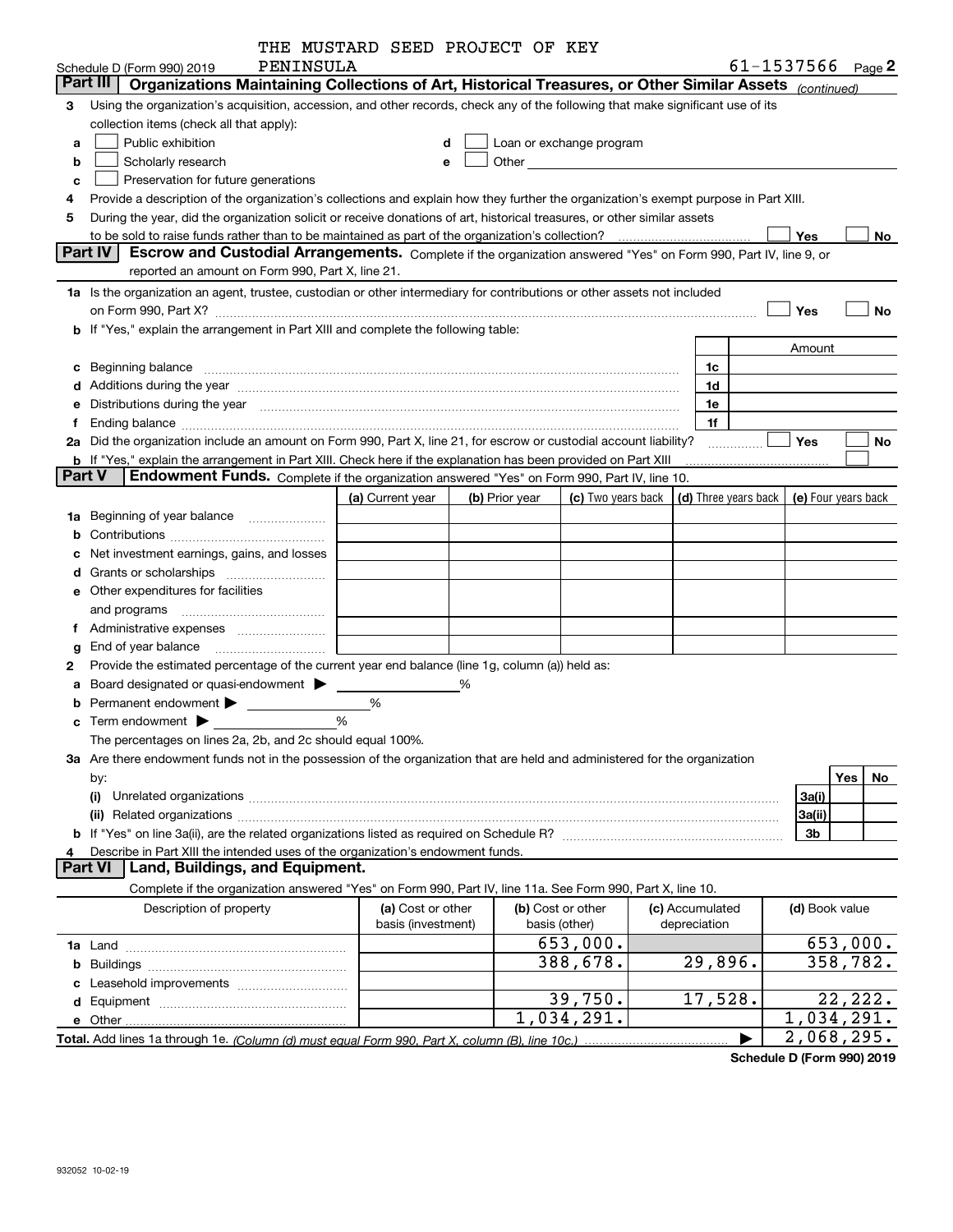THE MUSTARD SEED PROJECT OF KEY PENINSULA

Schedule D (Form 990) 2019 — 61-1537566 Page 2

## Part III Organizations Maintaining Collections of Art, Historical Treasures, or Other Similar Assets *(continued)*

3 Using the organization's acquisition, accession, and other records, check any of the following that make significant use of its collection items (check all that apply):

- a ☐ Public exhibition
- b ☐ Scholarly research
- c ☐ Preservation for future generations
- d ☐ Loan or exchange program
- e ☐ Other

4 Provide a description of the organization's collections and explain how they further the organization's exempt purpose in Part XIII.

5 During the year, did the organization solicit or receive donations of art, historical treasures, or other similar assets to be sold to raise funds rather than to be maintained as part of the organization's collection? ☐ Yes ☐ No

## Part IV Escrow and Custodial Arrangements.

Complete if the organization answered "Yes" on Form 990, Part IV, line 9, or reported an amount on Form 990, Part X, line 21.

1a Is the organization an agent, trustee, custodian or other intermediary for contributions or other assets not included on Form 990, Part X? ☐ Yes ☐ No

b If "Yes," explain the arrangement in Part XIII and complete the following table:

| | | Amount |
|---|---|---|
| c Beginning balance | 1c | |
| d Additions during the year | 1d | |
| e Distributions during the year | 1e | |
| f Ending balance | 1f | |

2a Did the organization include an amount on Form 990, Part X, line 21, for escrow or custodial account liability? ☐ Yes ☐ No

b If "Yes," explain the arrangement in Part XIII. Check here if the explanation has been provided on Part XIII ☐

## Part V Endowment Funds.

Complete if the organization answered "Yes" on Form 990, Part IV, line 10.

| | (a) Current year | (b) Prior year | (c) Two years back | (d) Three years back | (e) Four years back |
|---|---|---|---|---|---|
| 1a Beginning of year balance | | | | | |
| b Contributions | | | | | |
| c Net investment earnings, gains, and losses | | | | | |
| d Grants or scholarships | | | | | |
| e Other expenditures for facilities and programs | | | | | |
| f Administrative expenses | | | | | |
| g End of year balance | | | | | |

2 Provide the estimated percentage of the current year end balance (line 1g, column (a)) held as:

- a Board designated or quasi-endowment ▶ ______ %
- b Permanent endowment ▶ ______ %
- c Term endowment ▶ ______ %

The percentages on lines 2a, 2b, and 2c should equal 100%.

3a Are there endowment funds not in the possession of the organization that are held and administered for the organization by:

| | | Yes | No |
|---|---|---|---|
| (i) Unrelated organizations | 3a(i) | | |
| (ii) Related organizations | 3a(ii) | | |
| b If "Yes" on line 3a(ii), are the related organizations listed as required on Schedule R? | 3b | | |

4 Describe in Part XIII the intended uses of the organization's endowment funds.

## Part VI Land, Buildings, and Equipment.

Complete if the organization answered "Yes" on Form 990, Part IV, line 11a. See Form 990, Part X, line 10.

| Description of property | (a) Cost or other basis (investment) | (b) Cost or other basis (other) | (c) Accumulated depreciation | (d) Book value |
|---|---|---|---|---|
| 1a Land | | 653,000. | | 653,000. |
| b Buildings | | 388,678. | 29,896. | 358,782. |
| c Leasehold improvements | | | | |
| d Equipment | | 39,750. | 17,528. | 22,222. |
| e Other | | 1,034,291. | | 1,034,291. |
| **Total.** Add lines 1a through 1e. *(Column (d) must equal Form 990, Part X, column (B), line 10c.)* | | | ▶ | 2,068,295. |

Schedule D (Form 990) 2019

932052 10-02-19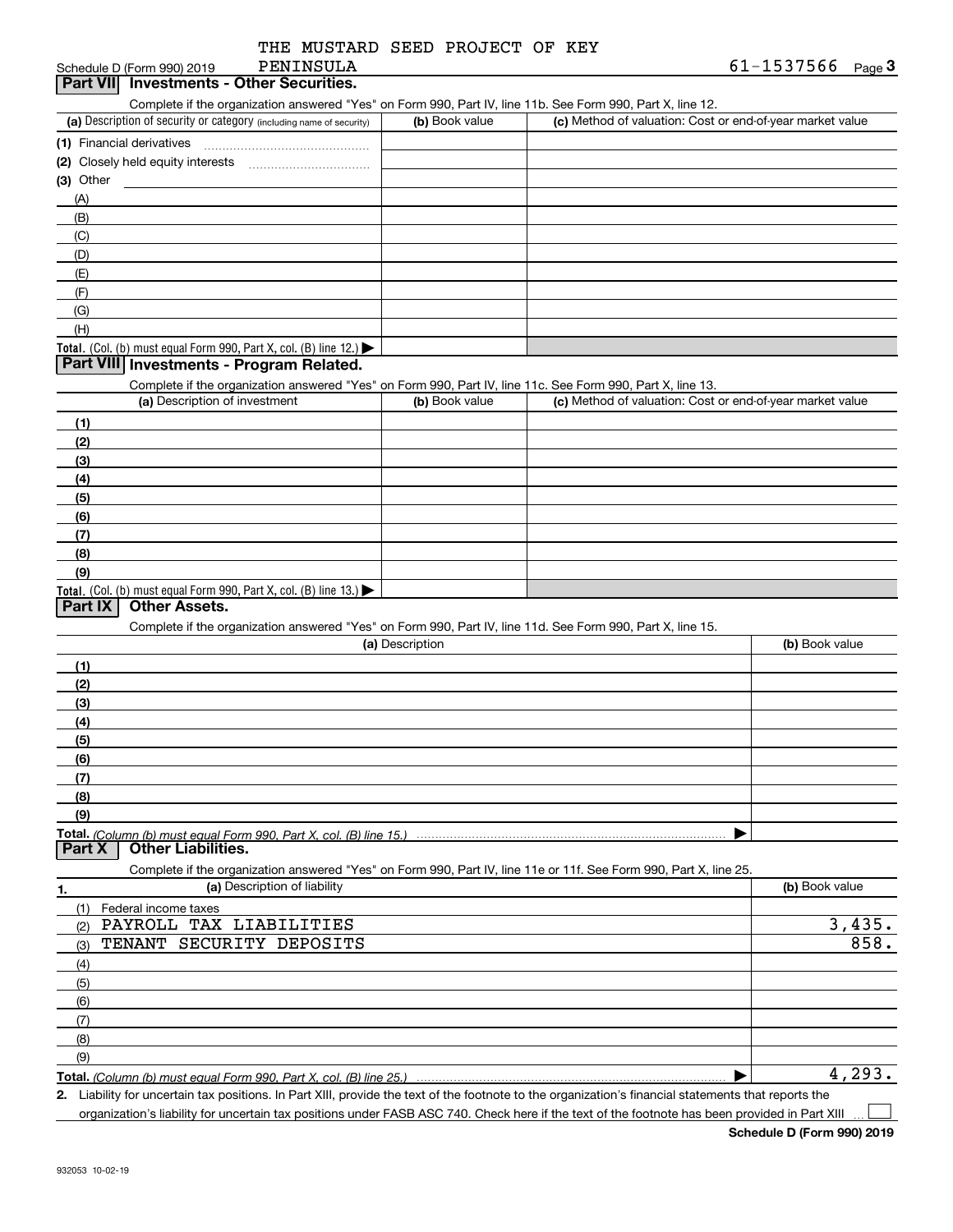THE MUSTARD SEED PROJECT OF KEY PENINSULA

Schedule D (Form 990) 2019 61-1537566 Page 3

## Part VII Investments - Other Securities.

Complete if the organization answered "Yes" on Form 990, Part IV, line 11b. See Form 990, Part X, line 12.

| (a) Description of security or category (including name of security) | (b) Book value | (c) Method of valuation: Cost or end-of-year market value |
|---|---|---|
| (1) Financial derivatives | | |
| (2) Closely held equity interests | | |
| (3) Other | | |
| (A) | | |
| (B) | | |
| (C) | | |
| (D) | | |
| (E) | | |
| (F) | | |
| (G) | | |
| (H) | | |
| Total. (Col. (b) must equal Form 990, Part X, col. (B) line 12.) | | |

## Part VIII Investments - Program Related.

Complete if the organization answered "Yes" on Form 990, Part IV, line 11c. See Form 990, Part X, line 13.

| (a) Description of investment | (b) Book value | (c) Method of valuation: Cost or end-of-year market value |
|---|---|---|
| (1) | | |
| (2) | | |
| (3) | | |
| (4) | | |
| (5) | | |
| (6) | | |
| (7) | | |
| (8) | | |
| (9) | | |
| Total. (Col. (b) must equal Form 990, Part X, col. (B) line 13.) | | |

## Part IX Other Assets.

Complete if the organization answered "Yes" on Form 990, Part IV, line 11d. See Form 990, Part X, line 15.

| (a) Description | (b) Book value |
|---|---|
| (1) | |
| (2) | |
| (3) | |
| (4) | |
| (5) | |
| (6) | |
| (7) | |
| (8) | |
| (9) | |
| Total. (Column (b) must equal Form 990, Part X, col. (B) line 15.) | |

## Part X Other Liabilities.

Complete if the organization answered "Yes" on Form 990, Part IV, line 11e or 11f. See Form 990, Part X, line 25.

| 1. (a) Description of liability | (b) Book value |
|---|---|
| (1) Federal income taxes | |
| (2) PAYROLL TAX LIABILITIES | 3,435. |
| (3) TENANT SECURITY DEPOSITS | 858. |
| (4) | |
| (5) | |
| (6) | |
| (7) | |
| (8) | |
| (9) | |
| Total. (Column (b) must equal Form 990, Part X, col. (B) line 25.) | 4,293. |

2. Liability for uncertain tax positions. In Part XIII, provide the text of the footnote to the organization's financial statements that reports the organization's liability for uncertain tax positions under FASB ASC 740. Check here if the text of the footnote has been provided in Part XIII ☐

Schedule D (Form 990) 2019

932053 10-02-19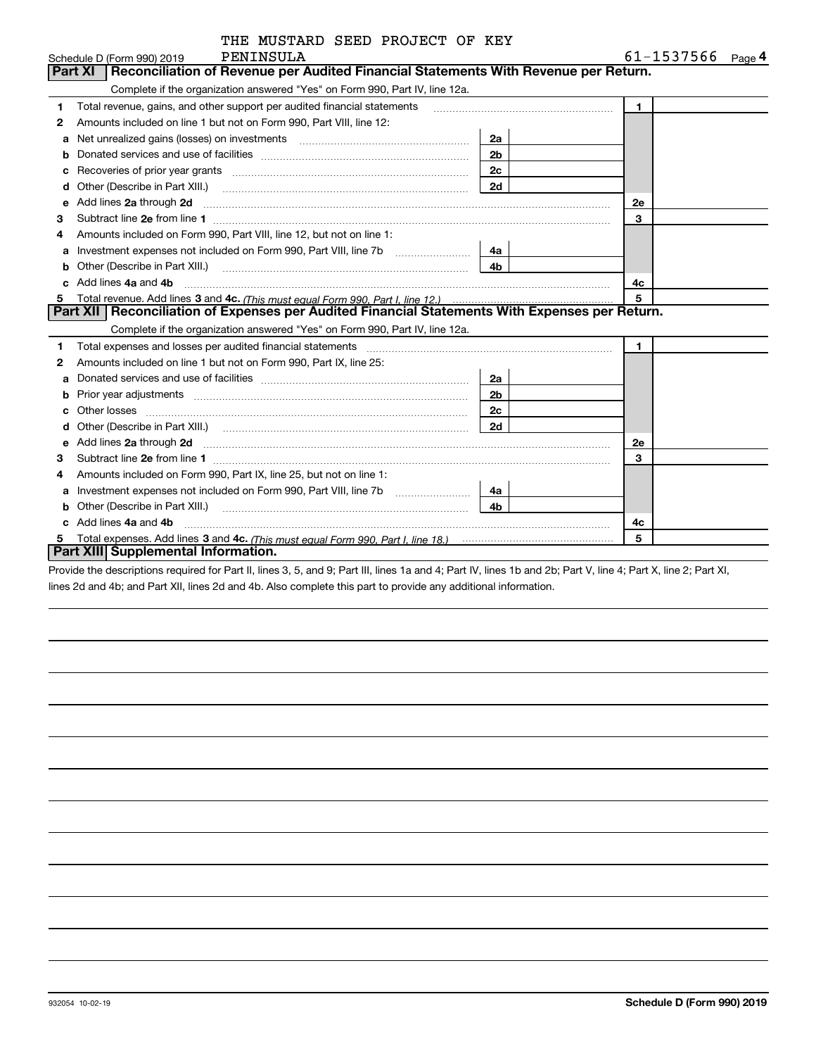THE MUSTARD SEED PROJECT OF KEY PENINSULA

Schedule D (Form 990) 2019 61-1537566 Page 4

## Part XI Reconciliation of Revenue per Audited Financial Statements With Revenue per Return.

Complete if the organization answered "Yes" on Form 990, Part IV, line 12a.

| | | | | | |
|---|---|---|---|---|---|
| 1 | Total revenue, gains, and other support per audited financial statements | | | 1 | |
| 2 | Amounts included on line 1 but not on Form 990, Part VIII, line 12: | | | | |
| a | Net unrealized gains (losses) on investments | 2a | | | |
| b | Donated services and use of facilities | 2b | | | |
| c | Recoveries of prior year grants | 2c | | | |
| d | Other (Describe in Part XIII.) | 2d | | | |
| e | Add lines **2a** through **2d** | | | 2e | |
| 3 | Subtract line **2e** from line **1** | | | 3 | |
| 4 | Amounts included on Form 990, Part VIII, line 12, but not on line 1: | | | | |
| a | Investment expenses not included on Form 990, Part VIII, line 7b | 4a | | | |
| b | Other (Describe in Part XIII.) | 4b | | | |
| c | Add lines **4a** and **4b** | | | 4c | |
| 5 | Total revenue. Add lines **3** and **4c.** *(This must equal Form 990, Part I, line 12.)* | | | 5 | |

## Part XII Reconciliation of Expenses per Audited Financial Statements With Expenses per Return.

Complete if the organization answered "Yes" on Form 990, Part IV, line 12a.

| | | | | | |
|---|---|---|---|---|---|
| 1 | Total expenses and losses per audited financial statements | | | 1 | |
| 2 | Amounts included on line 1 but not on Form 990, Part IX, line 25: | | | | |
| a | Donated services and use of facilities | 2a | | | |
| b | Prior year adjustments | 2b | | | |
| c | Other losses | 2c | | | |
| d | Other (Describe in Part XIII.) | 2d | | | |
| e | Add lines **2a** through **2d** | | | 2e | |
| 3 | Subtract line **2e** from line **1** | | | 3 | |
| 4 | Amounts included on Form 990, Part IX, line 25, but not on line 1: | | | | |
| a | Investment expenses not included on Form 990, Part VIII, line 7b | 4a | | | |
| b | Other (Describe in Part XIII.) | 4b | | | |
| c | Add lines **4a** and **4b** | | | 4c | |
| 5 | Total expenses. Add lines **3** and **4c.** *(This must equal Form 990, Part I, line 18.)* | | | 5 | |

## Part XIII Supplemental Information.

Provide the descriptions required for Part II, lines 3, 5, and 9; Part III, lines 1a and 4; Part IV, lines 1b and 2b; Part V, line 4; Part X, line 2; Part XI, lines 2d and 4b; and Part XII, lines 2d and 4b. Also complete this part to provide any additional information.

932054 10-02-19 **Schedule D (Form 990) 2019**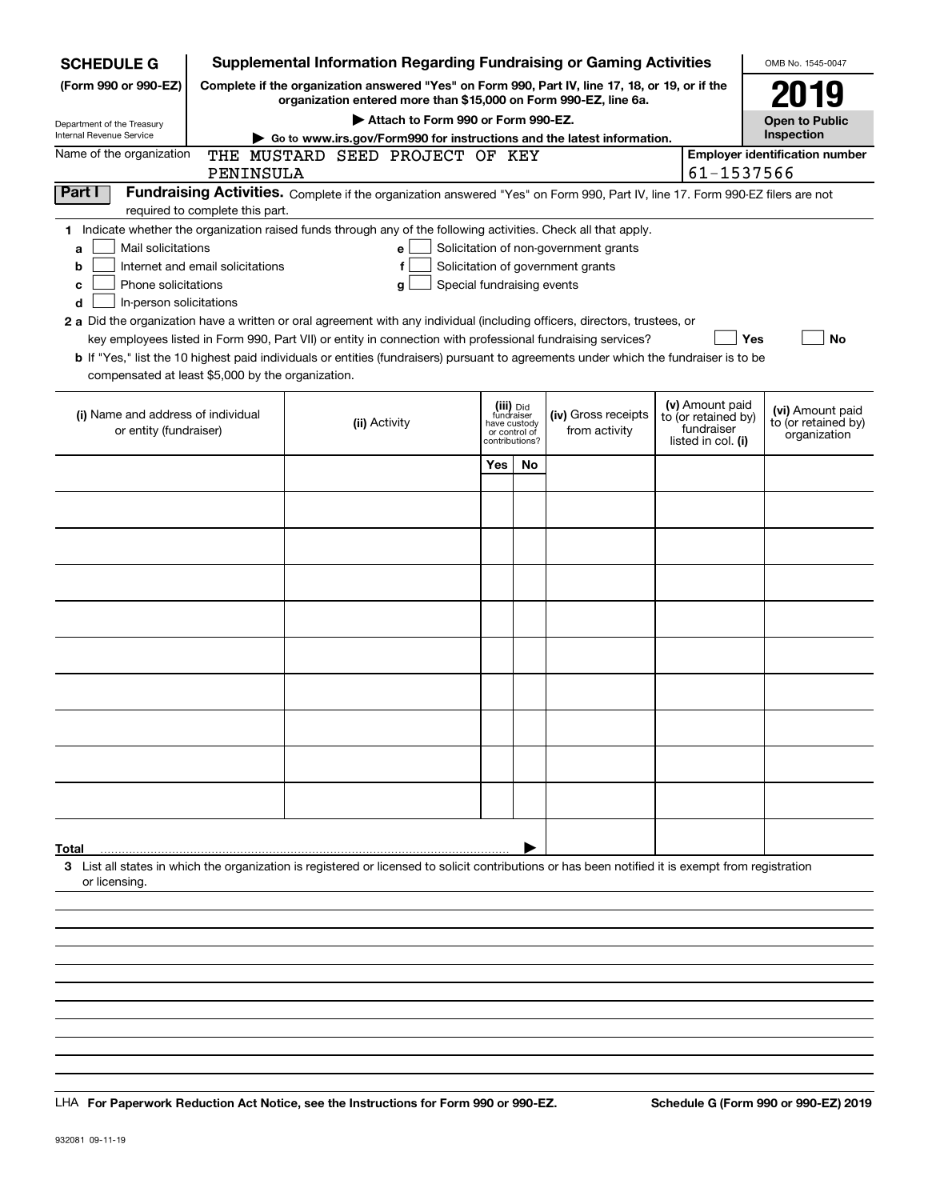# SCHEDULE G (Form 990 or 990-EZ)

Department of the Treasury
Internal Revenue Service

## Supplemental Information Regarding Fundraising or Gaming Activities

**Complete if the organization answered "Yes" on Form 990, Part IV, line 17, 18, or 19, or if the organization entered more than $15,000 on Form 990-EZ, line 6a.**

**▶ Attach to Form 990 or Form 990-EZ.**

**▶ Go to www.irs.gov/Form990 for instructions and the latest information.**

OMB No. 1545-0047

**2019**

**Open to Public Inspection**

Name of the organization: THE MUSTARD SEED PROJECT OF KEY PENINSULA

Employer identification number: 61-1537566

**Part I** **Fundraising Activities.** Complete if the organization answered "Yes" on Form 990, Part IV, line 17. Form 990-EZ filers are not required to complete this part.

1 Indicate whether the organization raised funds through any of the following activities. Check all that apply.

- a ☐ Mail solicitations
- b ☐ Internet and email solicitations
- c ☐ Phone solicitations
- d ☐ In-person solicitations
- e ☐ Solicitation of non-government grants
- f ☐ Solicitation of government grants
- g ☐ Special fundraising events

2 a Did the organization have a written or oral agreement with any individual (including officers, directors, trustees, or key employees listed in Form 990, Part VII) or entity in connection with professional fundraising services? ☐ Yes ☐ No

b If "Yes," list the 10 highest paid individuals or entities (fundraisers) pursuant to agreements under which the fundraiser is to be compensated at least $5,000 by the organization.

| (i) Name and address of individual or entity (fundraiser) | (ii) Activity | (iii) Did fundraiser have custody or control of contributions? | | (iv) Gross receipts from activity | (v) Amount paid to (or retained by) fundraiser listed in col. (i) | (vi) Amount paid to (or retained by) organization |
|---|---|---|---|---|---|---|
| | | Yes | No | | | |
| | | | | | | |
| | | | | | | |
| | | | | | | |
| | | | | | | |
| | | | | | | |
| | | | | | | |
| | | | | | | |
| | | | | | | |
| | | | | | | |
| | | | | | | |
| **Total** ▶ | | | | | | |

3 List all states in which the organization is registered or licensed to solicit contributions or has been notified it is exempt from registration or licensing.

LHA **For Paperwork Reduction Act Notice, see the Instructions for Form 990 or 990-EZ.** **Schedule G (Form 990 or 990-EZ) 2019**

932081 09-11-19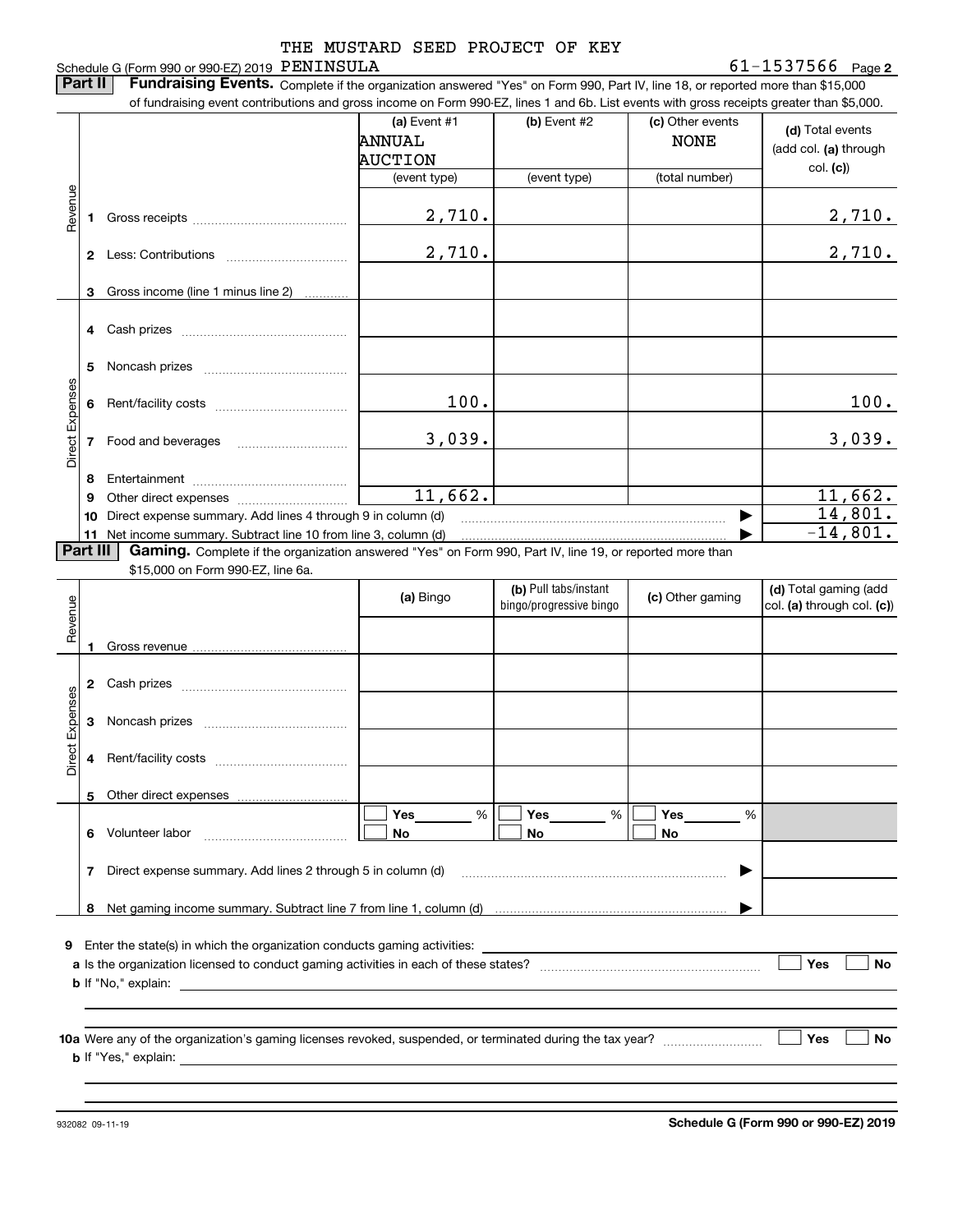THE MUSTARD SEED PROJECT OF KEY PENINSULA

Schedule G (Form 990 or 990-EZ) 2019 — 61-1537566 Page 2

**Part II — Fundraising Events.** Complete if the organization answered "Yes" on Form 990, Part IV, line 18, or reported more than $15,000 of fundraising event contributions and gross income on Form 990-EZ, lines 1 and 6b. List events with gross receipts greater than $5,000.

| | | | (a) Event #1 ANNUAL AUCTION (event type) | (b) Event #2 (event type) | (c) Other events NONE (total number) | (d) Total events (add col. (a) through col. (c)) |
|---|---|---|---|---|---|---|
| Revenue | 1 | Gross receipts | 2,710. | | | 2,710. |
| | 2 | Less: Contributions | 2,710. | | | 2,710. |
| | 3 | Gross income (line 1 minus line 2) | | | | |
| Direct Expenses | 4 | Cash prizes | | | | |
| | 5 | Noncash prizes | | | | |
| | 6 | Rent/facility costs | 100. | | | 100. |
| | 7 | Food and beverages | 3,039. | | | 3,039. |
| | 8 | Entertainment | | | | |
| | 9 | Other direct expenses | 11,662. | | | 11,662. |
| | 10 | Direct expense summary. Add lines 4 through 9 in column (d) | | | ▶ | 14,801. |
| | 11 | Net income summary. Subtract line 10 from line 3, column (d) | | | ▶ | -14,801. |

**Part III — Gaming.** Complete if the organization answered "Yes" on Form 990, Part IV, line 19, or reported more than $15,000 on Form 990-EZ, line 6a.

| | | | (a) Bingo | (b) Pull tabs/instant bingo/progressive bingo | (c) Other gaming | (d) Total gaming (add col. (a) through col. (c)) |
|---|---|---|---|---|---|---|
| Revenue | 1 | Gross revenue | | | | |
| Direct Expenses | 2 | Cash prizes | | | | |
| | 3 | Noncash prizes | | | | |
| | 4 | Rent/facility costs | | | | |
| | 5 | Other direct expenses | | | | |
| | 6 | Volunteer labor | ☐ Yes ___ % ☐ No | ☐ Yes ___ % ☐ No | ☐ Yes ___ % ☐ No | |
| | 7 | Direct expense summary. Add lines 2 through 5 in column (d) | | | ▶ | |
| | 8 | Net gaming income summary. Subtract line 7 from line 1, column (d) | | | ▶ | |

9 Enter the state(s) in which the organization conducts gaming activities: ____________

a Is the organization licensed to conduct gaming activities in each of these states? ☐ Yes ☐ No

b If "No," explain: ____________

10a Were any of the organization's gaming licenses revoked, suspended, or terminated during the tax year? ☐ Yes ☐ No

b If "Yes," explain: ____________

932082 09-11-19 — Schedule G (Form 990 or 990-EZ) 2019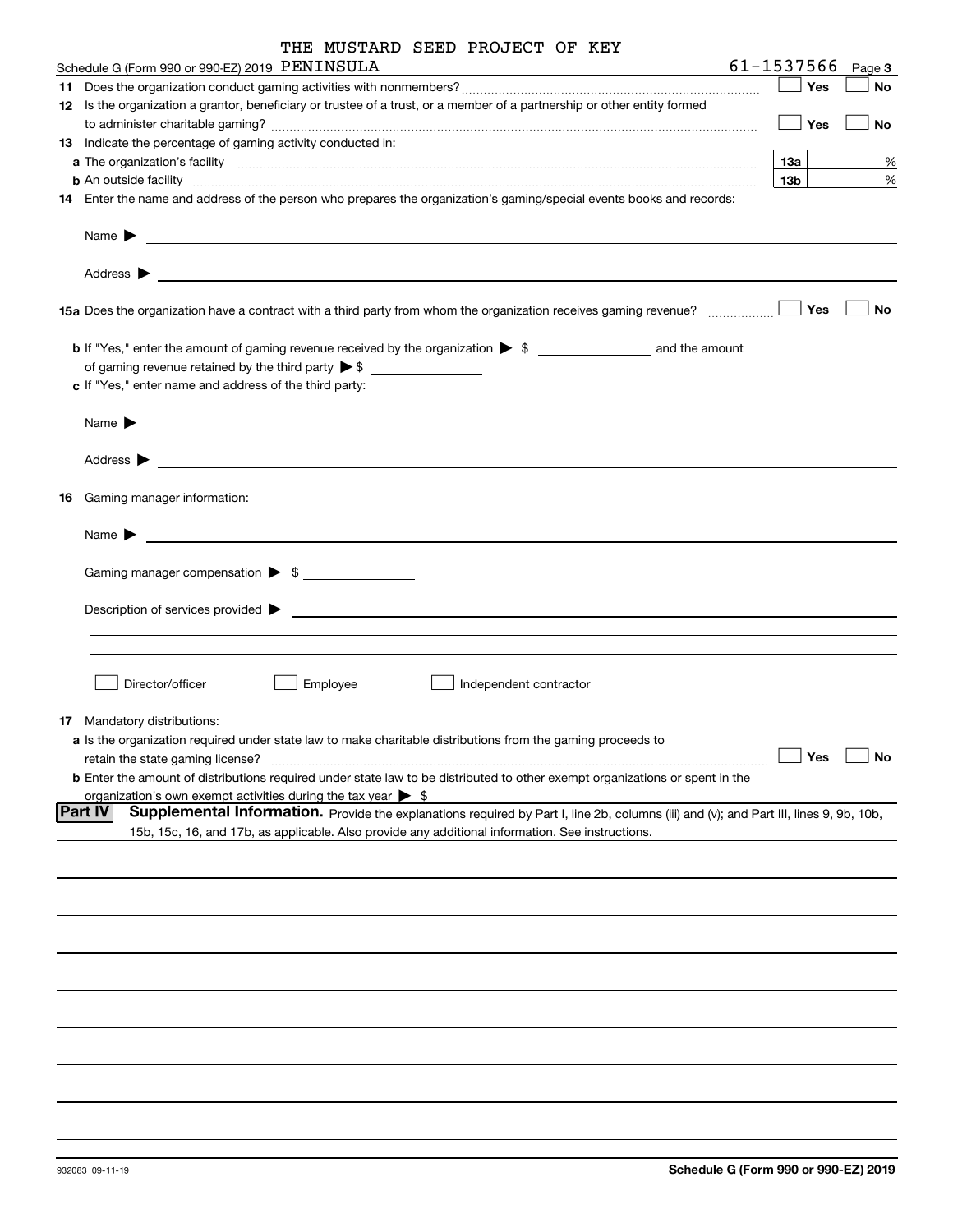THE MUSTARD SEED PROJECT OF KEY

Schedule G (Form 990 or 990-EZ) 2019 PENINSULA 61-1537566 Page **3**

**11** Does the organization conduct gaming activities with nonmembers? ☐ Yes ☐ No

**12** Is the organization a grantor, beneficiary or trustee of a trust, or a member of a partnership or other entity formed to administer charitable gaming? ☐ Yes ☐ No

**13** Indicate the percentage of gaming activity conducted in:

**a** The organization's facility **13a** %

**b** An outside facility **13b** %

**14** Enter the name and address of the person who prepares the organization's gaming/special events books and records:

Name ▶

Address ▶

**15a** Does the organization have a contract with a third party from whom the organization receives gaming revenue? ☐ Yes ☐ No

**b** If "Yes," enter the amount of gaming revenue received by the organization ▶ $ ____________ and the amount of gaming revenue retained by the third party ▶ $ ____________

**c** If "Yes," enter name and address of the third party:

Name ▶

Address ▶

**16** Gaming manager information:

Name ▶

Gaming manager compensation ▶ $ ____________

Description of services provided ▶

☐ Director/officer ☐ Employee ☐ Independent contractor

**17** Mandatory distributions:

**a** Is the organization required under state law to make charitable distributions from the gaming proceeds to retain the state gaming license? ☐ Yes ☐ No

**b** Enter the amount of distributions required under state law to be distributed to other exempt organizations or spent in the organization's own exempt activities during the tax year ▶ $

**Part IV** **Supplemental Information.** Provide the explanations required by Part I, line 2b, columns (iii) and (v); and Part III, lines 9, 9b, 10b, 15b, 15c, 16, and 17b, as applicable. Also provide any additional information. See instructions.

932083 09-11-19

**Schedule G (Form 990 or 990-EZ) 2019**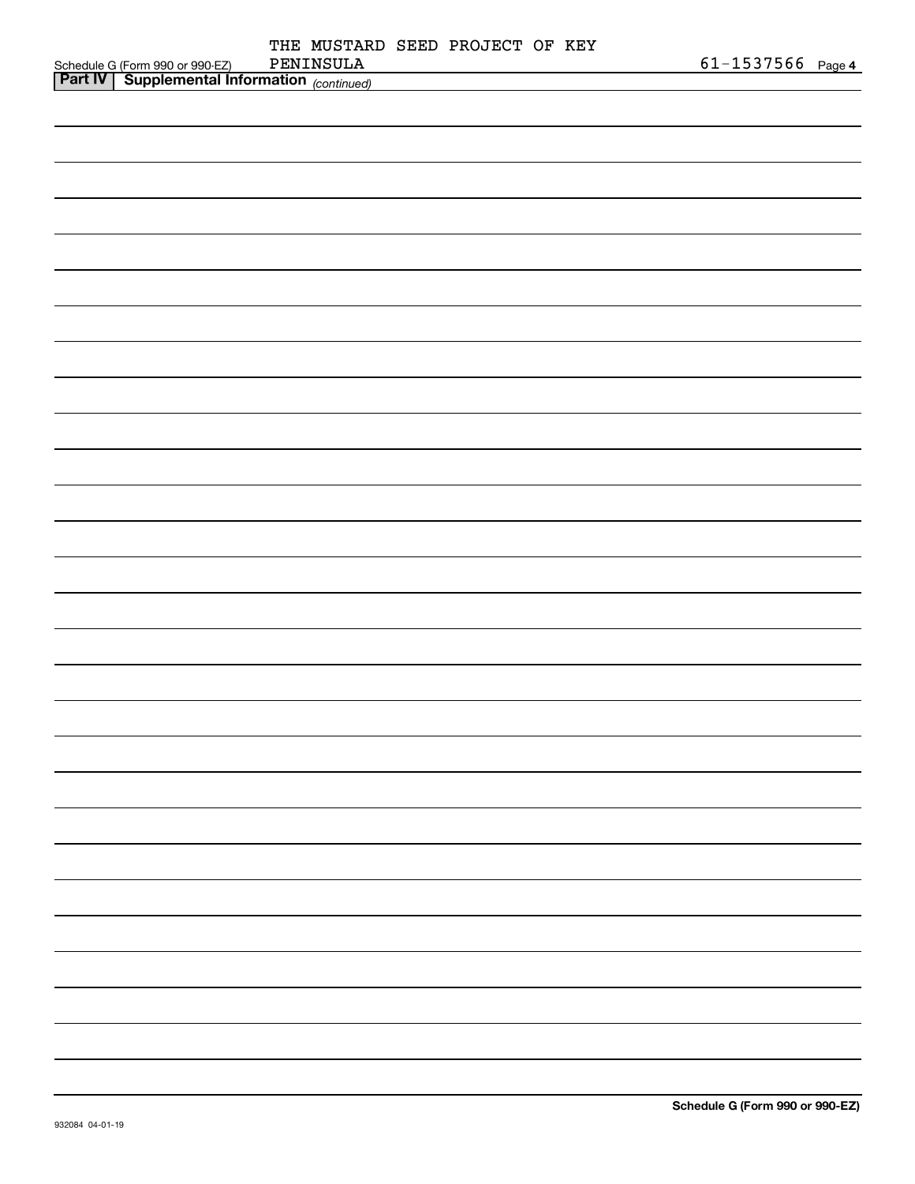Schedule G (Form 990 or 990-EZ) THE MUSTARD SEED PROJECT OF KEY PENINSULA 61-1537566 Page 4

**Part IV | Supplemental Information** *(continued)*

**Schedule G (Form 990 or 990-EZ)**

932084 04-01-19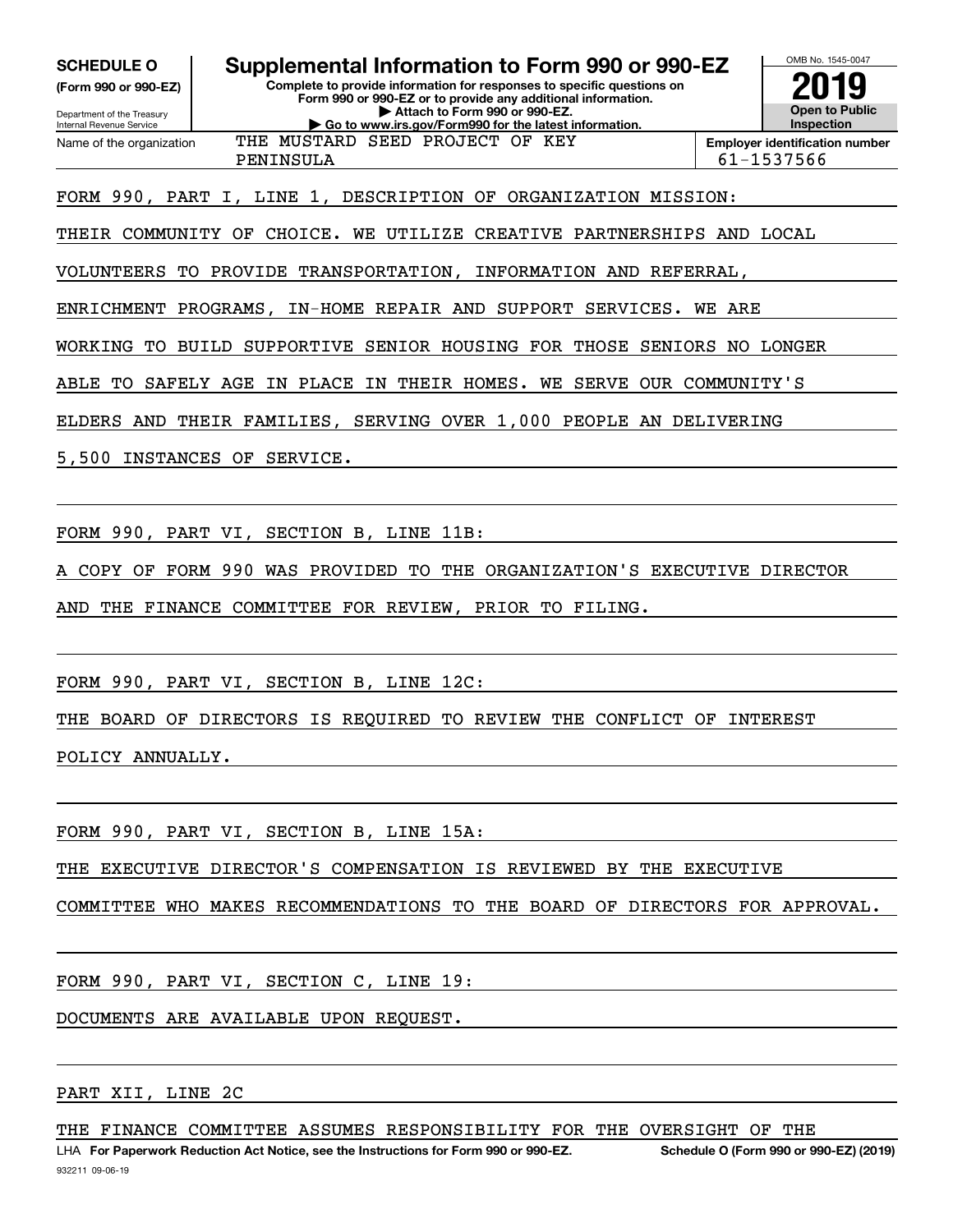**SCHEDULE O**
**(Form 990 or 990-EZ)**

Department of the Treasury
Internal Revenue Service

# Supplemental Information to Form 990 or 990-EZ

**Complete to provide information for responses to specific questions on Form 990 or 990-EZ or to provide any additional information.**
**▶ Attach to Form 990 or 990-EZ.**
**▶ Go to www.irs.gov/Form990 for the latest information.**

OMB No. 1545-0047
**2019**
**Open to Public Inspection**

Name of the organization: THE MUSTARD SEED PROJECT OF KEY PENINSULA

**Employer identification number:** 61-1537566

FORM 990, PART I, LINE 1, DESCRIPTION OF ORGANIZATION MISSION:

THEIR COMMUNITY OF CHOICE. WE UTILIZE CREATIVE PARTNERSHIPS AND LOCAL VOLUNTEERS TO PROVIDE TRANSPORTATION, INFORMATION AND REFERRAL, ENRICHMENT PROGRAMS, IN-HOME REPAIR AND SUPPORT SERVICES. WE ARE WORKING TO BUILD SUPPORTIVE SENIOR HOUSING FOR THOSE SENIORS NO LONGER ABLE TO SAFELY AGE IN PLACE IN THEIR HOMES. WE SERVE OUR COMMUNITY'S ELDERS AND THEIR FAMILIES, SERVING OVER 1,000 PEOPLE AN DELIVERING 5,500 INSTANCES OF SERVICE.

FORM 990, PART VI, SECTION B, LINE 11B:

A COPY OF FORM 990 WAS PROVIDED TO THE ORGANIZATION'S EXECUTIVE DIRECTOR AND THE FINANCE COMMITTEE FOR REVIEW, PRIOR TO FILING.

FORM 990, PART VI, SECTION B, LINE 12C:

THE BOARD OF DIRECTORS IS REQUIRED TO REVIEW THE CONFLICT OF INTEREST POLICY ANNUALLY.

FORM 990, PART VI, SECTION B, LINE 15A:

THE EXECUTIVE DIRECTOR'S COMPENSATION IS REVIEWED BY THE EXECUTIVE COMMITTEE WHO MAKES RECOMMENDATIONS TO THE BOARD OF DIRECTORS FOR APPROVAL.

FORM 990, PART VI, SECTION C, LINE 19:

DOCUMENTS ARE AVAILABLE UPON REQUEST.

PART XII, LINE 2C

THE FINANCE COMMITTEE ASSUMES RESPONSIBILITY FOR THE OVERSIGHT OF THE

LHA **For Paperwork Reduction Act Notice, see the Instructions for Form 990 or 990-EZ.** **Schedule O (Form 990 or 990-EZ) (2019)**

932211 09-06-19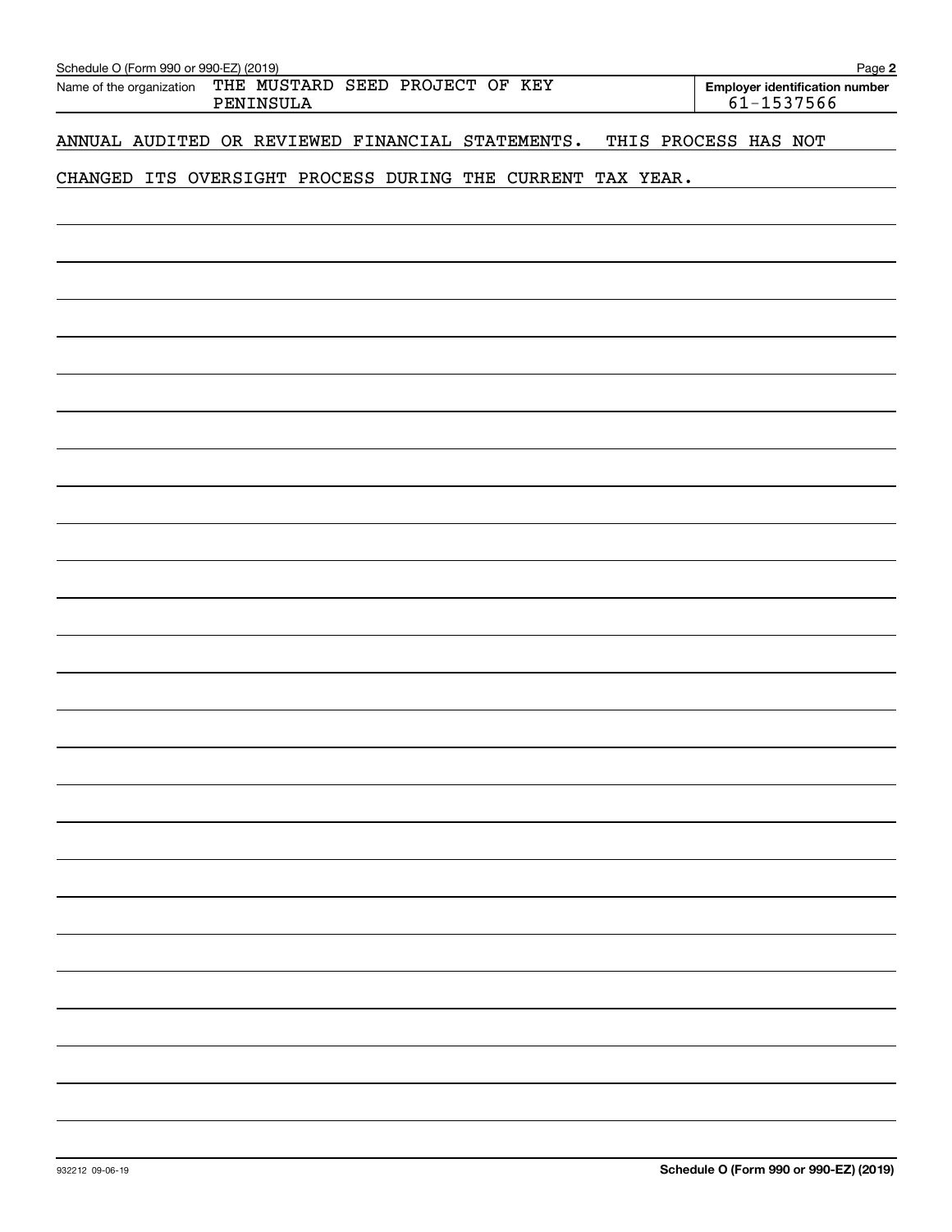Schedule O (Form 990 or 990-EZ) (2019)

Name of the organization: THE MUSTARD SEED PROJECT OF KEY PENINSULA

Employer identification number: 61-1537566

ANNUAL AUDITED OR REVIEWED FINANCIAL STATEMENTS. THIS PROCESS HAS NOT CHANGED ITS OVERSIGHT PROCESS DURING THE CURRENT TAX YEAR.

932212 09-06-19

Schedule O (Form 990 or 990-EZ) (2019)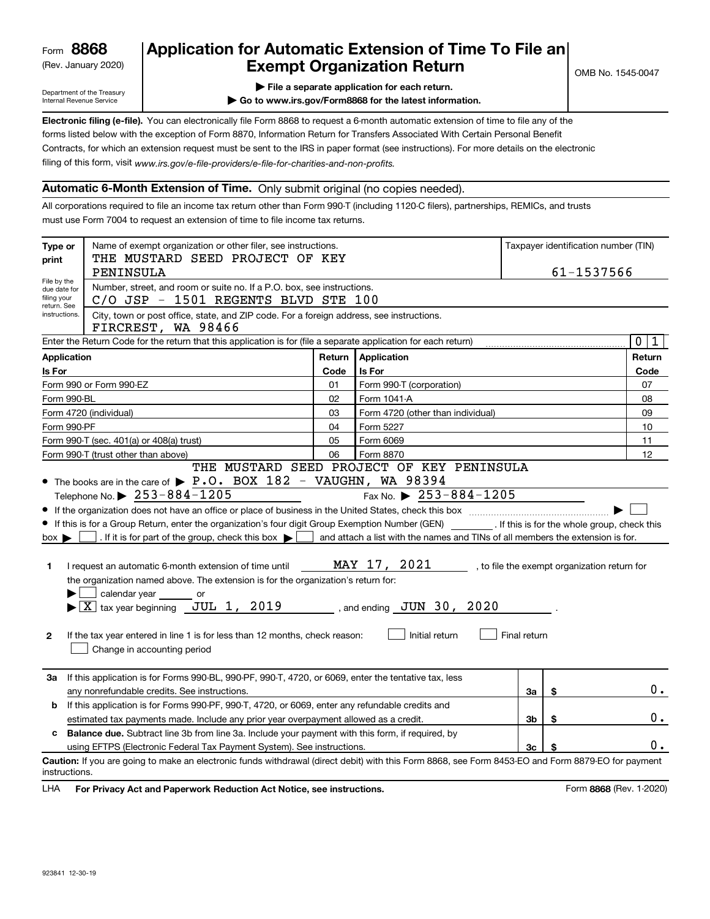Form **8868**
(Rev. January 2020)

Department of the Treasury
Internal Revenue Service

# Application for Automatic Extension of Time To File an Exempt Organization Return

OMB No. 1545-0047

▶ File a separate application for each return.

▶ Go to www.irs.gov/Form8868 for the latest information.

**Electronic filing (e-file).** You can electronically file Form 8868 to request a 6-month automatic extension of time to file any of the forms listed below with the exception of Form 8870, Information Return for Transfers Associated With Certain Personal Benefit Contracts, for which an extension request must be sent to the IRS in paper format (see instructions). For more details on the electronic filing of this form, visit *www.irs.gov/e-file-providers/e-file-for-charities-and-non-profits.*

## Automatic 6-Month Extension of Time. Only submit original (no copies needed).

All corporations required to file an income tax return other than Form 990-T (including 1120-C filers), partnerships, REMICs, and trusts must use Form 7004 to request an extension of time to file income tax returns.

| | | |
|---|---|---|
| **Type or print** | Name of exempt organization or other filer, see instructions. THE MUSTARD SEED PROJECT OF KEY PENINSULA | Taxpayer identification number (TIN) 61-1537566 |
| File by the due date for filing your return. See instructions. | Number, street, and room or suite no. If a P.O. box, see instructions. C/O JSP - 1501 REGENTS BLVD STE 100 | |
| | City, town or post office, state, and ZIP code. For a foreign address, see instructions. FIRCREST, WA 98466 | |

Enter the Return Code for the return that this application is for (file a separate application for each return) 0 1

| Application Is For | Return Code | Application Is For | Return Code |
|---|---|---|---|
| Form 990 or Form 990-EZ | 01 | Form 990-T (corporation) | 07 |
| Form 990-BL | 02 | Form 1041-A | 08 |
| Form 4720 (individual) | 03 | Form 4720 (other than individual) | 09 |
| Form 990-PF | 04 | Form 5227 | 10 |
| Form 990-T (sec. 401(a) or 408(a) trust) | 05 | Form 6069 | 11 |
| Form 990-T (trust other than above) | 06 | Form 8870 | 12 |

- The books are in the care of ▶ THE MUSTARD SEED PROJECT OF KEY PENINSULA P.O. BOX 182 - VAUGHN, WA 98394

  Telephone No. ▶ 253-884-1205 Fax No. ▶ 253-884-1205
- If the organization does not have an office or place of business in the United States, check this box ▶ ☐
- If this is for a Group Return, enter the organization's four digit Group Exemption Number (GEN) ______ . If this is for the whole group, check this box ▶ ☐ . If it is for part of the group, check this box ▶ ☐ and attach a list with the names and TINs of all members the extension is for.

**1** I request an automatic 6-month extension of time until MAY 17, 2021 , to file the exempt organization return for the organization named above. The extension is for the organization's return for:

▶ ☐ calendar year ______ or

▶ ☒ tax year beginning JUL 1, 2019 , and ending JUN 30, 2020 .

**2** If the tax year entered in line 1 is for less than 12 months, check reason: ☐ Initial return ☐ Final return ☐ Change in accounting period

| | | | |
|---|---|---|---|
| **3a** | If this application is for Forms 990-BL, 990-PF, 990-T, 4720, or 6069, enter the tentative tax, less any nonrefundable credits. See instructions. | 3a | $ 0. |
| **b** | If this application is for Forms 990-PF, 990-T, 4720, or 6069, enter any refundable credits and estimated tax payments made. Include any prior year overpayment allowed as a credit. | 3b | $ 0. |
| **c** | **Balance due.** Subtract line 3b from line 3a. Include your payment with this form, if required, by using EFTPS (Electronic Federal Tax Payment System). See instructions. | 3c | $ 0. |

**Caution:** If you are going to make an electronic funds withdrawal (direct debit) with this Form 8868, see Form 8453-EO and Form 8879-EO for payment instructions.

LHA **For Privacy Act and Paperwork Reduction Act Notice, see instructions.** Form **8868** (Rev. 1-2020)

923841 12-30-19